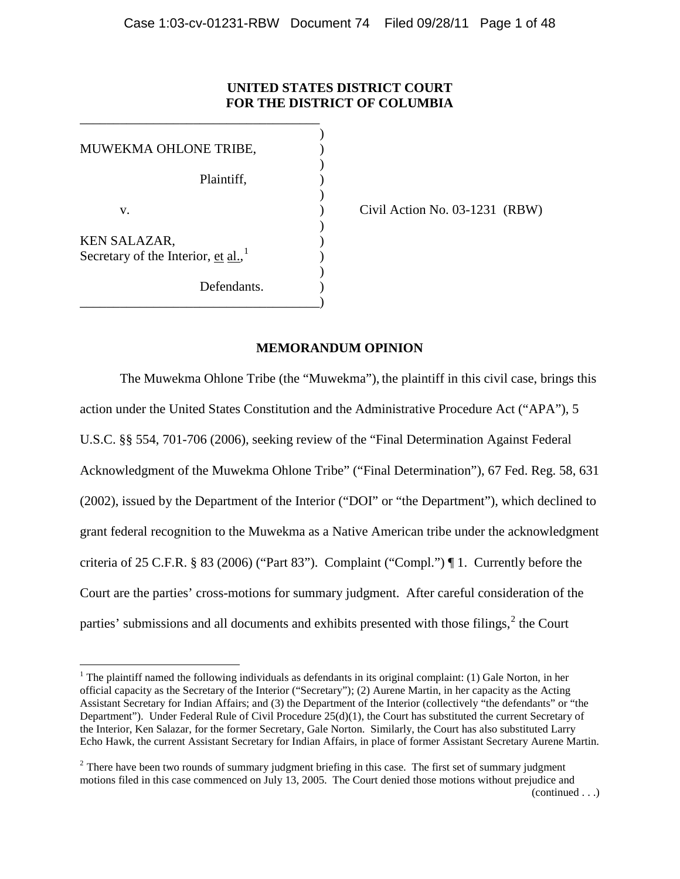**UNITED STATES DISTRICT COURT**
**FOR THE DISTRICT OF COLUMBIA**

MUWEKMA OHLONE TRIBE,

Plaintiff,

v.

KEN SALAZAR,
Secretary of the Interior, et al.,[1]

Defendants.

Civil Action No. 03-1231 (RBW)

## MEMORANDUM OPINION

The Muwekma Ohlone Tribe (the "Muwekma"), the plaintiff in this civil case, brings this action under the United States Constitution and the Administrative Procedure Act ("APA"), 5 U.S.C. §§ 554, 701-706 (2006), seeking review of the "Final Determination Against Federal Acknowledgment of the Muwekma Ohlone Tribe" ("Final Determination"), 67 Fed. Reg. 58, 631 (2002), issued by the Department of the Interior ("DOI" or "the Department"), which declined to grant federal recognition to the Muwekma as a Native American tribe under the acknowledgment criteria of 25 C.F.R. § 83 (2006) ("Part 83"). Complaint ("Compl.") ¶ 1. Currently before the Court are the parties' cross-motions for summary judgment. After careful consideration of the parties' submissions and all documents and exhibits presented with those filings,[2] the Court

---

[1] The plaintiff named the following individuals as defendants in its original complaint: (1) Gale Norton, in her official capacity as the Secretary of the Interior ("Secretary"); (2) Aurene Martin, in her capacity as the Acting Assistant Secretary for Indian Affairs; and (3) the Department of the Interior (collectively "the defendants" or "the Department"). Under Federal Rule of Civil Procedure 25(d)(1), the Court has substituted the current Secretary of the Interior, Ken Salazar, for the former Secretary, Gale Norton. Similarly, the Court has also substituted Larry Echo Hawk, the current Assistant Secretary for Indian Affairs, in place of former Assistant Secretary Aurene Martin.

[2] There have been two rounds of summary judgment briefing in this case. The first set of summary judgment motions filed in this case commenced on July 13, 2005. The Court denied those motions without prejudice and (continued . . .)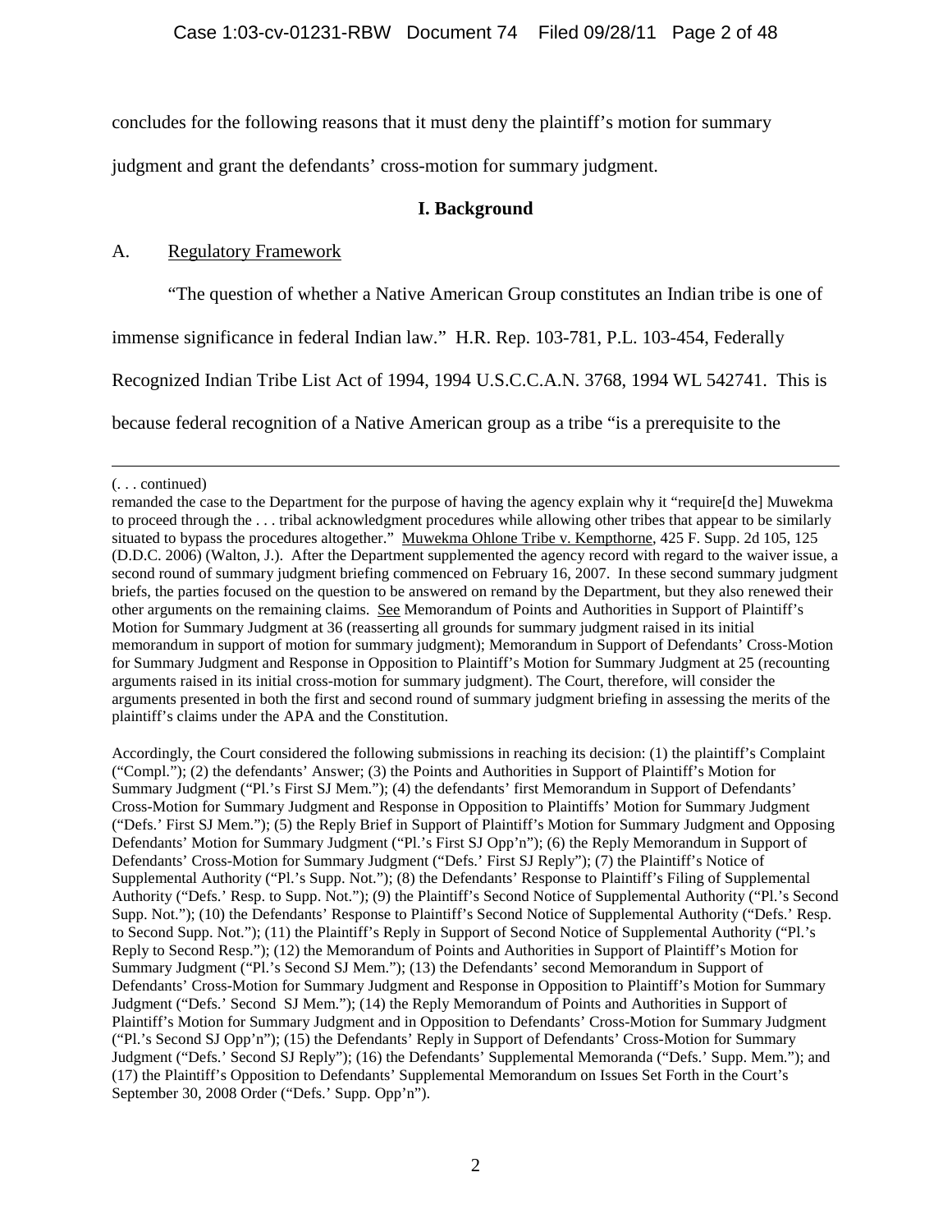concludes for the following reasons that it must deny the plaintiff's motion for summary judgment and grant the defendants' cross-motion for summary judgment.

## I. Background

### A. Regulatory Framework

"The question of whether a Native American Group constitutes an Indian tribe is one of immense significance in federal Indian law." H.R. Rep. 103-781, P.L. 103-454, Federally Recognized Indian Tribe List Act of 1994, 1994 U.S.C.C.A.N. 3768, 1994 WL 542741. This is because federal recognition of a Native American group as a tribe "is a prerequisite to the

---

(. . . continued)

remanded the case to the Department for the purpose of having the agency explain why it "require[d the] Muwekma to proceed through the . . . tribal acknowledgment procedures while allowing other tribes that appear to be similarly situated to bypass the procedures altogether." Muwekma Ohlone Tribe v. Kempthorne, 425 F. Supp. 2d 105, 125 (D.D.C. 2006) (Walton, J.). After the Department supplemented the agency record with regard to the waiver issue, a second round of summary judgment briefing commenced on February 16, 2007. In these second summary judgment briefs, the parties focused on the question to be answered on remand by the Department, but they also renewed their other arguments on the remaining claims. See Memorandum of Points and Authorities in Support of Plaintiff's Motion for Summary Judgment at 36 (reasserting all grounds for summary judgment raised in its initial memorandum in support of motion for summary judgment); Memorandum in Support of Defendants' Cross-Motion for Summary Judgment and Response in Opposition to Plaintiff's Motion for Summary Judgment at 25 (recounting arguments raised in its initial cross-motion for summary judgment). The Court, therefore, will consider the arguments presented in both the first and second round of summary judgment briefing in assessing the merits of the plaintiff's claims under the APA and the Constitution.

Accordingly, the Court considered the following submissions in reaching its decision: (1) the plaintiff's Complaint ("Compl."); (2) the defendants' Answer; (3) the Points and Authorities in Support of Plaintiff's Motion for Summary Judgment ("Pl.'s First SJ Mem."); (4) the defendants' first Memorandum in Support of Defendants' Cross-Motion for Summary Judgment and Response in Opposition to Plaintiffs' Motion for Summary Judgment ("Defs.' First SJ Mem."); (5) the Reply Brief in Support of Plaintiff's Motion for Summary Judgment and Opposing Defendants' Motion for Summary Judgment ("Pl.'s First SJ Opp'n"); (6) the Reply Memorandum in Support of Defendants' Cross-Motion for Summary Judgment ("Defs.' First SJ Reply"); (7) the Plaintiff's Notice of Supplemental Authority ("Pl.'s Supp. Not."); (8) the Defendants' Response to Plaintiff's Filing of Supplemental Authority ("Defs.' Resp. to Supp. Not."); (9) the Plaintiff's Second Notice of Supplemental Authority ("Pl.'s Second Supp. Not."); (10) the Defendants' Response to Plaintiff's Second Notice of Supplemental Authority ("Defs.' Resp. to Second Supp. Not."); (11) the Plaintiff's Reply in Support of Second Notice of Supplemental Authority ("Pl.'s Reply to Second Resp."); (12) the Memorandum of Points and Authorities in Support of Plaintiff's Motion for Summary Judgment ("Pl.'s Second SJ Mem."); (13) the Defendants' second Memorandum in Support of Defendants' Cross-Motion for Summary Judgment and Response in Opposition to Plaintiff's Motion for Summary Judgment ("Defs.' Second SJ Mem."); (14) the Reply Memorandum of Points and Authorities in Support of Plaintiff's Motion for Summary Judgment and in Opposition to Defendants' Cross-Motion for Summary Judgment ("Pl.'s Second SJ Opp'n"); (15) the Defendants' Reply in Support of Defendants' Cross-Motion for Summary Judgment ("Defs.' Second SJ Reply"); (16) the Defendants' Supplemental Memoranda ("Defs.' Supp. Mem."); and (17) the Plaintiff's Opposition to Defendants' Supplemental Memorandum on Issues Set Forth in the Court's September 30, 2008 Order ("Defs.' Supp. Opp'n").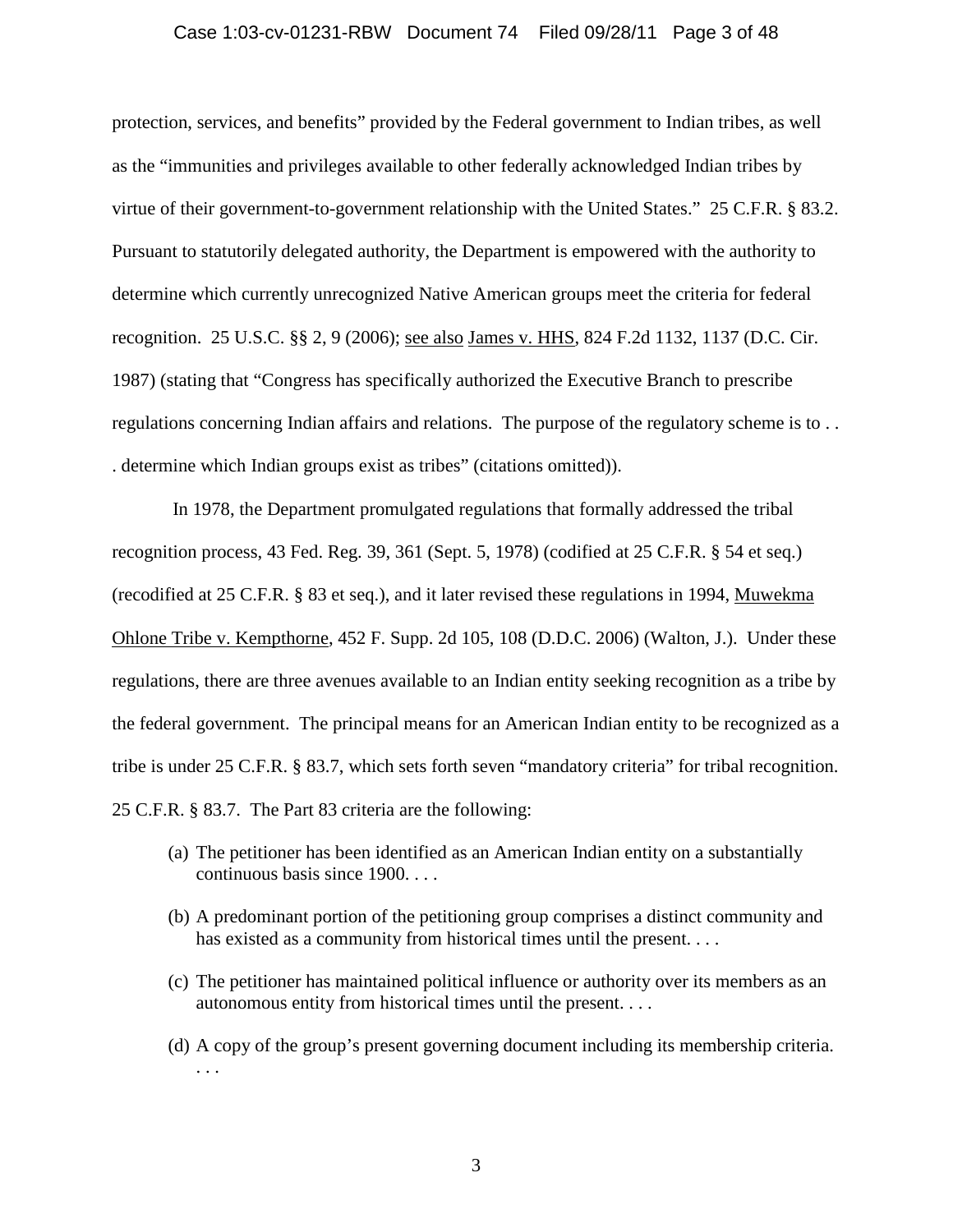protection, services, and benefits" provided by the Federal government to Indian tribes, as well as the "immunities and privileges available to other federally acknowledged Indian tribes by virtue of their government-to-government relationship with the United States." 25 C.F.R. § 83.2. Pursuant to statutorily delegated authority, the Department is empowered with the authority to determine which currently unrecognized Native American groups meet the criteria for federal recognition. 25 U.S.C. §§ 2, 9 (2006); see also James v. HHS, 824 F.2d 1132, 1137 (D.C. Cir. 1987) (stating that "Congress has specifically authorized the Executive Branch to prescribe regulations concerning Indian affairs and relations. The purpose of the regulatory scheme is to . . . determine which Indian groups exist as tribes" (citations omitted)).

In 1978, the Department promulgated regulations that formally addressed the tribal recognition process, 43 Fed. Reg. 39, 361 (Sept. 5, 1978) (codified at 25 C.F.R. § 54 et seq.) (recodified at 25 C.F.R. § 83 et seq.), and it later revised these regulations in 1994, Muwekma Ohlone Tribe v. Kempthorne, 452 F. Supp. 2d 105, 108 (D.D.C. 2006) (Walton, J.). Under these regulations, there are three avenues available to an Indian entity seeking recognition as a tribe by the federal government. The principal means for an American Indian entity to be recognized as a tribe is under 25 C.F.R. § 83.7, which sets forth seven "mandatory criteria" for tribal recognition. 25 C.F.R. § 83.7. The Part 83 criteria are the following:

> (a) The petitioner has been identified as an American Indian entity on a substantially continuous basis since 1900. . . .
>
> (b) A predominant portion of the petitioning group comprises a distinct community and has existed as a community from historical times until the present. . . .
>
> (c) The petitioner has maintained political influence or authority over its members as an autonomous entity from historical times until the present. . . .
>
> (d) A copy of the group's present governing document including its membership criteria. . . .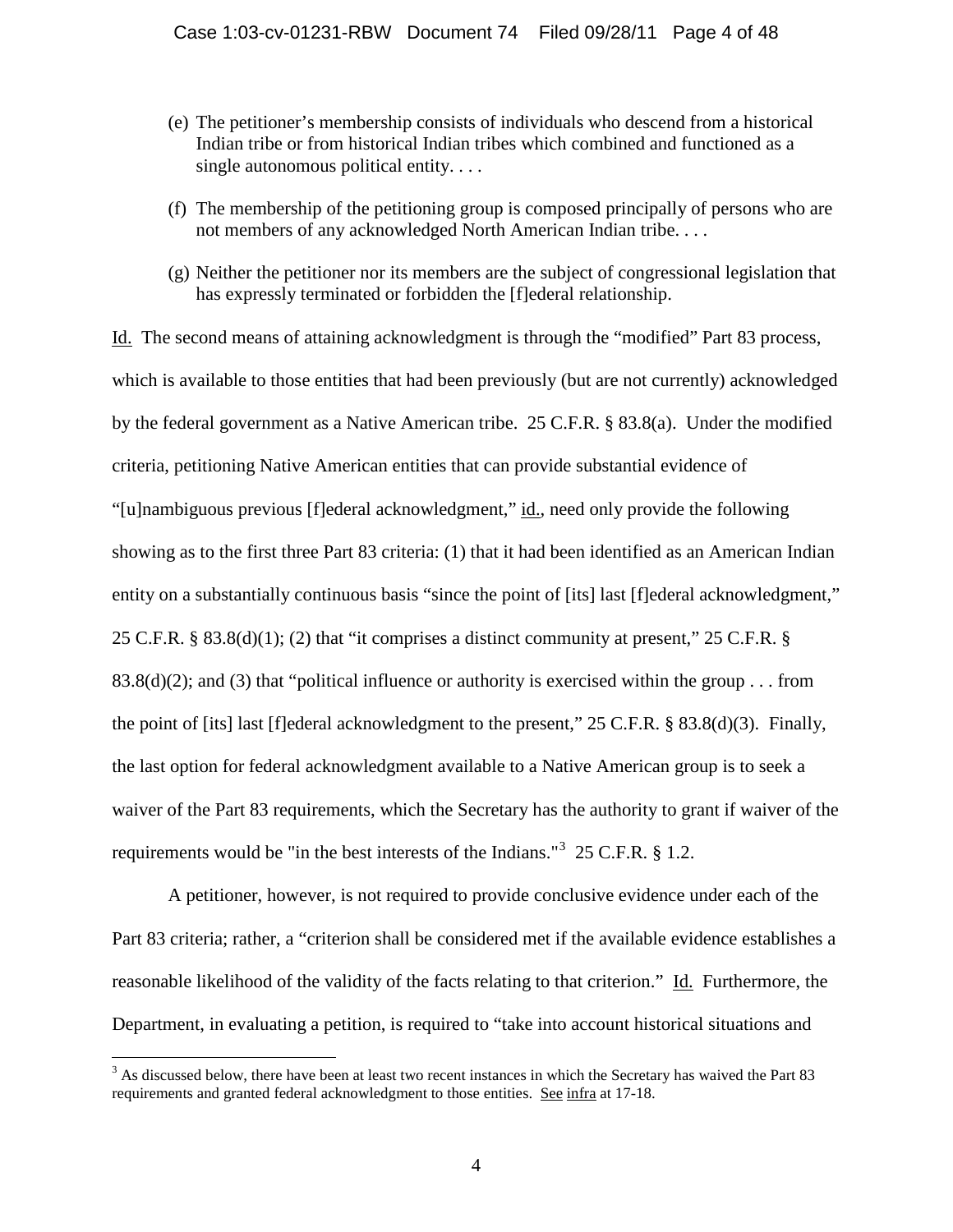(e) The petitioner's membership consists of individuals who descend from a historical Indian tribe or from historical Indian tribes which combined and functioned as a single autonomous political entity. . . .

(f) The membership of the petitioning group is composed principally of persons who are not members of any acknowledged North American Indian tribe. . . .

(g) Neither the petitioner nor its members are the subject of congressional legislation that has expressly terminated or forbidden the [f]ederal relationship.

Id. The second means of attaining acknowledgment is through the "modified" Part 83 process, which is available to those entities that had been previously (but are not currently) acknowledged by the federal government as a Native American tribe. 25 C.F.R. § 83.8(a). Under the modified criteria, petitioning Native American entities that can provide substantial evidence of "[u]nambiguous previous [f]ederal acknowledgment," id., need only provide the following showing as to the first three Part 83 criteria: (1) that it had been identified as an American Indian entity on a substantially continuous basis "since the point of [its] last [f]ederal acknowledgment," 25 C.F.R. § 83.8(d)(1); (2) that "it comprises a distinct community at present," 25 C.F.R. § 83.8(d)(2); and (3) that "political influence or authority is exercised within the group . . . from the point of [its] last [f]ederal acknowledgment to the present," 25 C.F.R. § 83.8(d)(3). Finally, the last option for federal acknowledgment available to a Native American group is to seek a waiver of the Part 83 requirements, which the Secretary has the authority to grant if waiver of the requirements would be "in the best interests of the Indians."[3] 25 C.F.R. § 1.2.

A petitioner, however, is not required to provide conclusive evidence under each of the Part 83 criteria; rather, a "criterion shall be considered met if the available evidence establishes a reasonable likelihood of the validity of the facts relating to that criterion." Id. Furthermore, the Department, in evaluating a petition, is required to "take into account historical situations and

[3] As discussed below, there have been at least two recent instances in which the Secretary has waived the Part 83 requirements and granted federal acknowledgment to those entities. See infra at 17-18.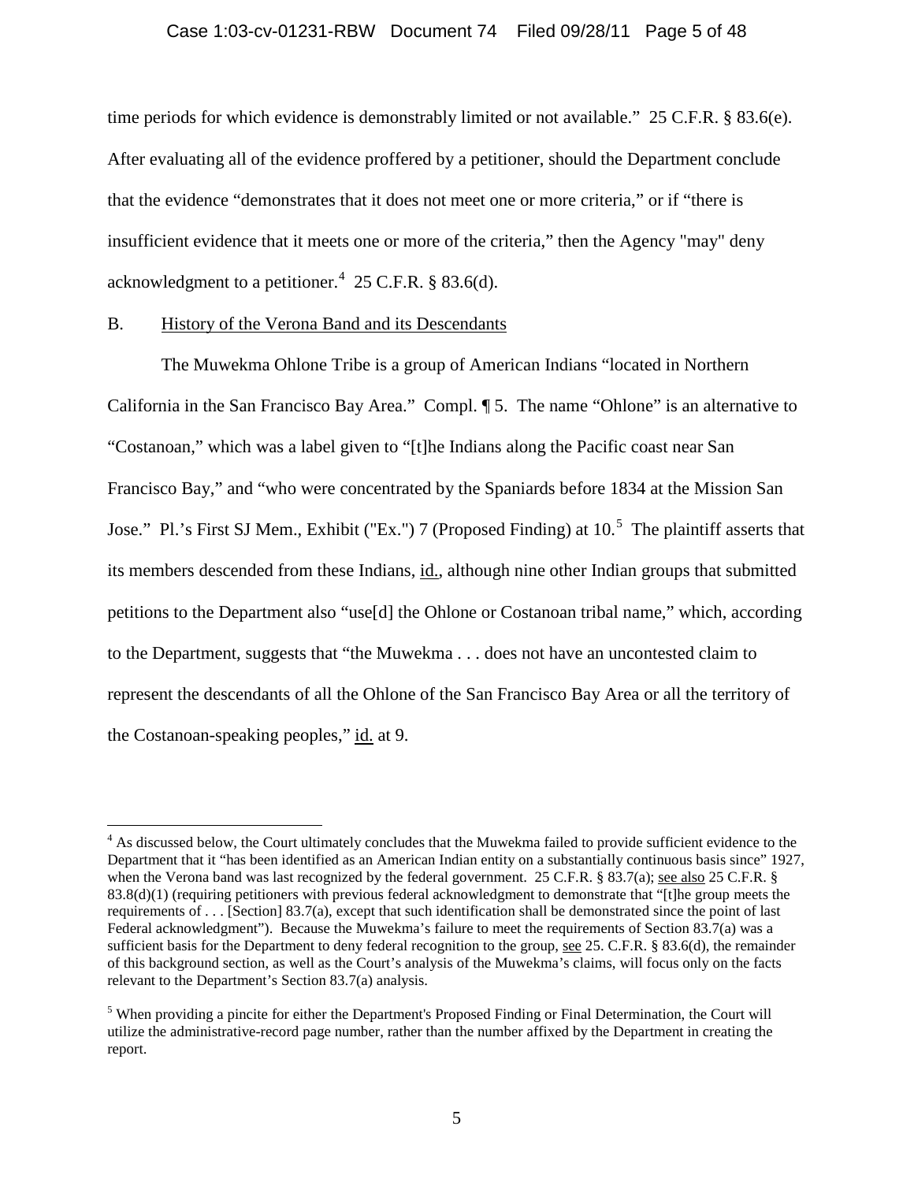time periods for which evidence is demonstrably limited or not available." 25 C.F.R. § 83.6(e). After evaluating all of the evidence proffered by a petitioner, should the Department conclude that the evidence "demonstrates that it does not meet one or more criteria," or if "there is insufficient evidence that it meets one or more of the criteria," then the Agency "may" deny acknowledgment to a petitioner.[4] 25 C.F.R. § 83.6(d).

B. History of the Verona Band and its Descendants

The Muwekma Ohlone Tribe is a group of American Indians "located in Northern California in the San Francisco Bay Area." Compl. ¶ 5. The name "Ohlone" is an alternative to "Costanoan," which was a label given to "[t]he Indians along the Pacific coast near San Francisco Bay," and "who were concentrated by the Spaniards before 1834 at the Mission San Jose." Pl.'s First SJ Mem., Exhibit ("Ex.") 7 (Proposed Finding) at 10.[5] The plaintiff asserts that its members descended from these Indians, id., although nine other Indian groups that submitted petitions to the Department also "use[d] the Ohlone or Costanoan tribal name," which, according to the Department, suggests that "the Muwekma . . . does not have an uncontested claim to represent the descendants of all the Ohlone of the San Francisco Bay Area or all the territory of the Costanoan-speaking peoples," id. at 9.

[4] As discussed below, the Court ultimately concludes that the Muwekma failed to provide sufficient evidence to the Department that it "has been identified as an American Indian entity on a substantially continuous basis since" 1927, when the Verona band was last recognized by the federal government. 25 C.F.R. § 83.7(a); see also 25 C.F.R. § 83.8(d)(1) (requiring petitioners with previous federal acknowledgment to demonstrate that "[t]he group meets the requirements of . . . [Section] 83.7(a), except that such identification shall be demonstrated since the point of last Federal acknowledgment"). Because the Muwekma's failure to meet the requirements of Section 83.7(a) was a sufficient basis for the Department to deny federal recognition to the group, see 25. C.F.R. § 83.6(d), the remainder of this background section, as well as the Court's analysis of the Muwekma's claims, will focus only on the facts relevant to the Department's Section 83.7(a) analysis.

[5] When providing a pincite for either the Department's Proposed Finding or Final Determination, the Court will utilize the administrative-record page number, rather than the number affixed by the Department in creating the report.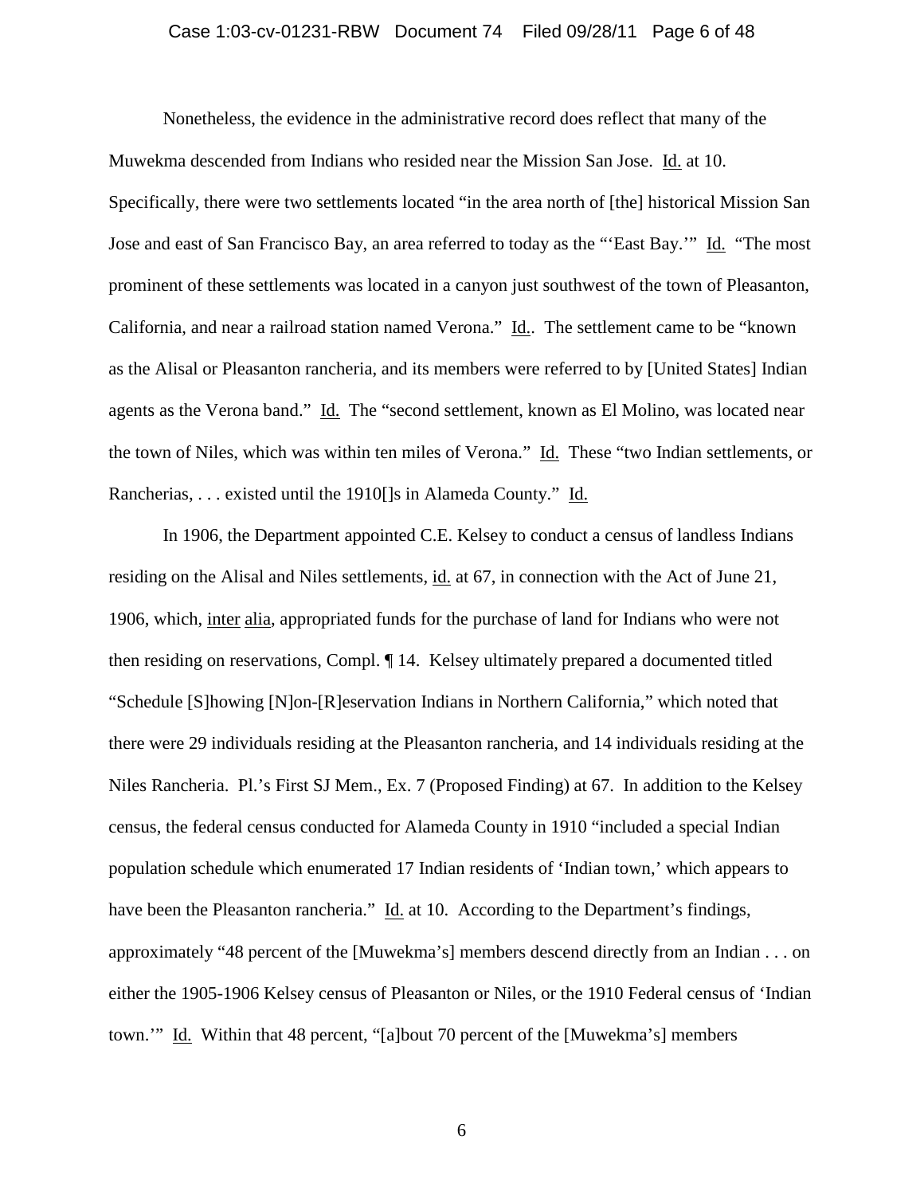Nonetheless, the evidence in the administrative record does reflect that many of the Muwekma descended from Indians who resided near the Mission San Jose. Id. at 10. Specifically, there were two settlements located "in the area north of [the] historical Mission San Jose and east of San Francisco Bay, an area referred to today as the "'East Bay.'" Id. "The most prominent of these settlements was located in a canyon just southwest of the town of Pleasanton, California, and near a railroad station named Verona." Id.. The settlement came to be "known as the Alisal or Pleasanton rancheria, and its members were referred to by [United States] Indian agents as the Verona band." Id. The "second settlement, known as El Molino, was located near the town of Niles, which was within ten miles of Verona." Id. These "two Indian settlements, or Rancherias, . . . existed until the 1910[]s in Alameda County." Id.

In 1906, the Department appointed C.E. Kelsey to conduct a census of landless Indians residing on the Alisal and Niles settlements, id. at 67, in connection with the Act of June 21, 1906, which, inter alia, appropriated funds for the purchase of land for Indians who were not then residing on reservations, Compl. ¶ 14. Kelsey ultimately prepared a documented titled "Schedule [S]howing [N]on-[R]eservation Indians in Northern California," which noted that there were 29 individuals residing at the Pleasanton rancheria, and 14 individuals residing at the Niles Rancheria. Pl.'s First SJ Mem., Ex. 7 (Proposed Finding) at 67. In addition to the Kelsey census, the federal census conducted for Alameda County in 1910 "included a special Indian population schedule which enumerated 17 Indian residents of 'Indian town,' which appears to have been the Pleasanton rancheria." Id. at 10. According to the Department's findings, approximately "48 percent of the [Muwekma's] members descend directly from an Indian . . . on either the 1905-1906 Kelsey census of Pleasanton or Niles, or the 1910 Federal census of 'Indian town.'" Id. Within that 48 percent, "[a]bout 70 percent of the [Muwekma's] members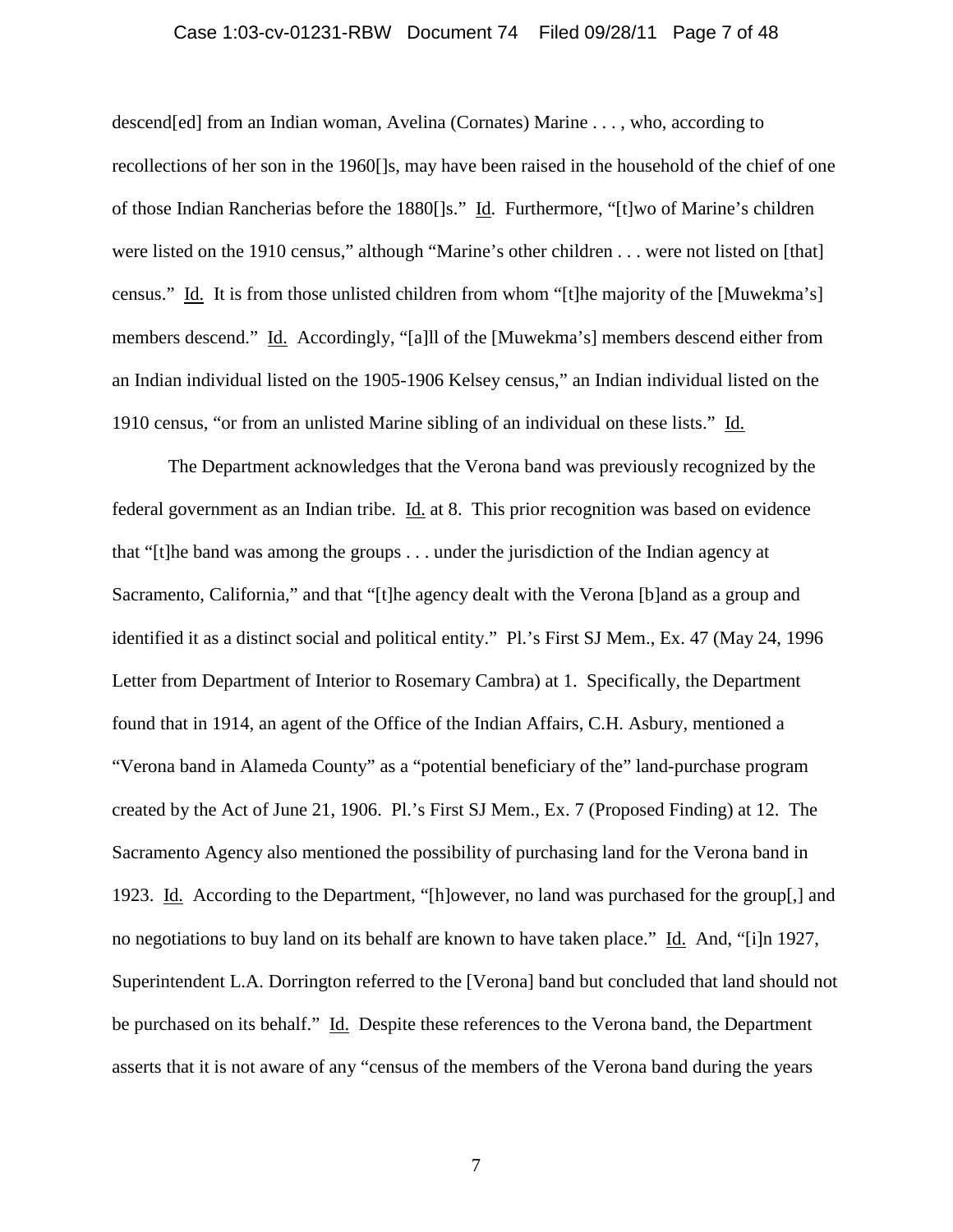descend[ed] from an Indian woman, Avelina (Cornates) Marine . . . , who, according to recollections of her son in the 1960[]s, may have been raised in the household of the chief of one of those Indian Rancherias before the 1880[]s." Id. Furthermore, "[t]wo of Marine's children were listed on the 1910 census," although "Marine's other children . . . were not listed on [that] census." Id. It is from those unlisted children from whom "[t]he majority of the [Muwekma's] members descend." Id. Accordingly, "[a]ll of the [Muwekma's] members descend either from an Indian individual listed on the 1905-1906 Kelsey census," an Indian individual listed on the 1910 census, "or from an unlisted Marine sibling of an individual on these lists." Id.

The Department acknowledges that the Verona band was previously recognized by the federal government as an Indian tribe. Id. at 8. This prior recognition was based on evidence that "[t]he band was among the groups . . . under the jurisdiction of the Indian agency at Sacramento, California," and that "[t]he agency dealt with the Verona [b]and as a group and identified it as a distinct social and political entity." Pl.'s First SJ Mem., Ex. 47 (May 24, 1996 Letter from Department of Interior to Rosemary Cambra) at 1. Specifically, the Department found that in 1914, an agent of the Office of the Indian Affairs, C.H. Asbury, mentioned a "Verona band in Alameda County" as a "potential beneficiary of the" land-purchase program created by the Act of June 21, 1906. Pl.'s First SJ Mem., Ex. 7 (Proposed Finding) at 12. The Sacramento Agency also mentioned the possibility of purchasing land for the Verona band in 1923. Id. According to the Department, "[h]owever, no land was purchased for the group[,] and no negotiations to buy land on its behalf are known to have taken place." Id. And, "[i]n 1927, Superintendent L.A. Dorrington referred to the [Verona] band but concluded that land should not be purchased on its behalf." Id. Despite these references to the Verona band, the Department asserts that it is not aware of any "census of the members of the Verona band during the years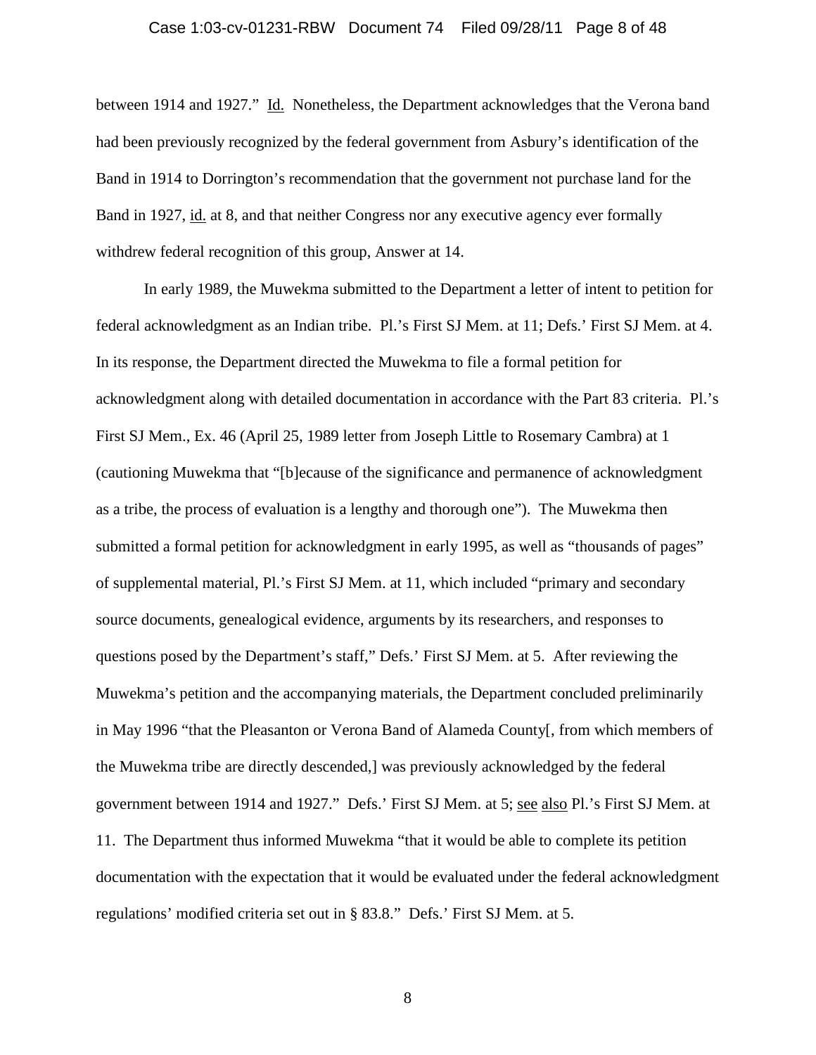between 1914 and 1927." Id. Nonetheless, the Department acknowledges that the Verona band had been previously recognized by the federal government from Asbury's identification of the Band in 1914 to Dorrington's recommendation that the government not purchase land for the Band in 1927, id. at 8, and that neither Congress nor any executive agency ever formally withdrew federal recognition of this group, Answer at 14.

In early 1989, the Muwekma submitted to the Department a letter of intent to petition for federal acknowledgment as an Indian tribe. Pl.'s First SJ Mem. at 11; Defs.' First SJ Mem. at 4. In its response, the Department directed the Muwekma to file a formal petition for acknowledgment along with detailed documentation in accordance with the Part 83 criteria. Pl.'s First SJ Mem., Ex. 46 (April 25, 1989 letter from Joseph Little to Rosemary Cambra) at 1 (cautioning Muwekma that "[b]ecause of the significance and permanence of acknowledgment as a tribe, the process of evaluation is a lengthy and thorough one"). The Muwekma then submitted a formal petition for acknowledgment in early 1995, as well as "thousands of pages" of supplemental material, Pl.'s First SJ Mem. at 11, which included "primary and secondary source documents, genealogical evidence, arguments by its researchers, and responses to questions posed by the Department's staff," Defs.' First SJ Mem. at 5. After reviewing the Muwekma's petition and the accompanying materials, the Department concluded preliminarily in May 1996 "that the Pleasanton or Verona Band of Alameda County[, from which members of the Muwekma tribe are directly descended,] was previously acknowledged by the federal government between 1914 and 1927." Defs.' First SJ Mem. at 5; see also Pl.'s First SJ Mem. at 11. The Department thus informed Muwekma "that it would be able to complete its petition documentation with the expectation that it would be evaluated under the federal acknowledgment regulations' modified criteria set out in § 83.8." Defs.' First SJ Mem. at 5.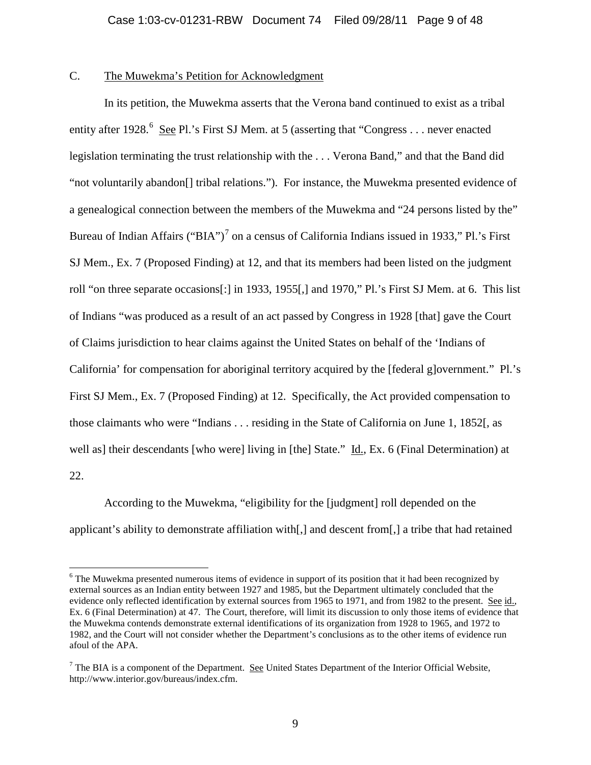C. The Muwekma's Petition for Acknowledgment

In its petition, the Muwekma asserts that the Verona band continued to exist as a tribal entity after 1928.[6] See Pl.'s First SJ Mem. at 5 (asserting that "Congress . . . never enacted legislation terminating the trust relationship with the . . . Verona Band," and that the Band did "not voluntarily abandon[] tribal relations."). For instance, the Muwekma presented evidence of a genealogical connection between the members of the Muwekma and "24 persons listed by the" Bureau of Indian Affairs ("BIA")[7] on a census of California Indians issued in 1933," Pl.'s First SJ Mem., Ex. 7 (Proposed Finding) at 12, and that its members had been listed on the judgment roll "on three separate occasions[:] in 1933, 1955[,] and 1970," Pl.'s First SJ Mem. at 6. This list of Indians "was produced as a result of an act passed by Congress in 1928 [that] gave the Court of Claims jurisdiction to hear claims against the United States on behalf of the 'Indians of California' for compensation for aboriginal territory acquired by the [federal g]overnment." Pl.'s First SJ Mem., Ex. 7 (Proposed Finding) at 12. Specifically, the Act provided compensation to those claimants who were "Indians . . . residing in the State of California on June 1, 1852[, as well as] their descendants [who were] living in [the] State." Id., Ex. 6 (Final Determination) at 22.

According to the Muwekma, "eligibility for the [judgment] roll depended on the applicant's ability to demonstrate affiliation with[,] and descent from[,] a tribe that had retained

---

[6] The Muwekma presented numerous items of evidence in support of its position that it had been recognized by external sources as an Indian entity between 1927 and 1985, but the Department ultimately concluded that the evidence only reflected identification by external sources from 1965 to 1971, and from 1982 to the present. See id., Ex. 6 (Final Determination) at 47. The Court, therefore, will limit its discussion to only those items of evidence that the Muwekma contends demonstrate external identifications of its organization from 1928 to 1965, and 1972 to 1982, and the Court will not consider whether the Department's conclusions as to the other items of evidence run afoul of the APA.

[7] The BIA is a component of the Department. See United States Department of the Interior Official Website, http://www.interior.gov/bureaus/index.cfm.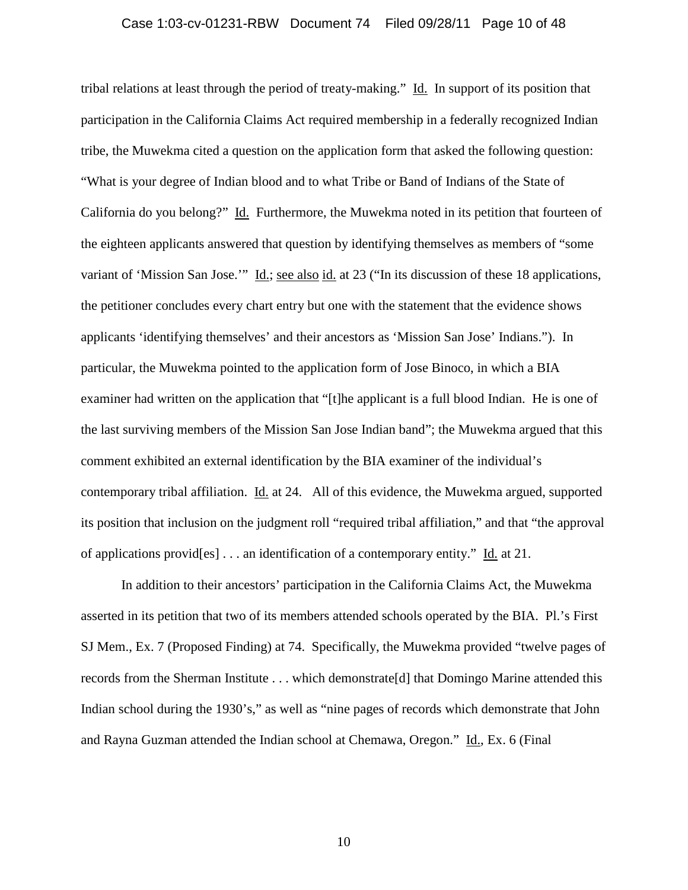tribal relations at least through the period of treaty-making." Id. In support of its position that participation in the California Claims Act required membership in a federally recognized Indian tribe, the Muwekma cited a question on the application form that asked the following question: "What is your degree of Indian blood and to what Tribe or Band of Indians of the State of California do you belong?" Id. Furthermore, the Muwekma noted in its petition that fourteen of the eighteen applicants answered that question by identifying themselves as members of "some variant of 'Mission San Jose.'" Id.; see also id. at 23 ("In its discussion of these 18 applications, the petitioner concludes every chart entry but one with the statement that the evidence shows applicants 'identifying themselves' and their ancestors as 'Mission San Jose' Indians."). In particular, the Muwekma pointed to the application form of Jose Binoco, in which a BIA examiner had written on the application that "[t]he applicant is a full blood Indian. He is one of the last surviving members of the Mission San Jose Indian band"; the Muwekma argued that this comment exhibited an external identification by the BIA examiner of the individual's contemporary tribal affiliation. Id. at 24. All of this evidence, the Muwekma argued, supported its position that inclusion on the judgment roll "required tribal affiliation," and that "the approval of applications provid[es] . . . an identification of a contemporary entity." Id. at 21.

In addition to their ancestors' participation in the California Claims Act, the Muwekma asserted in its petition that two of its members attended schools operated by the BIA. Pl.'s First SJ Mem., Ex. 7 (Proposed Finding) at 74. Specifically, the Muwekma provided "twelve pages of records from the Sherman Institute . . . which demonstrate[d] that Domingo Marine attended this Indian school during the 1930's," as well as "nine pages of records which demonstrate that John and Rayna Guzman attended the Indian school at Chemawa, Oregon." Id., Ex. 6 (Final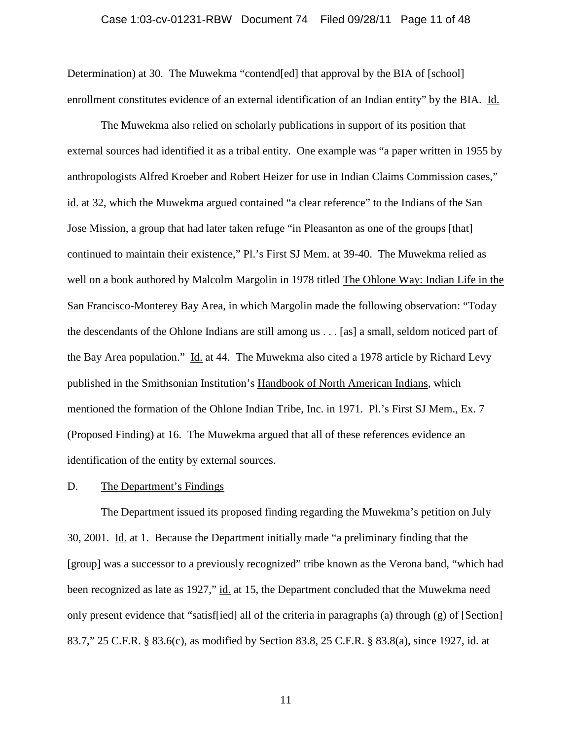Determination) at 30. The Muwekma "contend[ed] that approval by the BIA of [school] enrollment constitutes evidence of an external identification of an Indian entity" by the BIA. Id.

The Muwekma also relied on scholarly publications in support of its position that external sources had identified it as a tribal entity. One example was "a paper written in 1955 by anthropologists Alfred Kroeber and Robert Heizer for use in Indian Claims Commission cases," id. at 32, which the Muwekma argued contained "a clear reference" to the Indians of the San Jose Mission, a group that had later taken refuge "in Pleasanton as one of the groups [that] continued to maintain their existence," Pl.'s First SJ Mem. at 39-40. The Muwekma relied as well on a book authored by Malcolm Margolin in 1978 titled The Ohlone Way: Indian Life in the San Francisco-Monterey Bay Area, in which Margolin made the following observation: "Today the descendants of the Ohlone Indians are still among us . . . [as] a small, seldom noticed part of the Bay Area population." Id. at 44. The Muwekma also cited a 1978 article by Richard Levy published in the Smithsonian Institution's Handbook of North American Indians, which mentioned the formation of the Ohlone Indian Tribe, Inc. in 1971. Pl.'s First SJ Mem., Ex. 7 (Proposed Finding) at 16. The Muwekma argued that all of these references evidence an identification of the entity by external sources.

D. The Department's Findings

The Department issued its proposed finding regarding the Muwekma's petition on July 30, 2001. Id. at 1. Because the Department initially made "a preliminary finding that the [group] was a successor to a previously recognized" tribe known as the Verona band, "which had been recognized as late as 1927," id. at 15, the Department concluded that the Muwekma need only present evidence that "satisf[ied] all of the criteria in paragraphs (a) through (g) of [Section] 83.7," 25 C.F.R. § 83.6(c), as modified by Section 83.8, 25 C.F.R. § 83.8(a), since 1927, id. at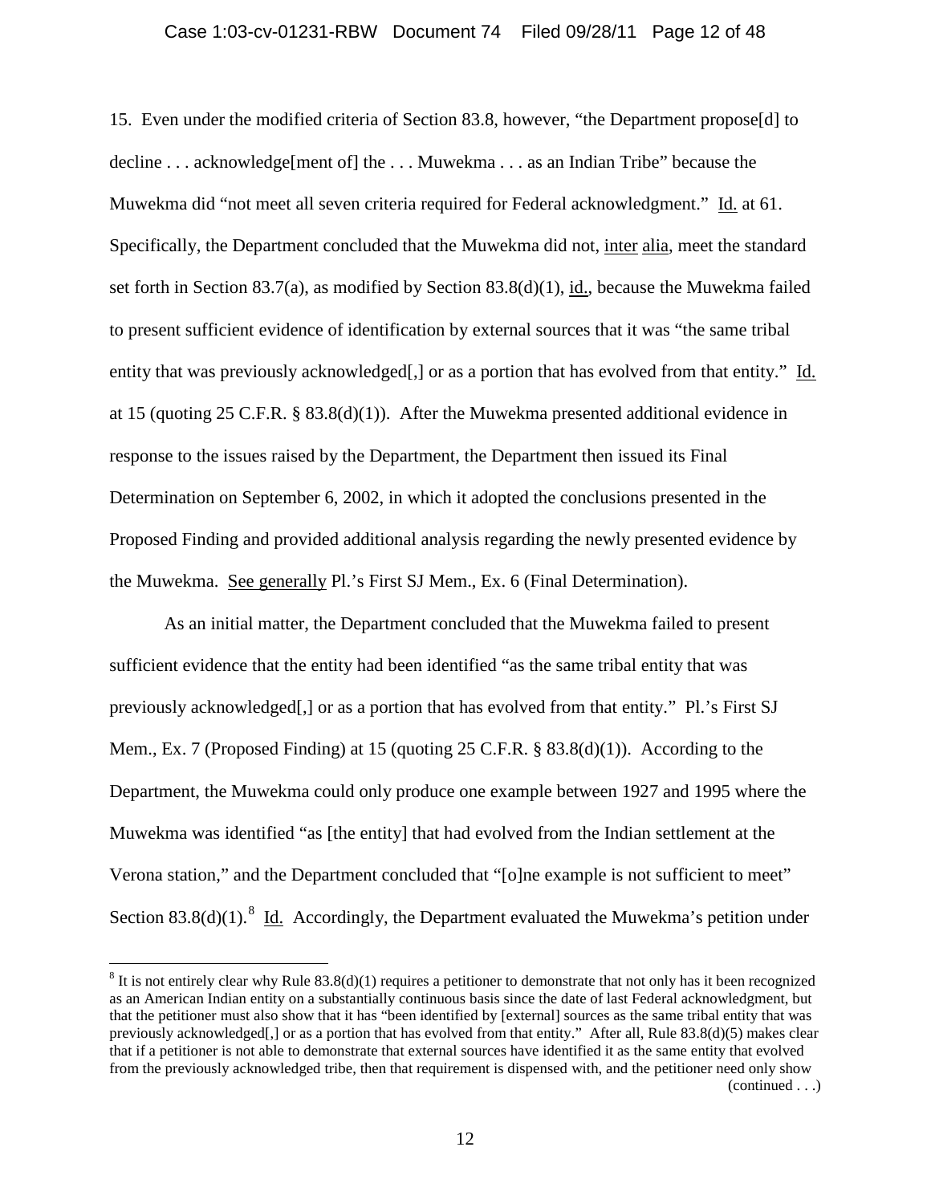15. Even under the modified criteria of Section 83.8, however, "the Department propose[d] to decline . . . acknowledge[ment of] the . . . Muwekma . . . as an Indian Tribe" because the Muwekma did "not meet all seven criteria required for Federal acknowledgment." Id. at 61. Specifically, the Department concluded that the Muwekma did not, inter alia, meet the standard set forth in Section 83.7(a), as modified by Section 83.8(d)(1), id., because the Muwekma failed to present sufficient evidence of identification by external sources that it was "the same tribal entity that was previously acknowledged[,] or as a portion that has evolved from that entity." Id. at 15 (quoting 25 C.F.R. § 83.8(d)(1)). After the Muwekma presented additional evidence in response to the issues raised by the Department, the Department then issued its Final Determination on September 6, 2002, in which it adopted the conclusions presented in the Proposed Finding and provided additional analysis regarding the newly presented evidence by the Muwekma. See generally Pl.'s First SJ Mem., Ex. 6 (Final Determination).

As an initial matter, the Department concluded that the Muwekma failed to present sufficient evidence that the entity had been identified "as the same tribal entity that was previously acknowledged[,] or as a portion that has evolved from that entity." Pl.'s First SJ Mem., Ex. 7 (Proposed Finding) at 15 (quoting 25 C.F.R. § 83.8(d)(1)). According to the Department, the Muwekma could only produce one example between 1927 and 1995 where the Muwekma was identified "as [the entity] that had evolved from the Indian settlement at the Verona station," and the Department concluded that "[o]ne example is not sufficient to meet" Section 83.8(d)(1).[8] Id. Accordingly, the Department evaluated the Muwekma's petition under

[8] It is not entirely clear why Rule 83.8(d)(1) requires a petitioner to demonstrate that not only has it been recognized as an American Indian entity on a substantially continuous basis since the date of last Federal acknowledgment, but that the petitioner must also show that it has "been identified by [external] sources as the same tribal entity that was previously acknowledged[,] or as a portion that has evolved from that entity." After all, Rule 83.8(d)(5) makes clear that if a petitioner is not able to demonstrate that external sources have identified it as the same entity that evolved from the previously acknowledged tribe, then that requirement is dispensed with, and the petitioner need only show (continued . . .)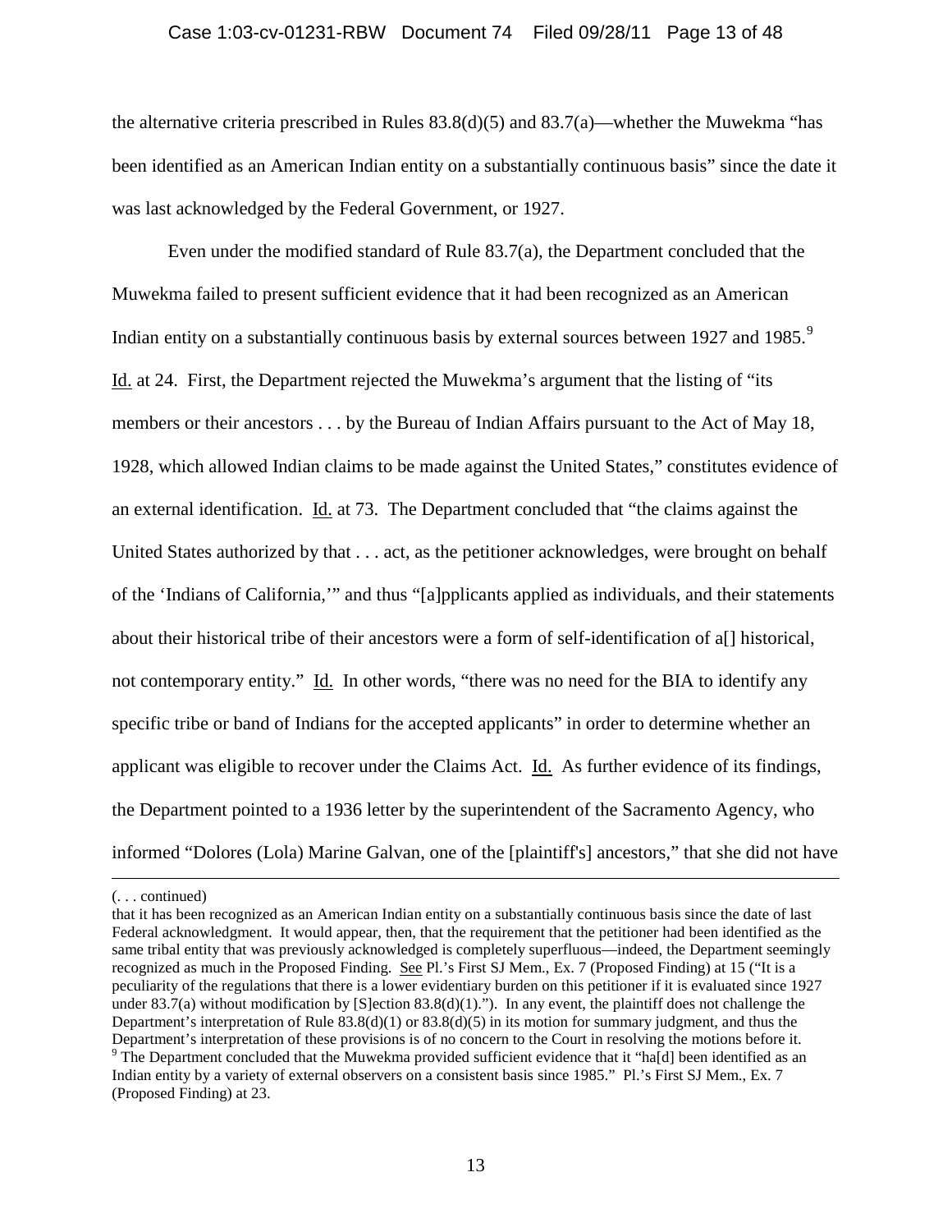the alternative criteria prescribed in Rules 83.8(d)(5) and 83.7(a)—whether the Muwekma "has been identified as an American Indian entity on a substantially continuous basis" since the date it was last acknowledged by the Federal Government, or 1927.

Even under the modified standard of Rule 83.7(a), the Department concluded that the Muwekma failed to present sufficient evidence that it had been recognized as an American Indian entity on a substantially continuous basis by external sources between 1927 and 1985.[9] Id. at 24. First, the Department rejected the Muwekma's argument that the listing of "its members or their ancestors . . . by the Bureau of Indian Affairs pursuant to the Act of May 18, 1928, which allowed Indian claims to be made against the United States," constitutes evidence of an external identification. Id. at 73. The Department concluded that "the claims against the United States authorized by that . . . act, as the petitioner acknowledges, were brought on behalf of the 'Indians of California,'" and thus "[a]pplicants applied as individuals, and their statements about their historical tribe of their ancestors were a form of self-identification of a[] historical, not contemporary entity." Id. In other words, "there was no need for the BIA to identify any specific tribe or band of Indians for the accepted applicants" in order to determine whether an applicant was eligible to recover under the Claims Act. Id. As further evidence of its findings, the Department pointed to a 1936 letter by the superintendent of the Sacramento Agency, who informed "Dolores (Lola) Marine Galvan, one of the [plaintiff's] ancestors," that she did not have

---

(. . . continued)

that it has been recognized as an American Indian entity on a substantially continuous basis since the date of last Federal acknowledgment. It would appear, then, that the requirement that the petitioner had been identified as the same tribal entity that was previously acknowledged is completely superfluous—indeed, the Department seemingly recognized as much in the Proposed Finding. See Pl.'s First SJ Mem., Ex. 7 (Proposed Finding) at 15 ("It is a peculiarity of the regulations that there is a lower evidentiary burden on this petitioner if it is evaluated since 1927 under 83.7(a) without modification by [S]ection 83.8(d)(1)."). In any event, the plaintiff does not challenge the Department's interpretation of Rule 83.8(d)(1) or 83.8(d)(5) in its motion for summary judgment, and thus the Department's interpretation of these provisions is of no concern to the Court in resolving the motions before it.

[9] The Department concluded that the Muwekma provided sufficient evidence that it "ha[d] been identified as an Indian entity by a variety of external observers on a consistent basis since 1985." Pl.'s First SJ Mem., Ex. 7 (Proposed Finding) at 23.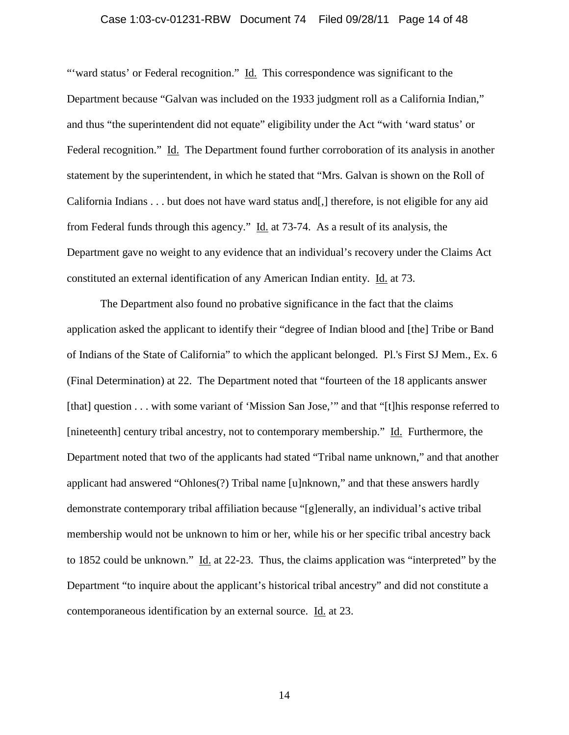"'ward status' or Federal recognition." Id. This correspondence was significant to the Department because "Galvan was included on the 1933 judgment roll as a California Indian," and thus "the superintendent did not equate" eligibility under the Act "with 'ward status' or Federal recognition." Id. The Department found further corroboration of its analysis in another statement by the superintendent, in which he stated that "Mrs. Galvan is shown on the Roll of California Indians . . . but does not have ward status and[,] therefore, is not eligible for any aid from Federal funds through this agency." Id. at 73-74. As a result of its analysis, the Department gave no weight to any evidence that an individual's recovery under the Claims Act constituted an external identification of any American Indian entity. Id. at 73.

The Department also found no probative significance in the fact that the claims application asked the applicant to identify their "degree of Indian blood and [the] Tribe or Band of Indians of the State of California" to which the applicant belonged. Pl.'s First SJ Mem., Ex. 6 (Final Determination) at 22. The Department noted that "fourteen of the 18 applicants answer [that] question . . . with some variant of 'Mission San Jose,'" and that "[t]his response referred to [nineteenth] century tribal ancestry, not to contemporary membership." Id. Furthermore, the Department noted that two of the applicants had stated "Tribal name unknown," and that another applicant had answered "Ohlones(?) Tribal name [u]nknown," and that these answers hardly demonstrate contemporary tribal affiliation because "[g]enerally, an individual's active tribal membership would not be unknown to him or her, while his or her specific tribal ancestry back to 1852 could be unknown." Id. at 22-23. Thus, the claims application was "interpreted" by the Department "to inquire about the applicant's historical tribal ancestry" and did not constitute a contemporaneous identification by an external source. Id. at 23.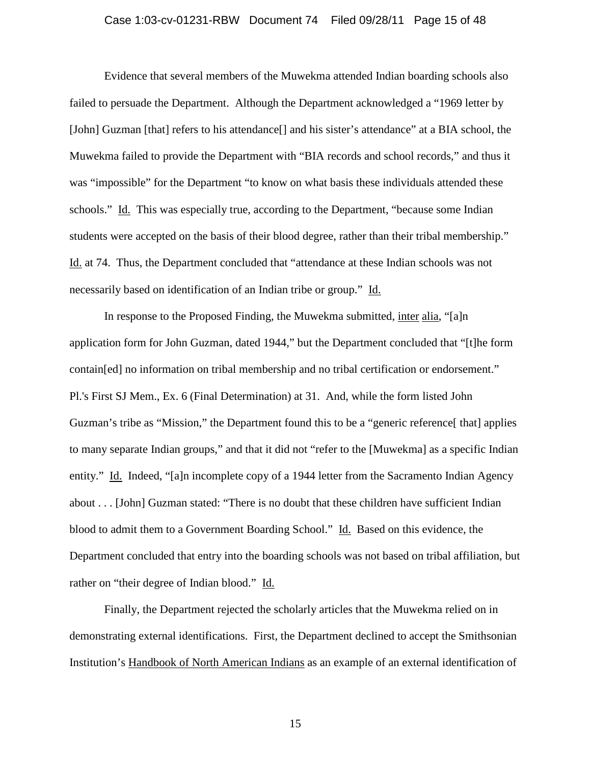Evidence that several members of the Muwekma attended Indian boarding schools also failed to persuade the Department. Although the Department acknowledged a "1969 letter by [John] Guzman [that] refers to his attendance[] and his sister's attendance" at a BIA school, the Muwekma failed to provide the Department with "BIA records and school records," and thus it was "impossible" for the Department "to know on what basis these individuals attended these schools." Id. This was especially true, according to the Department, "because some Indian students were accepted on the basis of their blood degree, rather than their tribal membership." Id. at 74. Thus, the Department concluded that "attendance at these Indian schools was not necessarily based on identification of an Indian tribe or group." Id.

In response to the Proposed Finding, the Muwekma submitted, inter alia, "[a]n application form for John Guzman, dated 1944," but the Department concluded that "[t]he form contain[ed] no information on tribal membership and no tribal certification or endorsement." Pl.'s First SJ Mem., Ex. 6 (Final Determination) at 31. And, while the form listed John Guzman's tribe as "Mission," the Department found this to be a "generic reference[ that] applies to many separate Indian groups," and that it did not "refer to the [Muwekma] as a specific Indian entity." Id. Indeed, "[a]n incomplete copy of a 1944 letter from the Sacramento Indian Agency about . . . [John] Guzman stated: "There is no doubt that these children have sufficient Indian blood to admit them to a Government Boarding School." Id. Based on this evidence, the Department concluded that entry into the boarding schools was not based on tribal affiliation, but rather on "their degree of Indian blood." Id.

Finally, the Department rejected the scholarly articles that the Muwekma relied on in demonstrating external identifications. First, the Department declined to accept the Smithsonian Institution's Handbook of North American Indians as an example of an external identification of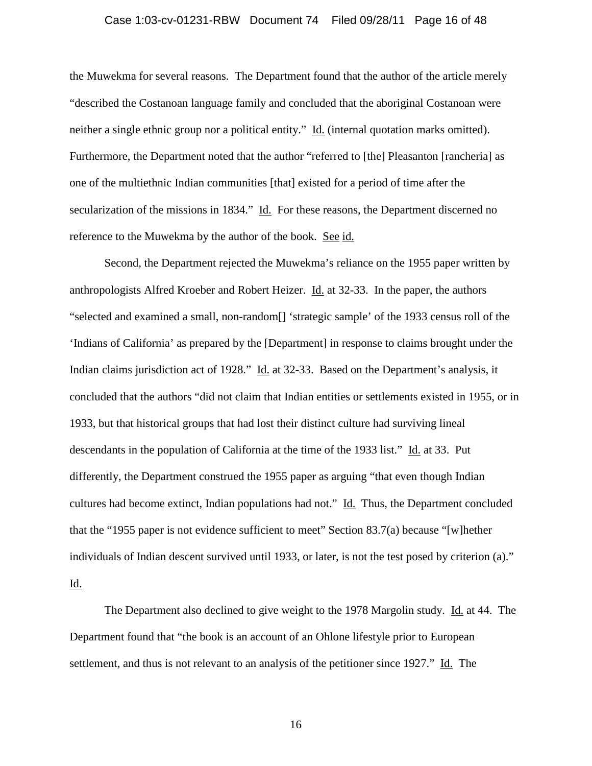the Muwekma for several reasons. The Department found that the author of the article merely "described the Costanoan language family and concluded that the aboriginal Costanoan were neither a single ethnic group nor a political entity." Id. (internal quotation marks omitted). Furthermore, the Department noted that the author "referred to [the] Pleasanton [rancheria] as one of the multiethnic Indian communities [that] existed for a period of time after the secularization of the missions in 1834." Id. For these reasons, the Department discerned no reference to the Muwekma by the author of the book. See id.

Second, the Department rejected the Muwekma's reliance on the 1955 paper written by anthropologists Alfred Kroeber and Robert Heizer. Id. at 32-33. In the paper, the authors "selected and examined a small, non-random[] 'strategic sample' of the 1933 census roll of the 'Indians of California' as prepared by the [Department] in response to claims brought under the Indian claims jurisdiction act of 1928." Id. at 32-33. Based on the Department's analysis, it concluded that the authors "did not claim that Indian entities or settlements existed in 1955, or in 1933, but that historical groups that had lost their distinct culture had surviving lineal descendants in the population of California at the time of the 1933 list." Id. at 33. Put differently, the Department construed the 1955 paper as arguing "that even though Indian cultures had become extinct, Indian populations had not." Id. Thus, the Department concluded that the "1955 paper is not evidence sufficient to meet" Section 83.7(a) because "[w]hether individuals of Indian descent survived until 1933, or later, is not the test posed by criterion (a)." Id.

The Department also declined to give weight to the 1978 Margolin study. Id. at 44. The Department found that "the book is an account of an Ohlone lifestyle prior to European settlement, and thus is not relevant to an analysis of the petitioner since 1927." Id. The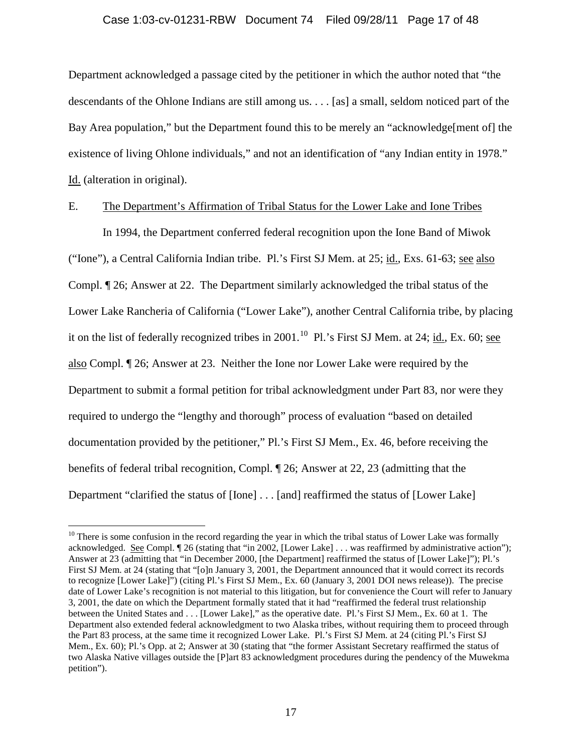Department acknowledged a passage cited by the petitioner in which the author noted that "the descendants of the Ohlone Indians are still among us. . . . [as] a small, seldom noticed part of the Bay Area population," but the Department found this to be merely an "acknowledge[ment of] the existence of living Ohlone individuals," and not an identification of "any Indian entity in 1978." Id. (alteration in original).

E. The Department's Affirmation of Tribal Status for the Lower Lake and Ione Tribes

In 1994, the Department conferred federal recognition upon the Ione Band of Miwok ("Ione"), a Central California Indian tribe. Pl.'s First SJ Mem. at 25; id., Exs. 61-63; see also Compl. ¶ 26; Answer at 22. The Department similarly acknowledged the tribal status of the Lower Lake Rancheria of California ("Lower Lake"), another Central California tribe, by placing it on the list of federally recognized tribes in 2001.[10] Pl.'s First SJ Mem. at 24; id., Ex. 60; see also Compl. ¶ 26; Answer at 23. Neither the Ione nor Lower Lake were required by the Department to submit a formal petition for tribal acknowledgment under Part 83, nor were they required to undergo the "lengthy and thorough" process of evaluation "based on detailed documentation provided by the petitioner," Pl.'s First SJ Mem., Ex. 46, before receiving the benefits of federal tribal recognition, Compl. ¶ 26; Answer at 22, 23 (admitting that the Department "clarified the status of [Ione] . . . [and] reaffirmed the status of [Lower Lake]

[10] There is some confusion in the record regarding the year in which the tribal status of Lower Lake was formally acknowledged. See Compl. ¶ 26 (stating that "in 2002, [Lower Lake] . . . was reaffirmed by administrative action"); Answer at 23 (admitting that "in December 2000, [the Department] reaffirmed the status of [Lower Lake]"); Pl.'s First SJ Mem. at 24 (stating that "[o]n January 3, 2001, the Department announced that it would correct its records to recognize [Lower Lake]") (citing Pl.'s First SJ Mem., Ex. 60 (January 3, 2001 DOI news release)). The precise date of Lower Lake's recognition is not material to this litigation, but for convenience the Court will refer to January 3, 2001, the date on which the Department formally stated that it had "reaffirmed the federal trust relationship between the United States and . . . [Lower Lake]," as the operative date. Pl.'s First SJ Mem., Ex. 60 at 1. The Department also extended federal acknowledgment to two Alaska tribes, without requiring them to proceed through the Part 83 process, at the same time it recognized Lower Lake. Pl.'s First SJ Mem. at 24 (citing Pl.'s First SJ Mem., Ex. 60); Pl.'s Opp. at 2; Answer at 30 (stating that "the former Assistant Secretary reaffirmed the status of two Alaska Native villages outside the [P]art 83 acknowledgment procedures during the pendency of the Muwekma petition").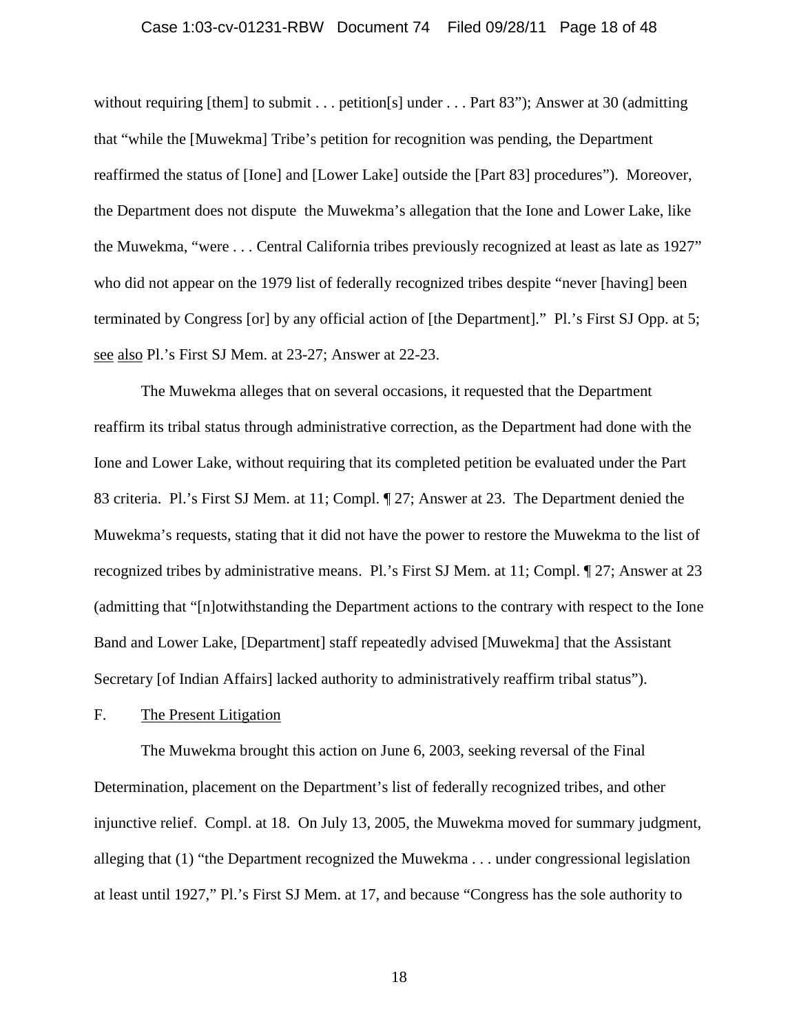without requiring [them] to submit . . . petition[s] under . . . Part 83"); Answer at 30 (admitting that "while the [Muwekma] Tribe's petition for recognition was pending, the Department reaffirmed the status of [Ione] and [Lower Lake] outside the [Part 83] procedures"). Moreover, the Department does not dispute the Muwekma's allegation that the Ione and Lower Lake, like the Muwekma, "were . . . Central California tribes previously recognized at least as late as 1927" who did not appear on the 1979 list of federally recognized tribes despite "never [having] been terminated by Congress [or] by any official action of [the Department]." Pl.'s First SJ Opp. at 5; see also Pl.'s First SJ Mem. at 23-27; Answer at 22-23.

The Muwekma alleges that on several occasions, it requested that the Department reaffirm its tribal status through administrative correction, as the Department had done with the Ione and Lower Lake, without requiring that its completed petition be evaluated under the Part 83 criteria. Pl.'s First SJ Mem. at 11; Compl. ¶ 27; Answer at 23. The Department denied the Muwekma's requests, stating that it did not have the power to restore the Muwekma to the list of recognized tribes by administrative means. Pl.'s First SJ Mem. at 11; Compl. ¶ 27; Answer at 23 (admitting that "[n]otwithstanding the Department actions to the contrary with respect to the Ione Band and Lower Lake, [Department] staff repeatedly advised [Muwekma] that the Assistant Secretary [of Indian Affairs] lacked authority to administratively reaffirm tribal status").

F. The Present Litigation

The Muwekma brought this action on June 6, 2003, seeking reversal of the Final Determination, placement on the Department's list of federally recognized tribes, and other injunctive relief. Compl. at 18. On July 13, 2005, the Muwekma moved for summary judgment, alleging that (1) "the Department recognized the Muwekma . . . under congressional legislation at least until 1927," Pl.'s First SJ Mem. at 17, and because "Congress has the sole authority to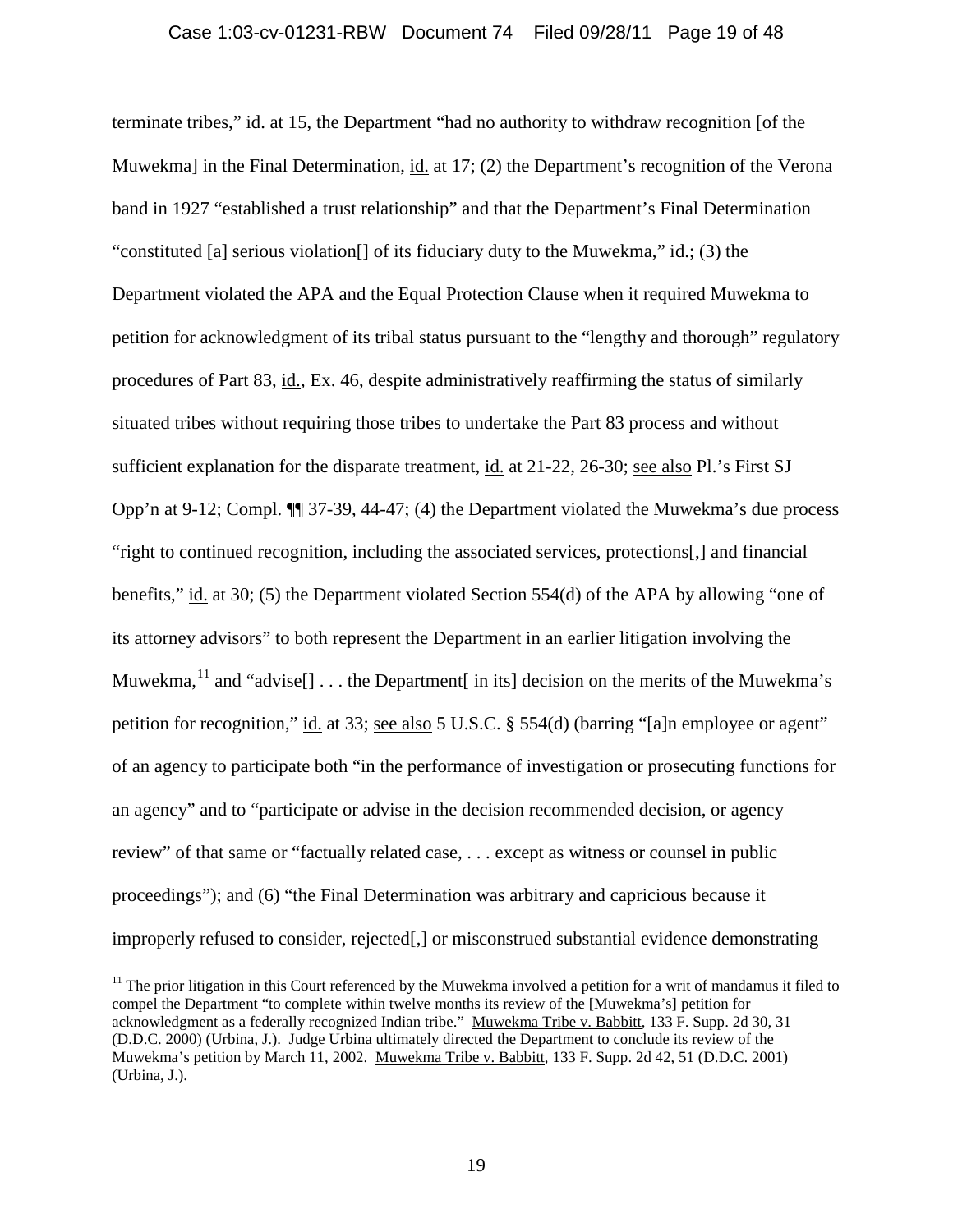terminate tribes," id. at 15, the Department "had no authority to withdraw recognition [of the Muwekma] in the Final Determination, id. at 17; (2) the Department's recognition of the Verona band in 1927 "established a trust relationship" and that the Department's Final Determination "constituted [a] serious violation[] of its fiduciary duty to the Muwekma," id.; (3) the Department violated the APA and the Equal Protection Clause when it required Muwekma to petition for acknowledgment of its tribal status pursuant to the "lengthy and thorough" regulatory procedures of Part 83, id., Ex. 46, despite administratively reaffirming the status of similarly situated tribes without requiring those tribes to undertake the Part 83 process and without sufficient explanation for the disparate treatment, id. at 21-22, 26-30; see also Pl.'s First SJ Opp'n at 9-12; Compl. ¶¶ 37-39, 44-47; (4) the Department violated the Muwekma's due process "right to continued recognition, including the associated services, protections[,] and financial benefits," id. at 30; (5) the Department violated Section 554(d) of the APA by allowing "one of its attorney advisors" to both represent the Department in an earlier litigation involving the Muwekma,[11] and "advise[] . . . the Department[ in its] decision on the merits of the Muwekma's petition for recognition," id. at 33; see also 5 U.S.C. § 554(d) (barring "[a]n employee or agent" of an agency to participate both "in the performance of investigation or prosecuting functions for an agency" and to "participate or advise in the decision recommended decision, or agency review" of that same or "factually related case, . . . except as witness or counsel in public proceedings"); and (6) "the Final Determination was arbitrary and capricious because it improperly refused to consider, rejected[,] or misconstrued substantial evidence demonstrating

[11] The prior litigation in this Court referenced by the Muwekma involved a petition for a writ of mandamus it filed to compel the Department "to complete within twelve months its review of the [Muwekma's] petition for acknowledgment as a federally recognized Indian tribe." Muwekma Tribe v. Babbitt, 133 F. Supp. 2d 30, 31 (D.D.C. 2000) (Urbina, J.). Judge Urbina ultimately directed the Department to conclude its review of the Muwekma's petition by March 11, 2002. Muwekma Tribe v. Babbitt, 133 F. Supp. 2d 42, 51 (D.D.C. 2001) (Urbina, J.).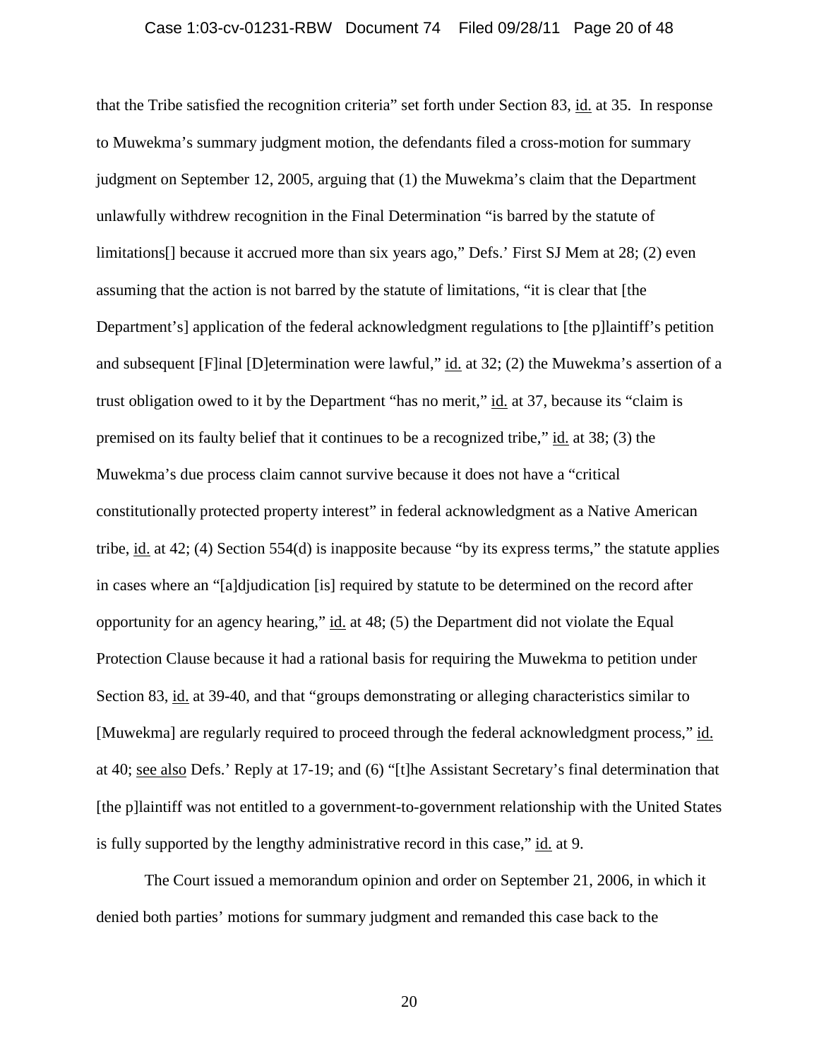that the Tribe satisfied the recognition criteria" set forth under Section 83, id. at 35. In response to Muwekma's summary judgment motion, the defendants filed a cross-motion for summary judgment on September 12, 2005, arguing that (1) the Muwekma's claim that the Department unlawfully withdrew recognition in the Final Determination "is barred by the statute of limitations[] because it accrued more than six years ago," Defs.' First SJ Mem at 28; (2) even assuming that the action is not barred by the statute of limitations, "it is clear that [the Department's] application of the federal acknowledgment regulations to [the p]laintiff's petition and subsequent [F]inal [D]etermination were lawful," id. at 32; (2) the Muwekma's assertion of a trust obligation owed to it by the Department "has no merit," id. at 37, because its "claim is premised on its faulty belief that it continues to be a recognized tribe," id. at 38; (3) the Muwekma's due process claim cannot survive because it does not have a "critical constitutionally protected property interest" in federal acknowledgment as a Native American tribe, id. at 42; (4) Section 554(d) is inapposite because "by its express terms," the statute applies in cases where an "[a]djudication [is] required by statute to be determined on the record after opportunity for an agency hearing," id. at 48; (5) the Department did not violate the Equal Protection Clause because it had a rational basis for requiring the Muwekma to petition under Section 83, id. at 39-40, and that "groups demonstrating or alleging characteristics similar to [Muwekma] are regularly required to proceed through the federal acknowledgment process," id. at 40; see also Defs.' Reply at 17-19; and (6) "[t]he Assistant Secretary's final determination that [the p]laintiff was not entitled to a government-to-government relationship with the United States is fully supported by the lengthy administrative record in this case," id. at 9.

The Court issued a memorandum opinion and order on September 21, 2006, in which it denied both parties' motions for summary judgment and remanded this case back to the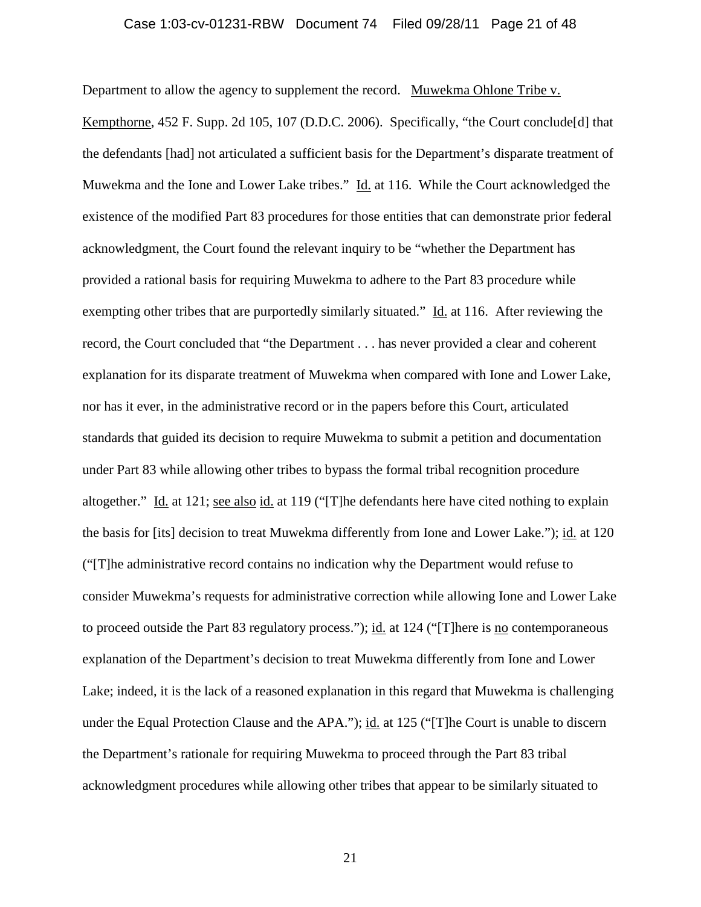Department to allow the agency to supplement the record. Muwekma Ohlone Tribe v. Kempthorne, 452 F. Supp. 2d 105, 107 (D.D.C. 2006). Specifically, "the Court conclude[d] that the defendants [had] not articulated a sufficient basis for the Department's disparate treatment of Muwekma and the Ione and Lower Lake tribes." Id. at 116. While the Court acknowledged the existence of the modified Part 83 procedures for those entities that can demonstrate prior federal acknowledgment, the Court found the relevant inquiry to be "whether the Department has provided a rational basis for requiring Muwekma to adhere to the Part 83 procedure while exempting other tribes that are purportedly similarly situated." Id. at 116. After reviewing the record, the Court concluded that "the Department . . . has never provided a clear and coherent explanation for its disparate treatment of Muwekma when compared with Ione and Lower Lake, nor has it ever, in the administrative record or in the papers before this Court, articulated standards that guided its decision to require Muwekma to submit a petition and documentation under Part 83 while allowing other tribes to bypass the formal tribal recognition procedure altogether." Id. at 121; see also id. at 119 ("[T]he defendants here have cited nothing to explain the basis for [its] decision to treat Muwekma differently from Ione and Lower Lake."); id. at 120 ("[T]he administrative record contains no indication why the Department would refuse to consider Muwekma's requests for administrative correction while allowing Ione and Lower Lake to proceed outside the Part 83 regulatory process."); id. at 124 ("[T]here is no contemporaneous explanation of the Department's decision to treat Muwekma differently from Ione and Lower Lake; indeed, it is the lack of a reasoned explanation in this regard that Muwekma is challenging under the Equal Protection Clause and the APA."); id. at 125 ("[T]he Court is unable to discern the Department's rationale for requiring Muwekma to proceed through the Part 83 tribal acknowledgment procedures while allowing other tribes that appear to be similarly situated to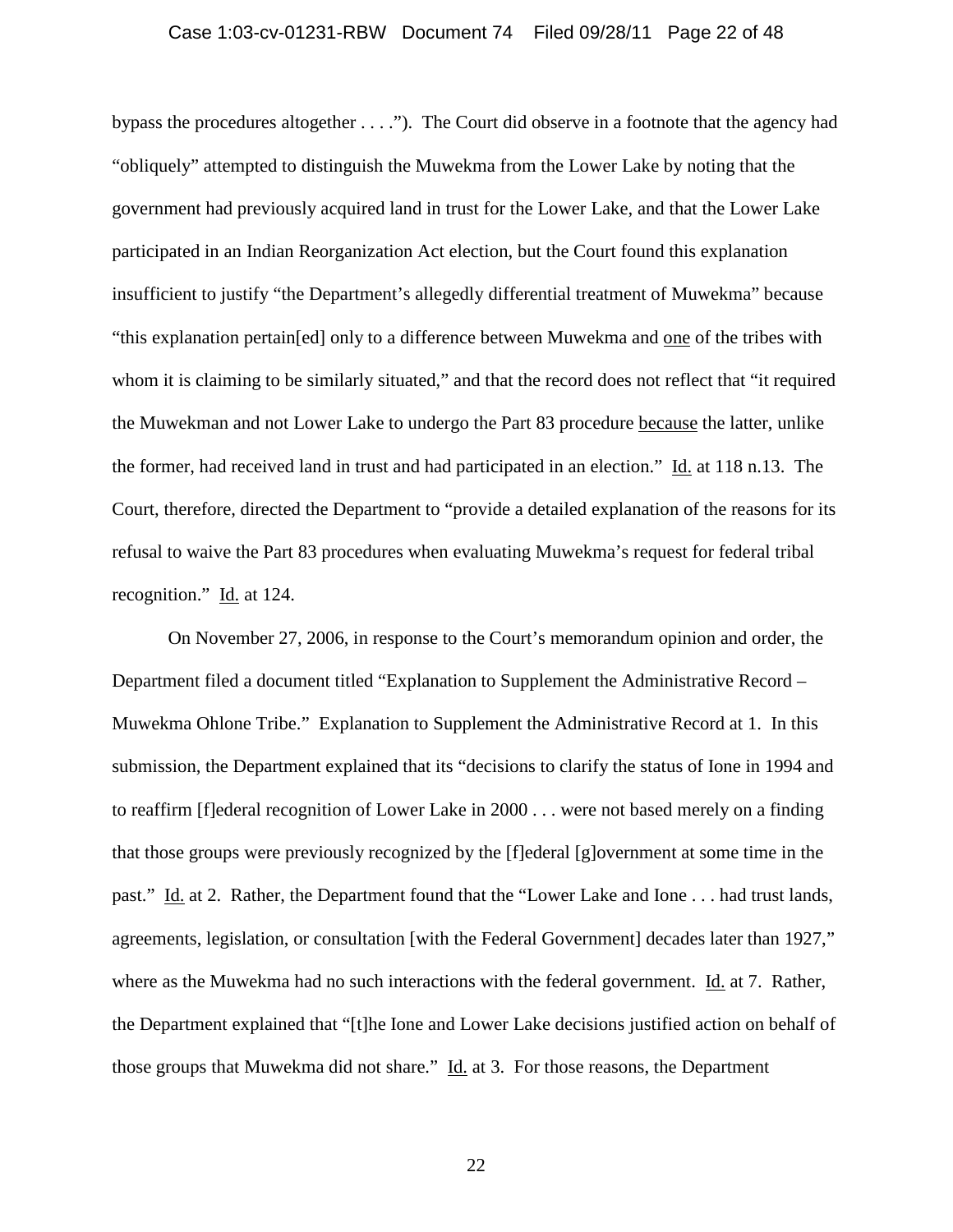bypass the procedures altogether . . . ."). The Court did observe in a footnote that the agency had "obliquely" attempted to distinguish the Muwekma from the Lower Lake by noting that the government had previously acquired land in trust for the Lower Lake, and that the Lower Lake participated in an Indian Reorganization Act election, but the Court found this explanation insufficient to justify "the Department's allegedly differential treatment of Muwekma" because "this explanation pertain[ed] only to a difference between Muwekma and <u>one</u> of the tribes with whom it is claiming to be similarly situated," and that the record does not reflect that "it required the Muwekman and not Lower Lake to undergo the Part 83 procedure <u>because</u> the latter, unlike the former, had received land in trust and had participated in an election." <u>Id.</u> at 118 n.13. The Court, therefore, directed the Department to "provide a detailed explanation of the reasons for its refusal to waive the Part 83 procedures when evaluating Muwekma's request for federal tribal recognition." <u>Id.</u> at 124.

On November 27, 2006, in response to the Court's memorandum opinion and order, the Department filed a document titled "Explanation to Supplement the Administrative Record – Muwekma Ohlone Tribe." Explanation to Supplement the Administrative Record at 1. In this submission, the Department explained that its "decisions to clarify the status of Ione in 1994 and to reaffirm [f]ederal recognition of Lower Lake in 2000 . . . were not based merely on a finding that those groups were previously recognized by the [f]ederal [g]overnment at some time in the past." <u>Id.</u> at 2. Rather, the Department found that the "Lower Lake and Ione . . . had trust lands, agreements, legislation, or consultation [with the Federal Government] decades later than 1927," where as the Muwekma had no such interactions with the federal government. <u>Id.</u> at 7. Rather, the Department explained that "[t]he Ione and Lower Lake decisions justified action on behalf of those groups that Muwekma did not share." <u>Id.</u> at 3. For those reasons, the Department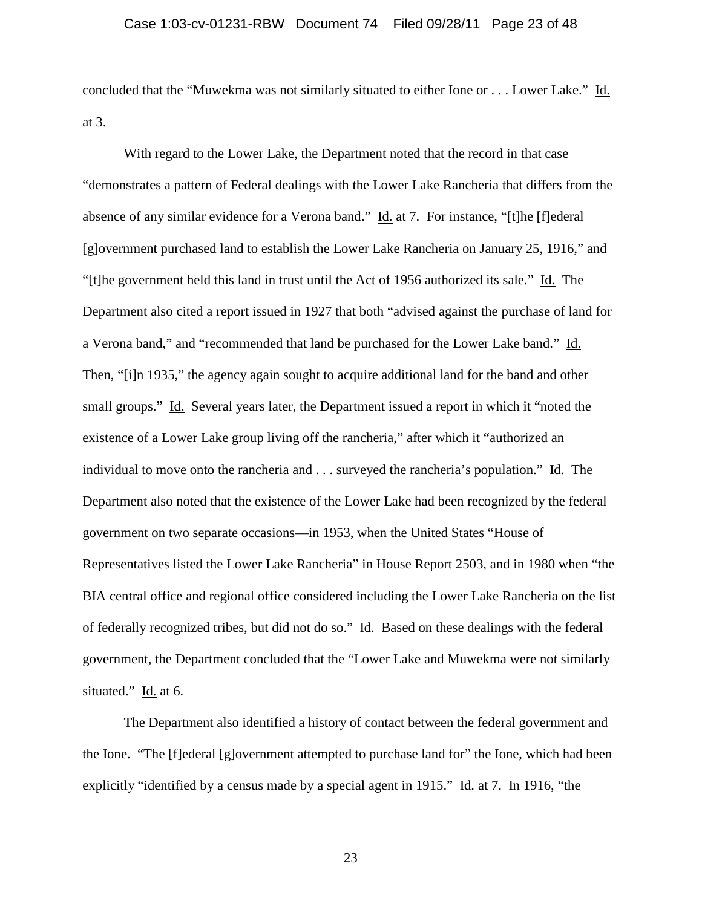concluded that the "Muwekma was not similarly situated to either Ione or . . . Lower Lake." Id. at 3.

With regard to the Lower Lake, the Department noted that the record in that case "demonstrates a pattern of Federal dealings with the Lower Lake Rancheria that differs from the absence of any similar evidence for a Verona band." Id. at 7. For instance, "[t]he [f]ederal [g]overnment purchased land to establish the Lower Lake Rancheria on January 25, 1916," and "[t]he government held this land in trust until the Act of 1956 authorized its sale." Id. The Department also cited a report issued in 1927 that both "advised against the purchase of land for a Verona band," and "recommended that land be purchased for the Lower Lake band." Id. Then, "[i]n 1935," the agency again sought to acquire additional land for the band and other small groups." Id. Several years later, the Department issued a report in which it "noted the existence of a Lower Lake group living off the rancheria," after which it "authorized an individual to move onto the rancheria and . . . surveyed the rancheria's population." Id. The Department also noted that the existence of the Lower Lake had been recognized by the federal government on two separate occasions—in 1953, when the United States "House of Representatives listed the Lower Lake Rancheria" in House Report 2503, and in 1980 when "the BIA central office and regional office considered including the Lower Lake Rancheria on the list of federally recognized tribes, but did not do so." Id. Based on these dealings with the federal government, the Department concluded that the "Lower Lake and Muwekma were not similarly situated." Id. at 6.

The Department also identified a history of contact between the federal government and the Ione. "The [f]ederal [g]overnment attempted to purchase land for" the Ione, which had been explicitly "identified by a census made by a special agent in 1915." Id. at 7. In 1916, "the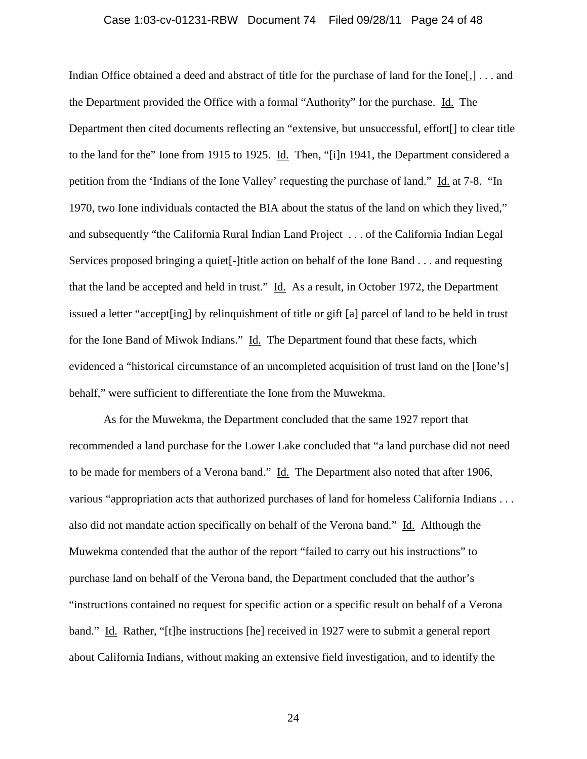Indian Office obtained a deed and abstract of title for the purchase of land for the Ione[,] . . . and the Department provided the Office with a formal "Authority" for the purchase. Id. The Department then cited documents reflecting an "extensive, but unsuccessful, effort[] to clear title to the land for the" Ione from 1915 to 1925. Id. Then, "[i]n 1941, the Department considered a petition from the 'Indians of the Ione Valley' requesting the purchase of land." Id. at 7-8. "In 1970, two Ione individuals contacted the BIA about the status of the land on which they lived," and subsequently "the California Rural Indian Land Project . . . of the California Indian Legal Services proposed bringing a quiet[-]title action on behalf of the Ione Band . . . and requesting that the land be accepted and held in trust." Id. As a result, in October 1972, the Department issued a letter "accept[ing] by relinquishment of title or gift [a] parcel of land to be held in trust for the Ione Band of Miwok Indians." Id. The Department found that these facts, which evidenced a "historical circumstance of an uncompleted acquisition of trust land on the [Ione's] behalf," were sufficient to differentiate the Ione from the Muwekma.

As for the Muwekma, the Department concluded that the same 1927 report that recommended a land purchase for the Lower Lake concluded that "a land purchase did not need to be made for members of a Verona band." Id. The Department also noted that after 1906, various "appropriation acts that authorized purchases of land for homeless California Indians . . . also did not mandate action specifically on behalf of the Verona band." Id. Although the Muwekma contended that the author of the report "failed to carry out his instructions" to purchase land on behalf of the Verona band, the Department concluded that the author's "instructions contained no request for specific action or a specific result on behalf of a Verona band." Id. Rather, "[t]he instructions [he] received in 1927 were to submit a general report about California Indians, without making an extensive field investigation, and to identify the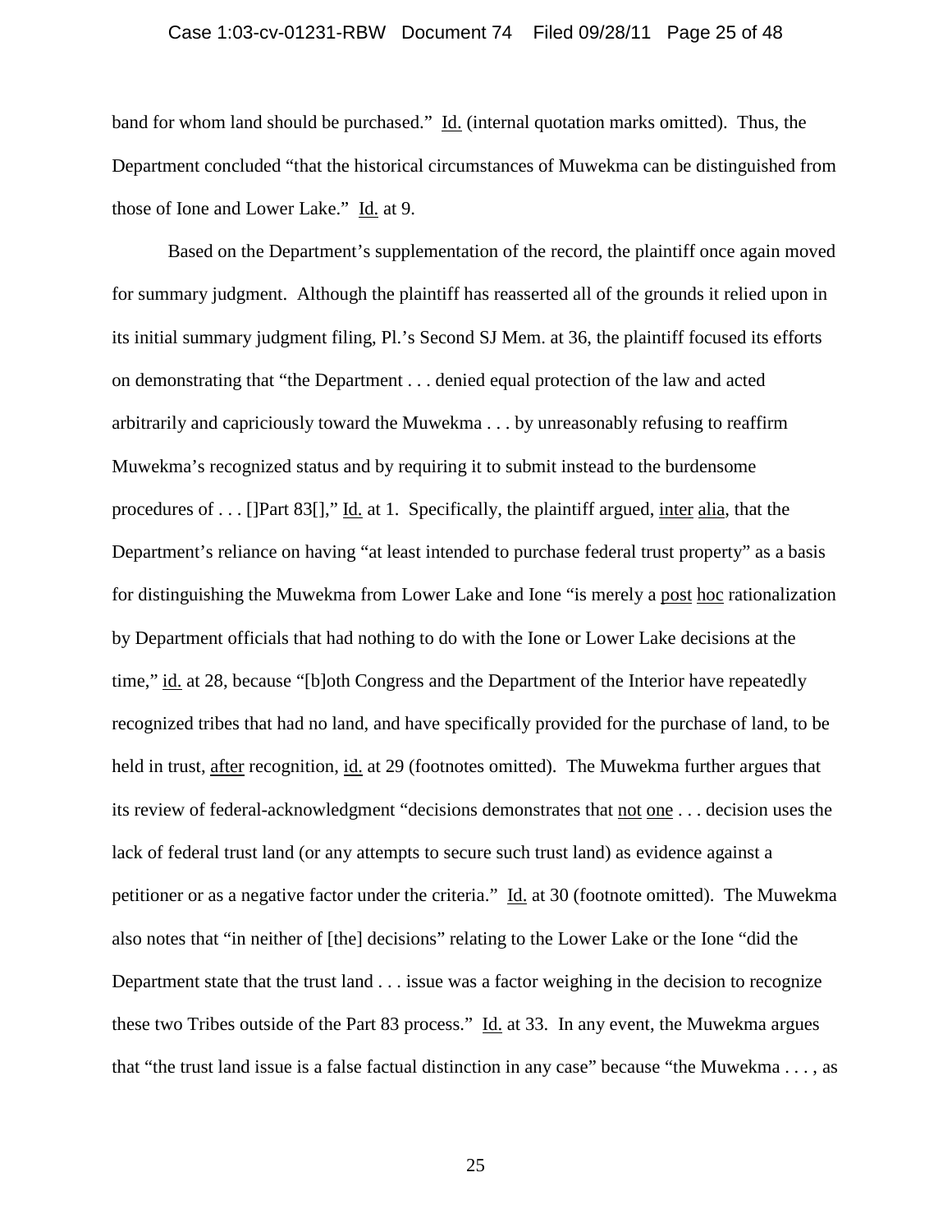band for whom land should be purchased." Id. (internal quotation marks omitted). Thus, the Department concluded "that the historical circumstances of Muwekma can be distinguished from those of Ione and Lower Lake." Id. at 9.

Based on the Department's supplementation of the record, the plaintiff once again moved for summary judgment. Although the plaintiff has reasserted all of the grounds it relied upon in its initial summary judgment filing, Pl.'s Second SJ Mem. at 36, the plaintiff focused its efforts on demonstrating that "the Department . . . denied equal protection of the law and acted arbitrarily and capriciously toward the Muwekma . . . by unreasonably refusing to reaffirm Muwekma's recognized status and by requiring it to submit instead to the burdensome procedures of . . . []Part 83[]," Id. at 1. Specifically, the plaintiff argued, inter alia, that the Department's reliance on having "at least intended to purchase federal trust property" as a basis for distinguishing the Muwekma from Lower Lake and Ione "is merely a post hoc rationalization by Department officials that had nothing to do with the Ione or Lower Lake decisions at the time," id. at 28, because "[b]oth Congress and the Department of the Interior have repeatedly recognized tribes that had no land, and have specifically provided for the purchase of land, to be held in trust, after recognition, id. at 29 (footnotes omitted). The Muwekma further argues that its review of federal-acknowledgment "decisions demonstrates that not one . . . decision uses the lack of federal trust land (or any attempts to secure such trust land) as evidence against a petitioner or as a negative factor under the criteria." Id. at 30 (footnote omitted). The Muwekma also notes that "in neither of [the] decisions" relating to the Lower Lake or the Ione "did the Department state that the trust land . . . issue was a factor weighing in the decision to recognize these two Tribes outside of the Part 83 process." Id. at 33. In any event, the Muwekma argues that "the trust land issue is a false factual distinction in any case" because "the Muwekma . . . , as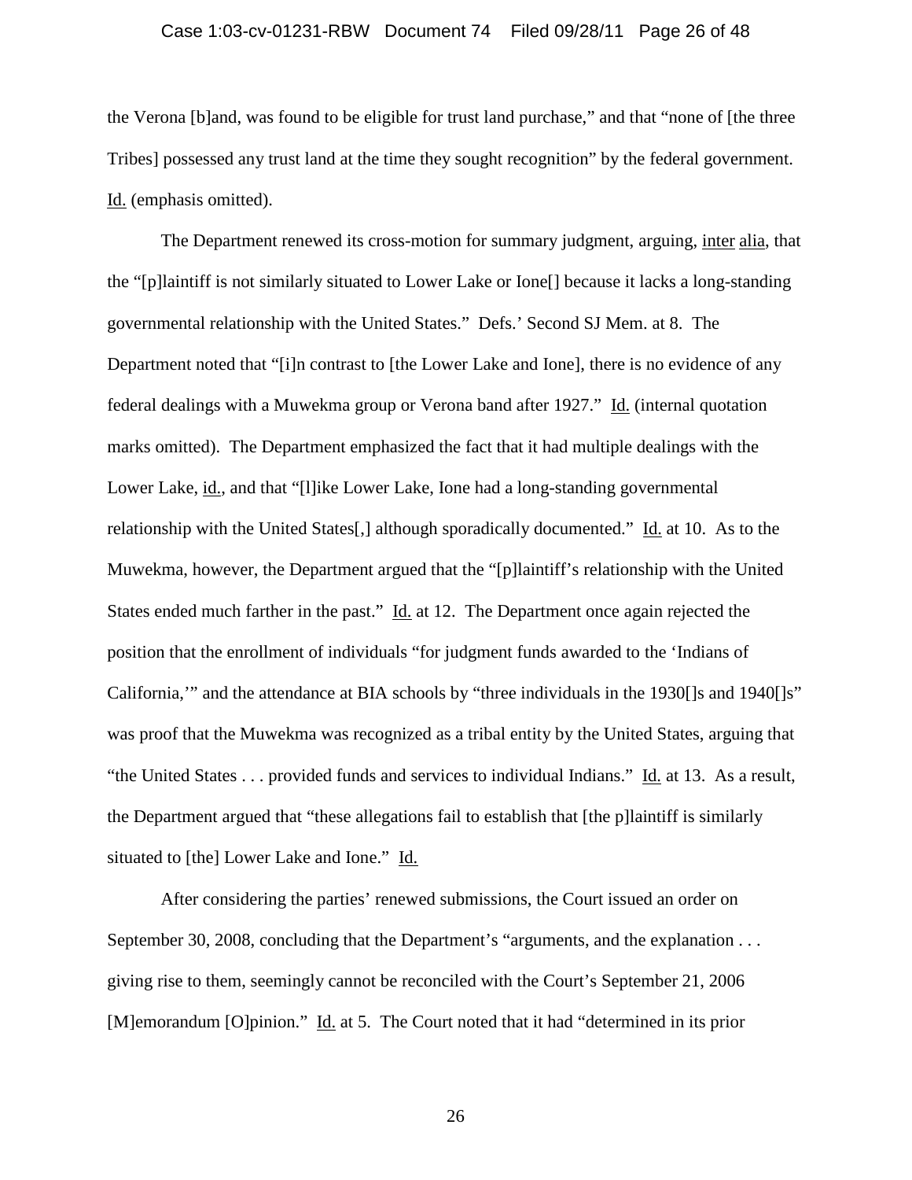the Verona [b]and, was found to be eligible for trust land purchase," and that "none of [the three Tribes] possessed any trust land at the time they sought recognition" by the federal government. Id. (emphasis omitted).

The Department renewed its cross-motion for summary judgment, arguing, inter alia, that the "[p]laintiff is not similarly situated to Lower Lake or Ione[] because it lacks a long-standing governmental relationship with the United States." Defs.' Second SJ Mem. at 8. The Department noted that "[i]n contrast to [the Lower Lake and Ione], there is no evidence of any federal dealings with a Muwekma group or Verona band after 1927." Id. (internal quotation marks omitted). The Department emphasized the fact that it had multiple dealings with the Lower Lake, id., and that "[l]ike Lower Lake, Ione had a long-standing governmental relationship with the United States[,] although sporadically documented." Id. at 10. As to the Muwekma, however, the Department argued that the "[p]laintiff's relationship with the United States ended much farther in the past." Id. at 12. The Department once again rejected the position that the enrollment of individuals "for judgment funds awarded to the 'Indians of California,'" and the attendance at BIA schools by "three individuals in the 1930[]s and 1940[]s" was proof that the Muwekma was recognized as a tribal entity by the United States, arguing that "the United States . . . provided funds and services to individual Indians." Id. at 13. As a result, the Department argued that "these allegations fail to establish that [the p]laintiff is similarly situated to [the] Lower Lake and Ione." Id.

After considering the parties' renewed submissions, the Court issued an order on September 30, 2008, concluding that the Department's "arguments, and the explanation . . . giving rise to them, seemingly cannot be reconciled with the Court's September 21, 2006 [M]emorandum [O]pinion." Id. at 5. The Court noted that it had "determined in its prior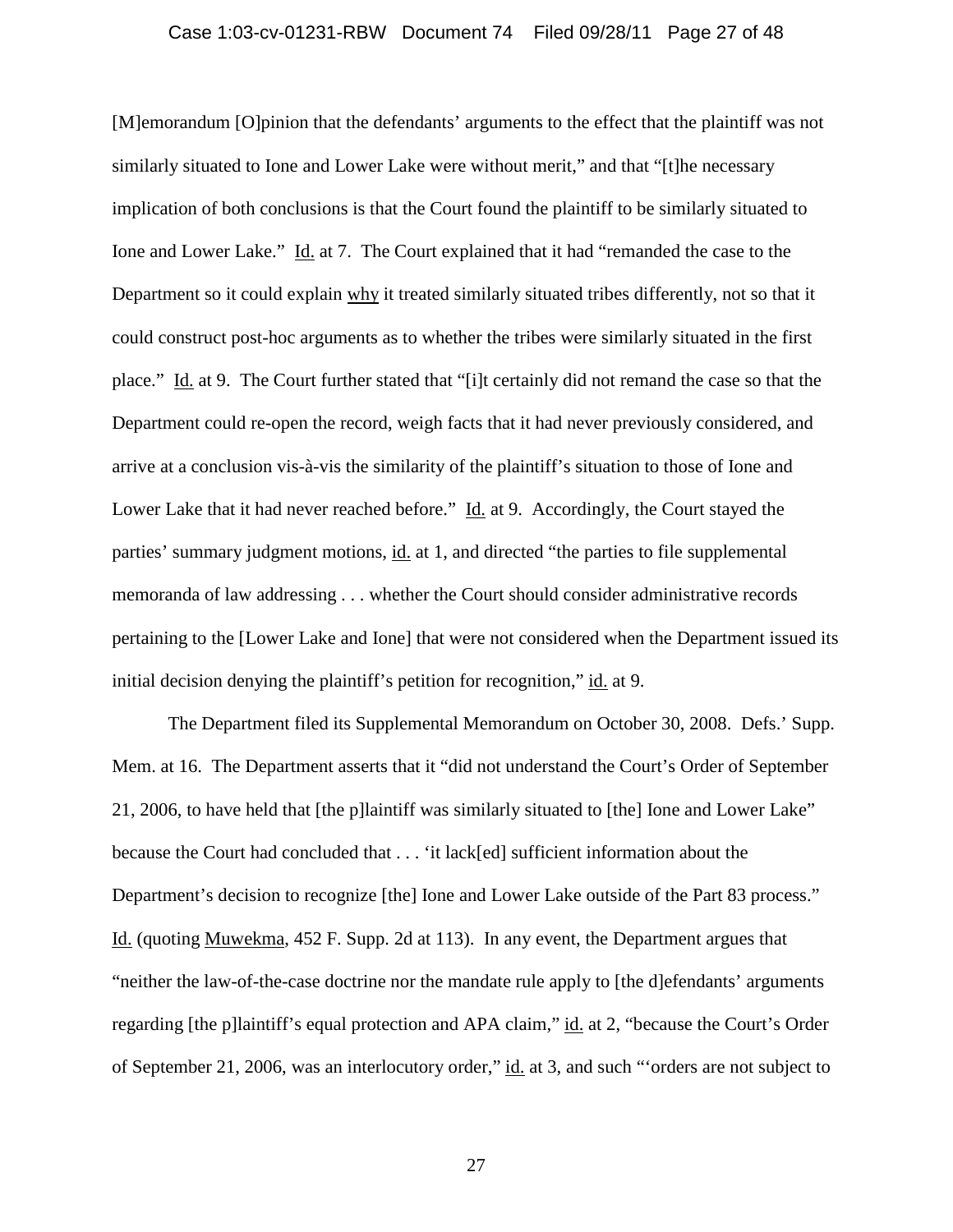[M]emorandum [O]pinion that the defendants' arguments to the effect that the plaintiff was not similarly situated to Ione and Lower Lake were without merit," and that "[t]he necessary implication of both conclusions is that the Court found the plaintiff to be similarly situated to Ione and Lower Lake." Id. at 7. The Court explained that it had "remanded the case to the Department so it could explain why it treated similarly situated tribes differently, not so that it could construct post-hoc arguments as to whether the tribes were similarly situated in the first place." Id. at 9. The Court further stated that "[i]t certainly did not remand the case so that the Department could re-open the record, weigh facts that it had never previously considered, and arrive at a conclusion vis-à-vis the similarity of the plaintiff's situation to those of Ione and Lower Lake that it had never reached before." Id. at 9. Accordingly, the Court stayed the parties' summary judgment motions, id. at 1, and directed "the parties to file supplemental memoranda of law addressing . . . whether the Court should consider administrative records pertaining to the [Lower Lake and Ione] that were not considered when the Department issued its initial decision denying the plaintiff's petition for recognition," id. at 9.

The Department filed its Supplemental Memorandum on October 30, 2008. Defs.' Supp. Mem. at 16. The Department asserts that it "did not understand the Court's Order of September 21, 2006, to have held that [the p]laintiff was similarly situated to [the] Ione and Lower Lake" because the Court had concluded that . . . 'it lack[ed] sufficient information about the Department's decision to recognize [the] Ione and Lower Lake outside of the Part 83 process." Id. (quoting Muwekma, 452 F. Supp. 2d at 113). In any event, the Department argues that "neither the law-of-the-case doctrine nor the mandate rule apply to [the d]efendants' arguments regarding [the p]laintiff's equal protection and APA claim," id. at 2, "because the Court's Order of September 21, 2006, was an interlocutory order," id. at 3, and such "'orders are not subject to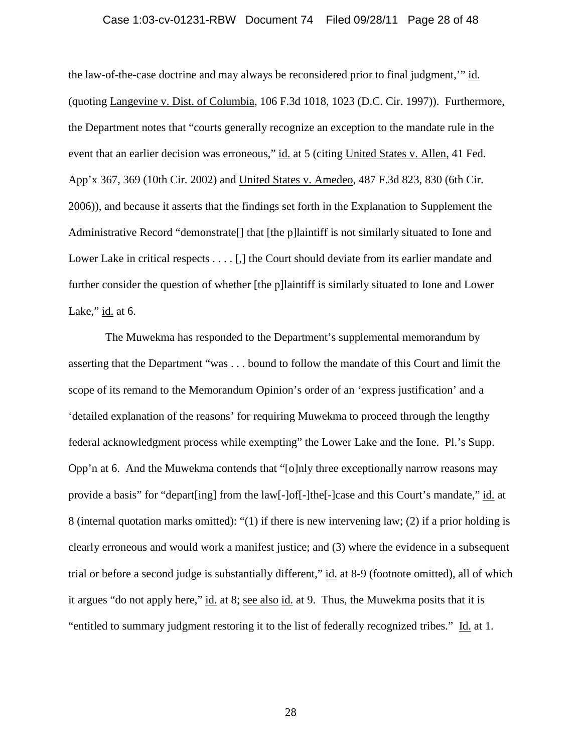the law-of-the-case doctrine and may always be reconsidered prior to final judgment,'" id. (quoting Langevine v. Dist. of Columbia, 106 F.3d 1018, 1023 (D.C. Cir. 1997)). Furthermore, the Department notes that "courts generally recognize an exception to the mandate rule in the event that an earlier decision was erroneous," id. at 5 (citing United States v. Allen, 41 Fed. App'x 367, 369 (10th Cir. 2002) and United States v. Amedeo, 487 F.3d 823, 830 (6th Cir. 2006)), and because it asserts that the findings set forth in the Explanation to Supplement the Administrative Record "demonstrate[] that [the p]laintiff is not similarly situated to Ione and Lower Lake in critical respects . . . . [,] the Court should deviate from its earlier mandate and further consider the question of whether [the p]laintiff is similarly situated to Ione and Lower Lake," id. at 6.

The Muwekma has responded to the Department's supplemental memorandum by asserting that the Department "was . . . bound to follow the mandate of this Court and limit the scope of its remand to the Memorandum Opinion's order of an 'express justification' and a 'detailed explanation of the reasons' for requiring Muwekma to proceed through the lengthy federal acknowledgment process while exempting" the Lower Lake and the Ione. Pl.'s Supp. Opp'n at 6. And the Muwekma contends that "[o]nly three exceptionally narrow reasons may provide a basis" for "depart[ing] from the law[-]of[-]the[-]case and this Court's mandate," id. at 8 (internal quotation marks omitted): "(1) if there is new intervening law; (2) if a prior holding is clearly erroneous and would work a manifest justice; and (3) where the evidence in a subsequent trial or before a second judge is substantially different," id. at 8-9 (footnote omitted), all of which it argues "do not apply here," id. at 8; see also id. at 9. Thus, the Muwekma posits that it is "entitled to summary judgment restoring it to the list of federally recognized tribes." Id. at 1.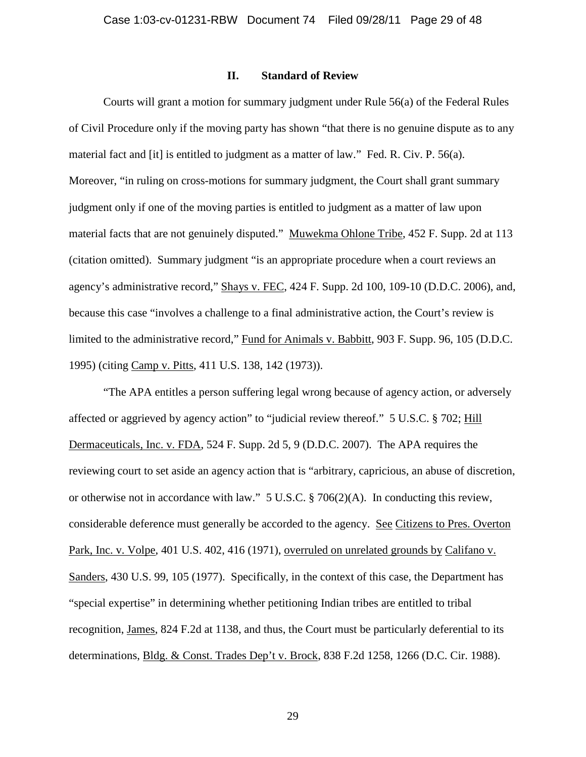## II. Standard of Review

Courts will grant a motion for summary judgment under Rule 56(a) of the Federal Rules of Civil Procedure only if the moving party has shown "that there is no genuine dispute as to any material fact and [it] is entitled to judgment as a matter of law." Fed. R. Civ. P. 56(a). Moreover, "in ruling on cross-motions for summary judgment, the Court shall grant summary judgment only if one of the moving parties is entitled to judgment as a matter of law upon material facts that are not genuinely disputed." Muwekma Ohlone Tribe, 452 F. Supp. 2d at 113 (citation omitted). Summary judgment "is an appropriate procedure when a court reviews an agency's administrative record," Shays v. FEC, 424 F. Supp. 2d 100, 109-10 (D.D.C. 2006), and, because this case "involves a challenge to a final administrative action, the Court's review is limited to the administrative record," Fund for Animals v. Babbitt, 903 F. Supp. 96, 105 (D.D.C. 1995) (citing Camp v. Pitts, 411 U.S. 138, 142 (1973)).

"The APA entitles a person suffering legal wrong because of agency action, or adversely affected or aggrieved by agency action" to "judicial review thereof." 5 U.S.C. § 702; Hill Dermaceuticals, Inc. v. FDA, 524 F. Supp. 2d 5, 9 (D.D.C. 2007). The APA requires the reviewing court to set aside an agency action that is "arbitrary, capricious, an abuse of discretion, or otherwise not in accordance with law." 5 U.S.C. § 706(2)(A). In conducting this review, considerable deference must generally be accorded to the agency. See Citizens to Pres. Overton Park, Inc. v. Volpe, 401 U.S. 402, 416 (1971), overruled on unrelated grounds by Califano v. Sanders, 430 U.S. 99, 105 (1977). Specifically, in the context of this case, the Department has "special expertise" in determining whether petitioning Indian tribes are entitled to tribal recognition, James, 824 F.2d at 1138, and thus, the Court must be particularly deferential to its determinations, Bldg. & Const. Trades Dep't v. Brock, 838 F.2d 1258, 1266 (D.C. Cir. 1988).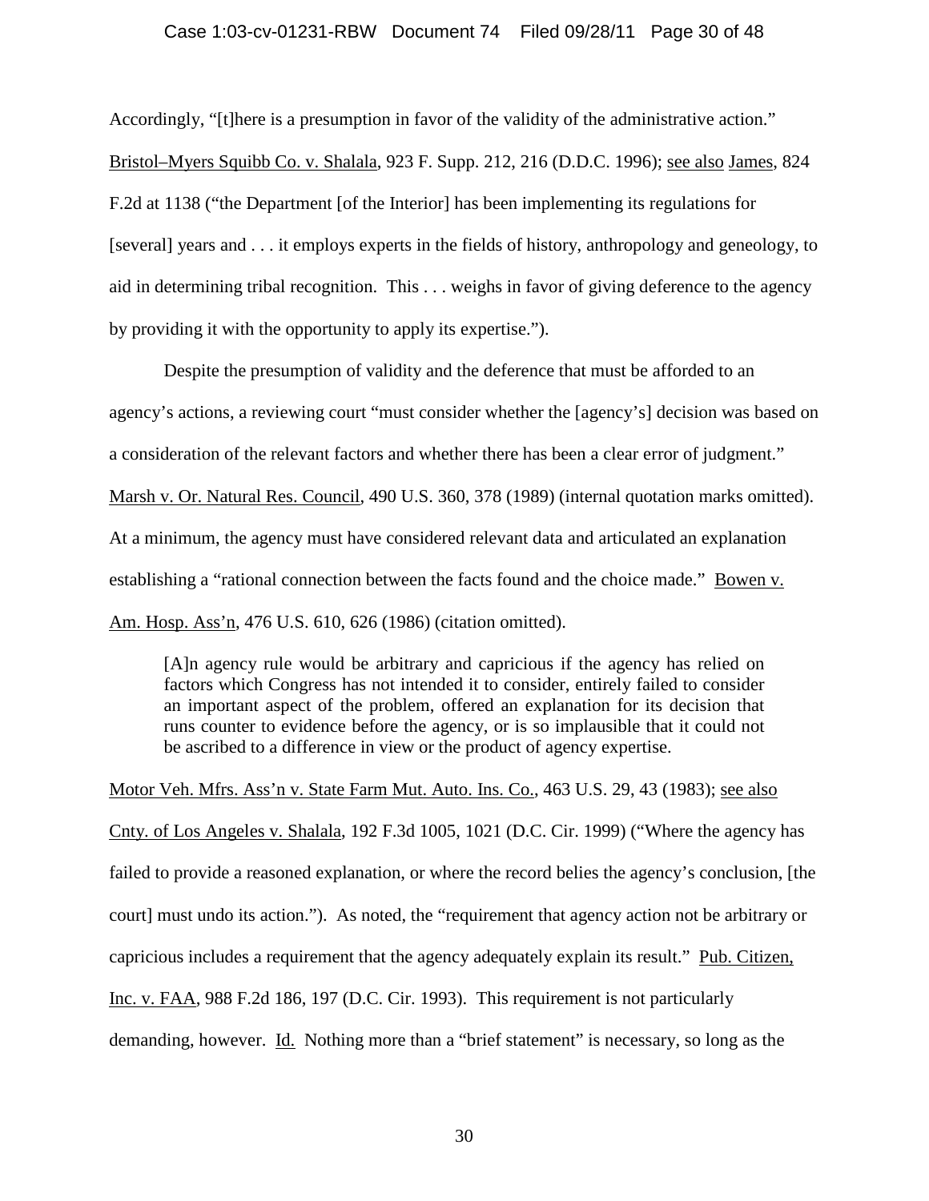Accordingly, "[t]here is a presumption in favor of the validity of the administrative action." Bristol–Myers Squibb Co. v. Shalala, 923 F. Supp. 212, 216 (D.D.C. 1996); see also James, 824 F.2d at 1138 ("the Department [of the Interior] has been implementing its regulations for [several] years and . . . it employs experts in the fields of history, anthropology and geneology, to aid in determining tribal recognition. This . . . weighs in favor of giving deference to the agency by providing it with the opportunity to apply its expertise.").

Despite the presumption of validity and the deference that must be afforded to an agency's actions, a reviewing court "must consider whether the [agency's] decision was based on a consideration of the relevant factors and whether there has been a clear error of judgment." Marsh v. Or. Natural Res. Council, 490 U.S. 360, 378 (1989) (internal quotation marks omitted). At a minimum, the agency must have considered relevant data and articulated an explanation establishing a "rational connection between the facts found and the choice made." Bowen v. Am. Hosp. Ass'n, 476 U.S. 610, 626 (1986) (citation omitted).

> [A]n agency rule would be arbitrary and capricious if the agency has relied on factors which Congress has not intended it to consider, entirely failed to consider an important aspect of the problem, offered an explanation for its decision that runs counter to evidence before the agency, or is so implausible that it could not be ascribed to a difference in view or the product of agency expertise.

Motor Veh. Mfrs. Ass'n v. State Farm Mut. Auto. Ins. Co., 463 U.S. 29, 43 (1983); see also Cnty. of Los Angeles v. Shalala, 192 F.3d 1005, 1021 (D.C. Cir. 1999) ("Where the agency has failed to provide a reasoned explanation, or where the record belies the agency's conclusion, [the court] must undo its action."). As noted, the "requirement that agency action not be arbitrary or capricious includes a requirement that the agency adequately explain its result." Pub. Citizen, Inc. v. FAA, 988 F.2d 186, 197 (D.C. Cir. 1993). This requirement is not particularly demanding, however. Id. Nothing more than a "brief statement" is necessary, so long as the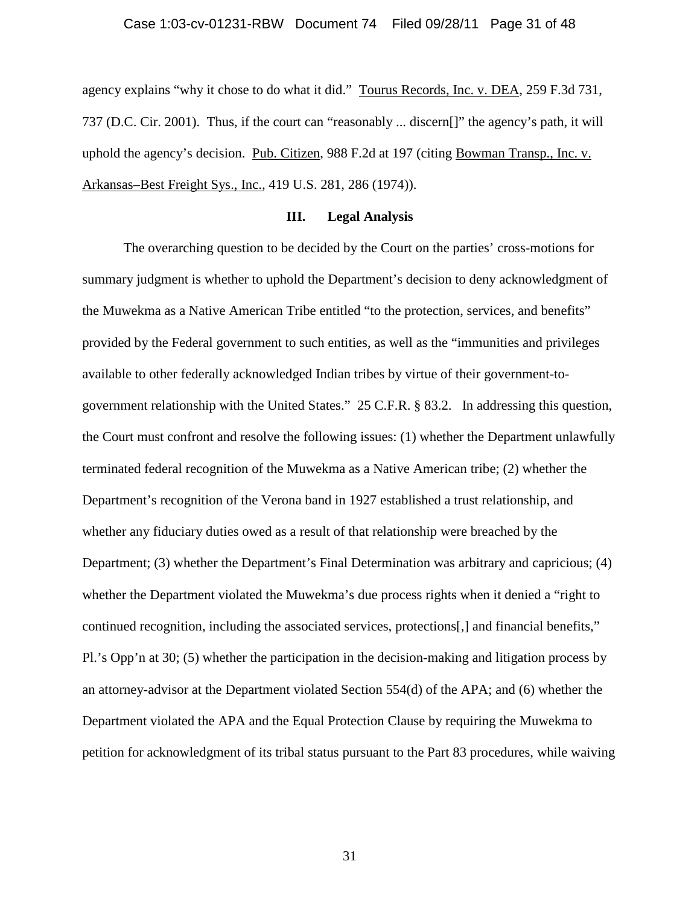agency explains "why it chose to do what it did." Tourus Records, Inc. v. DEA, 259 F.3d 731, 737 (D.C. Cir. 2001). Thus, if the court can "reasonably ... discern[]" the agency's path, it will uphold the agency's decision. Pub. Citizen, 988 F.2d at 197 (citing Bowman Transp., Inc. v. Arkansas–Best Freight Sys., Inc., 419 U.S. 281, 286 (1974)).

## III. Legal Analysis

The overarching question to be decided by the Court on the parties' cross-motions for summary judgment is whether to uphold the Department's decision to deny acknowledgment of the Muwekma as a Native American Tribe entitled "to the protection, services, and benefits" provided by the Federal government to such entities, as well as the "immunities and privileges available to other federally acknowledged Indian tribes by virtue of their government-to-government relationship with the United States." 25 C.F.R. § 83.2. In addressing this question, the Court must confront and resolve the following issues: (1) whether the Department unlawfully terminated federal recognition of the Muwekma as a Native American tribe; (2) whether the Department's recognition of the Verona band in 1927 established a trust relationship, and whether any fiduciary duties owed as a result of that relationship were breached by the Department; (3) whether the Department's Final Determination was arbitrary and capricious; (4) whether the Department violated the Muwekma's due process rights when it denied a "right to continued recognition, including the associated services, protections[,] and financial benefits," Pl.'s Opp'n at 30; (5) whether the participation in the decision-making and litigation process by an attorney-advisor at the Department violated Section 554(d) of the APA; and (6) whether the Department violated the APA and the Equal Protection Clause by requiring the Muwekma to petition for acknowledgment of its tribal status pursuant to the Part 83 procedures, while waiving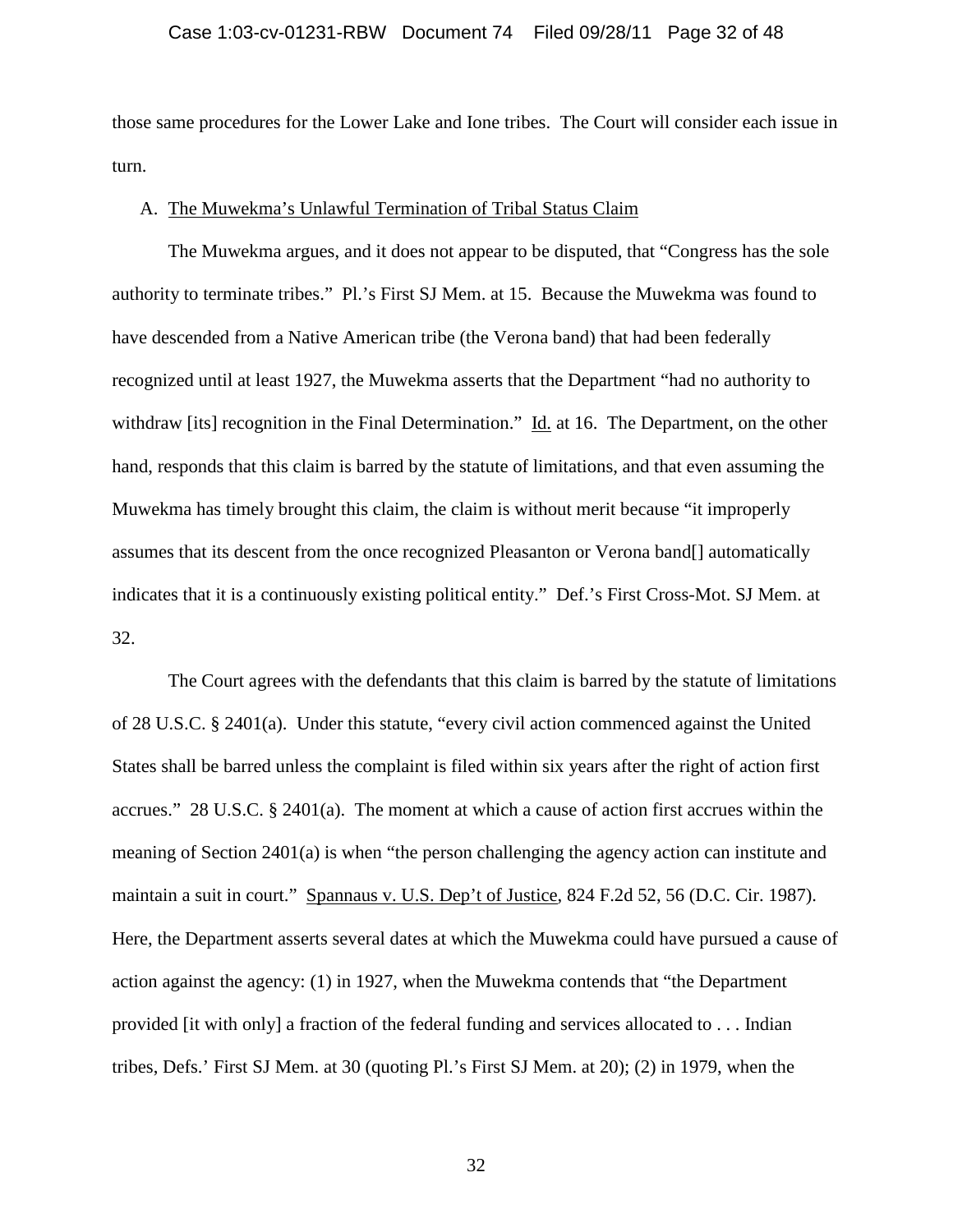those same procedures for the Lower Lake and Ione tribes. The Court will consider each issue in turn.

A. The Muwekma's Unlawful Termination of Tribal Status Claim

The Muwekma argues, and it does not appear to be disputed, that "Congress has the sole authority to terminate tribes." Pl.'s First SJ Mem. at 15. Because the Muwekma was found to have descended from a Native American tribe (the Verona band) that had been federally recognized until at least 1927, the Muwekma asserts that the Department "had no authority to withdraw [its] recognition in the Final Determination." Id. at 16. The Department, on the other hand, responds that this claim is barred by the statute of limitations, and that even assuming the Muwekma has timely brought this claim, the claim is without merit because "it improperly assumes that its descent from the once recognized Pleasanton or Verona band[] automatically indicates that it is a continuously existing political entity." Def.'s First Cross-Mot. SJ Mem. at 32.

The Court agrees with the defendants that this claim is barred by the statute of limitations of 28 U.S.C. § 2401(a). Under this statute, "every civil action commenced against the United States shall be barred unless the complaint is filed within six years after the right of action first accrues." 28 U.S.C. § 2401(a). The moment at which a cause of action first accrues within the meaning of Section 2401(a) is when "the person challenging the agency action can institute and maintain a suit in court." Spannaus v. U.S. Dep't of Justice, 824 F.2d 52, 56 (D.C. Cir. 1987). Here, the Department asserts several dates at which the Muwekma could have pursued a cause of action against the agency: (1) in 1927, when the Muwekma contends that "the Department provided [it with only] a fraction of the federal funding and services allocated to . . . Indian tribes, Defs.' First SJ Mem. at 30 (quoting Pl.'s First SJ Mem. at 20); (2) in 1979, when the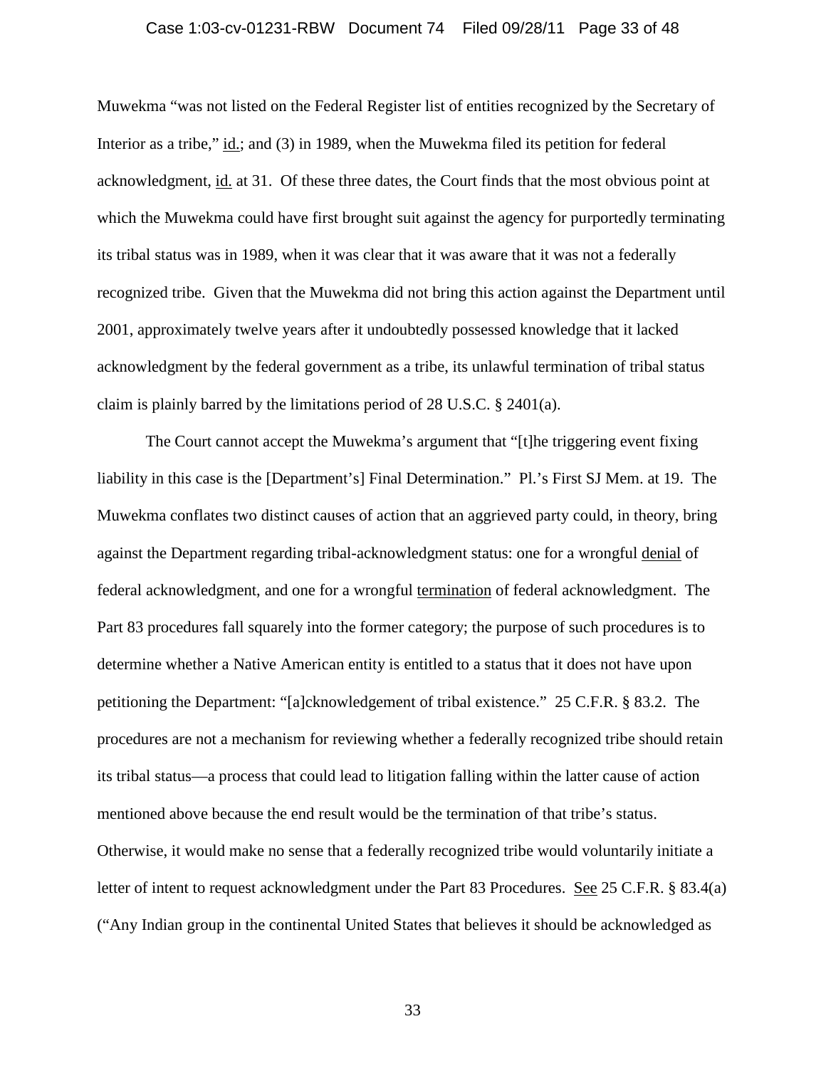Muwekma "was not listed on the Federal Register list of entities recognized by the Secretary of Interior as a tribe," id.; and (3) in 1989, when the Muwekma filed its petition for federal acknowledgment, id. at 31. Of these three dates, the Court finds that the most obvious point at which the Muwekma could have first brought suit against the agency for purportedly terminating its tribal status was in 1989, when it was clear that it was aware that it was not a federally recognized tribe. Given that the Muwekma did not bring this action against the Department until 2001, approximately twelve years after it undoubtedly possessed knowledge that it lacked acknowledgment by the federal government as a tribe, its unlawful termination of tribal status claim is plainly barred by the limitations period of 28 U.S.C. § 2401(a).

The Court cannot accept the Muwekma's argument that "[t]he triggering event fixing liability in this case is the [Department's] Final Determination." Pl.'s First SJ Mem. at 19. The Muwekma conflates two distinct causes of action that an aggrieved party could, in theory, bring against the Department regarding tribal-acknowledgment status: one for a wrongful denial of federal acknowledgment, and one for a wrongful termination of federal acknowledgment. The Part 83 procedures fall squarely into the former category; the purpose of such procedures is to determine whether a Native American entity is entitled to a status that it does not have upon petitioning the Department: "[a]cknowledgement of tribal existence." 25 C.F.R. § 83.2. The procedures are not a mechanism for reviewing whether a federally recognized tribe should retain its tribal status—a process that could lead to litigation falling within the latter cause of action mentioned above because the end result would be the termination of that tribe's status. Otherwise, it would make no sense that a federally recognized tribe would voluntarily initiate a letter of intent to request acknowledgment under the Part 83 Procedures. See 25 C.F.R. § 83.4(a) ("Any Indian group in the continental United States that believes it should be acknowledged as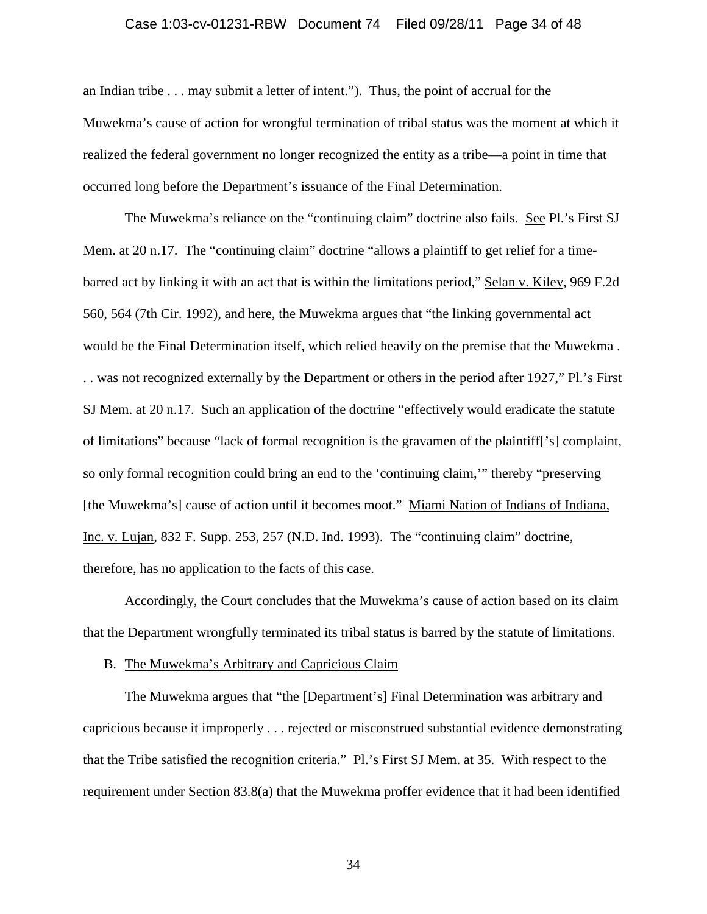an Indian tribe . . . may submit a letter of intent."). Thus, the point of accrual for the Muwekma's cause of action for wrongful termination of tribal status was the moment at which it realized the federal government no longer recognized the entity as a tribe—a point in time that occurred long before the Department's issuance of the Final Determination.

The Muwekma's reliance on the "continuing claim" doctrine also fails. See Pl.'s First SJ Mem. at 20 n.17. The "continuing claim" doctrine "allows a plaintiff to get relief for a time-barred act by linking it with an act that is within the limitations period," Selan v. Kiley, 969 F.2d 560, 564 (7th Cir. 1992), and here, the Muwekma argues that "the linking governmental act would be the Final Determination itself, which relied heavily on the premise that the Muwekma . . . was not recognized externally by the Department or others in the period after 1927," Pl.'s First SJ Mem. at 20 n.17. Such an application of the doctrine "effectively would eradicate the statute of limitations" because "lack of formal recognition is the gravamen of the plaintiff['s] complaint, so only formal recognition could bring an end to the 'continuing claim,'" thereby "preserving [the Muwekma's] cause of action until it becomes moot." Miami Nation of Indians of Indiana, Inc. v. Lujan, 832 F. Supp. 253, 257 (N.D. Ind. 1993). The "continuing claim" doctrine, therefore, has no application to the facts of this case.

Accordingly, the Court concludes that the Muwekma's cause of action based on its claim that the Department wrongfully terminated its tribal status is barred by the statute of limitations.

B. The Muwekma's Arbitrary and Capricious Claim

The Muwekma argues that "the [Department's] Final Determination was arbitrary and capricious because it improperly . . . rejected or misconstrued substantial evidence demonstrating that the Tribe satisfied the recognition criteria." Pl.'s First SJ Mem. at 35. With respect to the requirement under Section 83.8(a) that the Muwekma proffer evidence that it had been identified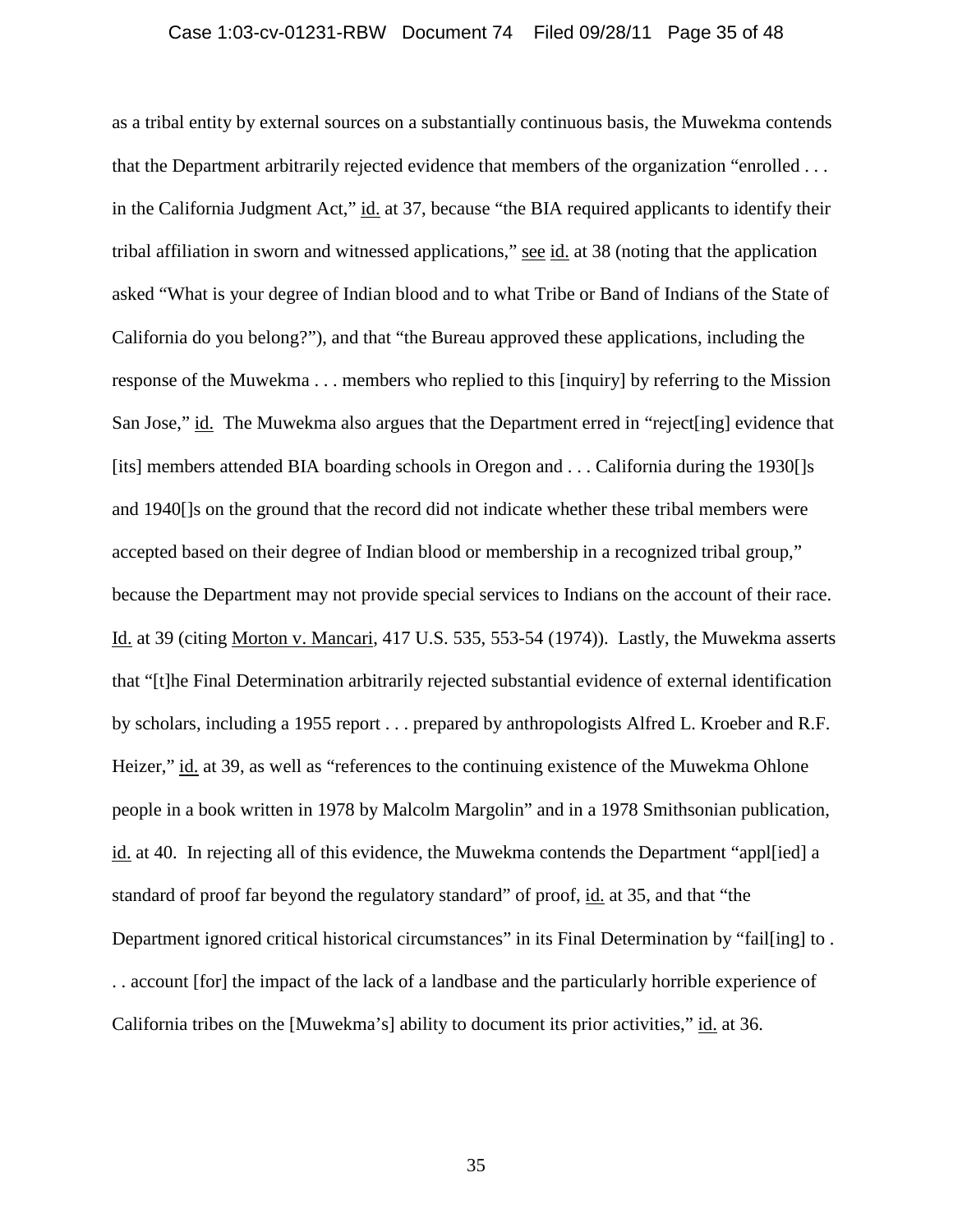as a tribal entity by external sources on a substantially continuous basis, the Muwekma contends that the Department arbitrarily rejected evidence that members of the organization "enrolled . . . in the California Judgment Act," id. at 37, because "the BIA required applicants to identify their tribal affiliation in sworn and witnessed applications," see id. at 38 (noting that the application asked "What is your degree of Indian blood and to what Tribe or Band of Indians of the State of California do you belong?"), and that "the Bureau approved these applications, including the response of the Muwekma . . . members who replied to this [inquiry] by referring to the Mission San Jose," id. The Muwekma also argues that the Department erred in "reject[ing] evidence that [its] members attended BIA boarding schools in Oregon and . . . California during the 1930[]s and 1940[]s on the ground that the record did not indicate whether these tribal members were accepted based on their degree of Indian blood or membership in a recognized tribal group," because the Department may not provide special services to Indians on the account of their race. Id. at 39 (citing Morton v. Mancari, 417 U.S. 535, 553-54 (1974)). Lastly, the Muwekma asserts that "[t]he Final Determination arbitrarily rejected substantial evidence of external identification by scholars, including a 1955 report . . . prepared by anthropologists Alfred L. Kroeber and R.F. Heizer," id. at 39, as well as "references to the continuing existence of the Muwekma Ohlone people in a book written in 1978 by Malcolm Margolin" and in a 1978 Smithsonian publication, id. at 40. In rejecting all of this evidence, the Muwekma contends the Department "appl[ied] a standard of proof far beyond the regulatory standard" of proof, id. at 35, and that "the Department ignored critical historical circumstances" in its Final Determination by "fail[ing] to . . . account [for] the impact of the lack of a landbase and the particularly horrible experience of California tribes on the [Muwekma's] ability to document its prior activities," id. at 36.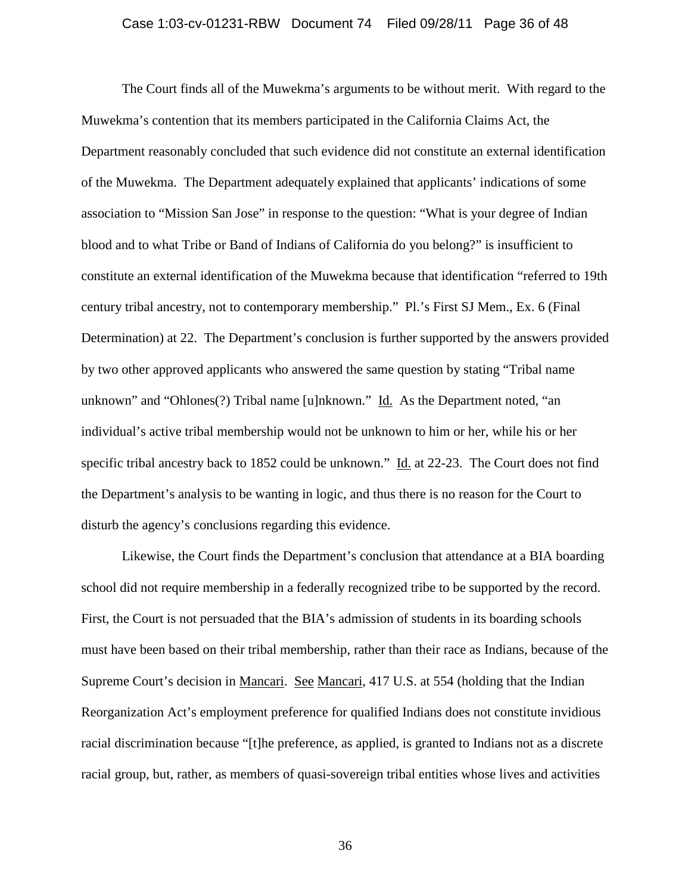The Court finds all of the Muwekma's arguments to be without merit. With regard to the Muwekma's contention that its members participated in the California Claims Act, the Department reasonably concluded that such evidence did not constitute an external identification of the Muwekma. The Department adequately explained that applicants' indications of some association to "Mission San Jose" in response to the question: "What is your degree of Indian blood and to what Tribe or Band of Indians of California do you belong?" is insufficient to constitute an external identification of the Muwekma because that identification "referred to 19th century tribal ancestry, not to contemporary membership." Pl.'s First SJ Mem., Ex. 6 (Final Determination) at 22. The Department's conclusion is further supported by the answers provided by two other approved applicants who answered the same question by stating "Tribal name unknown" and "Ohlones(?) Tribal name [u]nknown." Id. As the Department noted, "an individual's active tribal membership would not be unknown to him or her, while his or her specific tribal ancestry back to 1852 could be unknown." Id. at 22-23. The Court does not find the Department's analysis to be wanting in logic, and thus there is no reason for the Court to disturb the agency's conclusions regarding this evidence.

Likewise, the Court finds the Department's conclusion that attendance at a BIA boarding school did not require membership in a federally recognized tribe to be supported by the record. First, the Court is not persuaded that the BIA's admission of students in its boarding schools must have been based on their tribal membership, rather than their race as Indians, because of the Supreme Court's decision in Mancari. See Mancari, 417 U.S. at 554 (holding that the Indian Reorganization Act's employment preference for qualified Indians does not constitute invidious racial discrimination because "[t]he preference, as applied, is granted to Indians not as a discrete racial group, but, rather, as members of quasi-sovereign tribal entities whose lives and activities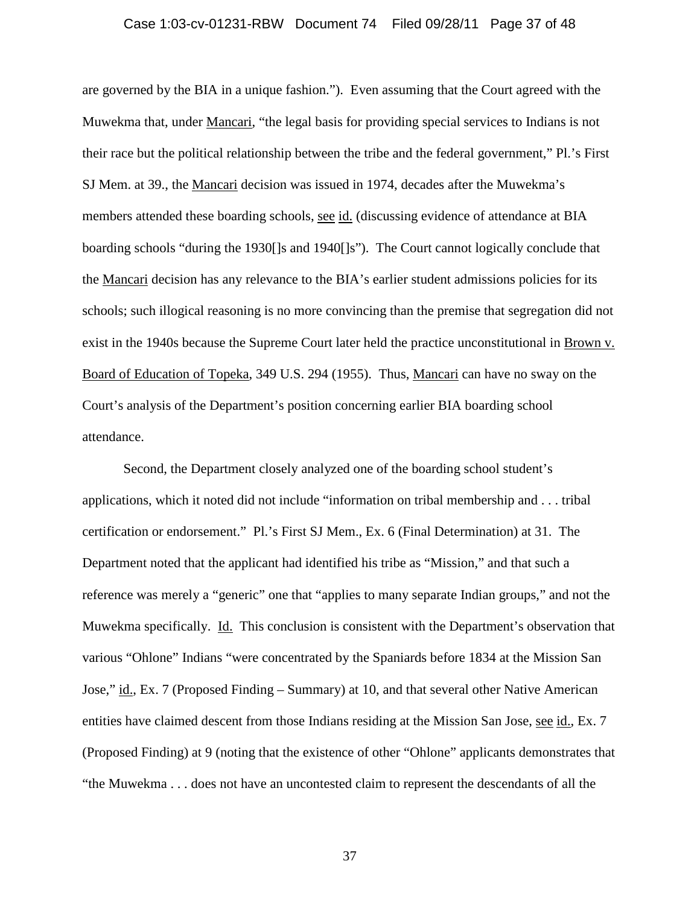are governed by the BIA in a unique fashion."). Even assuming that the Court agreed with the Muwekma that, under Mancari, "the legal basis for providing special services to Indians is not their race but the political relationship between the tribe and the federal government," Pl.'s First SJ Mem. at 39., the Mancari decision was issued in 1974, decades after the Muwekma's members attended these boarding schools, see id. (discussing evidence of attendance at BIA boarding schools "during the 1930[]s and 1940[]s"). The Court cannot logically conclude that the Mancari decision has any relevance to the BIA's earlier student admissions policies for its schools; such illogical reasoning is no more convincing than the premise that segregation did not exist in the 1940s because the Supreme Court later held the practice unconstitutional in Brown v. Board of Education of Topeka, 349 U.S. 294 (1955). Thus, Mancari can have no sway on the Court's analysis of the Department's position concerning earlier BIA boarding school attendance.

Second, the Department closely analyzed one of the boarding school student's applications, which it noted did not include "information on tribal membership and . . . tribal certification or endorsement." Pl.'s First SJ Mem., Ex. 6 (Final Determination) at 31. The Department noted that the applicant had identified his tribe as "Mission," and that such a reference was merely a "generic" one that "applies to many separate Indian groups," and not the Muwekma specifically. Id. This conclusion is consistent with the Department's observation that various "Ohlone" Indians "were concentrated by the Spaniards before 1834 at the Mission San Jose," id., Ex. 7 (Proposed Finding – Summary) at 10, and that several other Native American entities have claimed descent from those Indians residing at the Mission San Jose, see id., Ex. 7 (Proposed Finding) at 9 (noting that the existence of other "Ohlone" applicants demonstrates that "the Muwekma . . . does not have an uncontested claim to represent the descendants of all the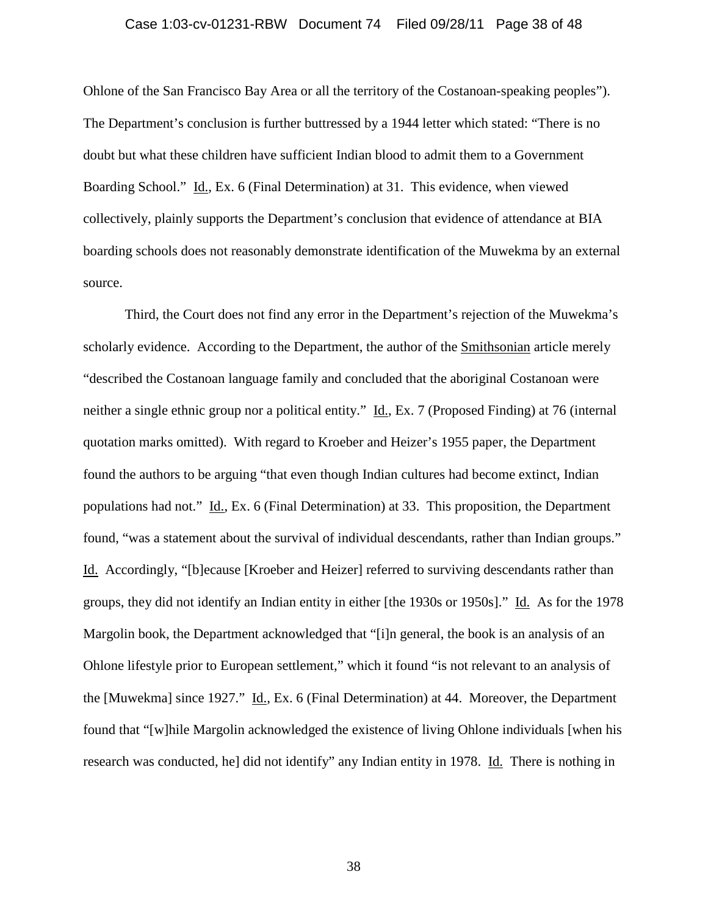Ohlone of the San Francisco Bay Area or all the territory of the Costanoan-speaking peoples"). The Department's conclusion is further buttressed by a 1944 letter which stated: "There is no doubt but what these children have sufficient Indian blood to admit them to a Government Boarding School." Id., Ex. 6 (Final Determination) at 31. This evidence, when viewed collectively, plainly supports the Department's conclusion that evidence of attendance at BIA boarding schools does not reasonably demonstrate identification of the Muwekma by an external source.

Third, the Court does not find any error in the Department's rejection of the Muwekma's scholarly evidence. According to the Department, the author of the Smithsonian article merely "described the Costanoan language family and concluded that the aboriginal Costanoan were neither a single ethnic group nor a political entity." Id., Ex. 7 (Proposed Finding) at 76 (internal quotation marks omitted). With regard to Kroeber and Heizer's 1955 paper, the Department found the authors to be arguing "that even though Indian cultures had become extinct, Indian populations had not." Id., Ex. 6 (Final Determination) at 33. This proposition, the Department found, "was a statement about the survival of individual descendants, rather than Indian groups." Id. Accordingly, "[b]ecause [Kroeber and Heizer] referred to surviving descendants rather than groups, they did not identify an Indian entity in either [the 1930s or 1950s]." Id. As for the 1978 Margolin book, the Department acknowledged that "[i]n general, the book is an analysis of an Ohlone lifestyle prior to European settlement," which it found "is not relevant to an analysis of the [Muwekma] since 1927." Id., Ex. 6 (Final Determination) at 44. Moreover, the Department found that "[w]hile Margolin acknowledged the existence of living Ohlone individuals [when his research was conducted, he] did not identify" any Indian entity in 1978. Id. There is nothing in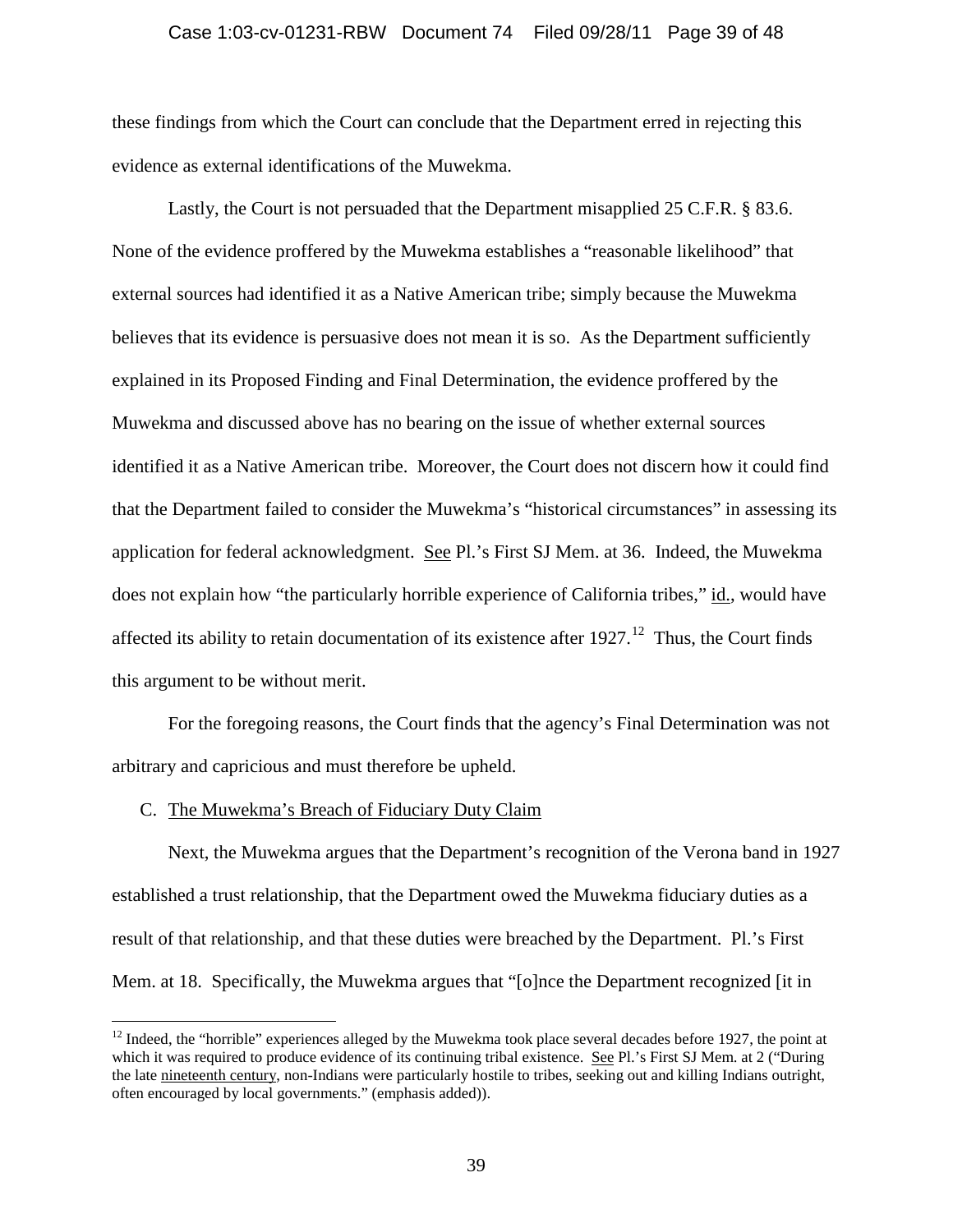these findings from which the Court can conclude that the Department erred in rejecting this evidence as external identifications of the Muwekma.

Lastly, the Court is not persuaded that the Department misapplied 25 C.F.R. § 83.6. None of the evidence proffered by the Muwekma establishes a "reasonable likelihood" that external sources had identified it as a Native American tribe; simply because the Muwekma believes that its evidence is persuasive does not mean it is so. As the Department sufficiently explained in its Proposed Finding and Final Determination, the evidence proffered by the Muwekma and discussed above has no bearing on the issue of whether external sources identified it as a Native American tribe. Moreover, the Court does not discern how it could find that the Department failed to consider the Muwekma's "historical circumstances" in assessing its application for federal acknowledgment. See Pl.'s First SJ Mem. at 36. Indeed, the Muwekma does not explain how "the particularly horrible experience of California tribes," id., would have affected its ability to retain documentation of its existence after 1927.[12] Thus, the Court finds this argument to be without merit.

For the foregoing reasons, the Court finds that the agency's Final Determination was not arbitrary and capricious and must therefore be upheld.

C. The Muwekma's Breach of Fiduciary Duty Claim

Next, the Muwekma argues that the Department's recognition of the Verona band in 1927 established a trust relationship, that the Department owed the Muwekma fiduciary duties as a result of that relationship, and that these duties were breached by the Department. Pl.'s First Mem. at 18. Specifically, the Muwekma argues that "[o]nce the Department recognized [it in

[12] Indeed, the "horrible" experiences alleged by the Muwekma took place several decades before 1927, the point at which it was required to produce evidence of its continuing tribal existence. See Pl.'s First SJ Mem. at 2 ("During the late nineteenth century, non-Indians were particularly hostile to tribes, seeking out and killing Indians outright, often encouraged by local governments." (emphasis added)).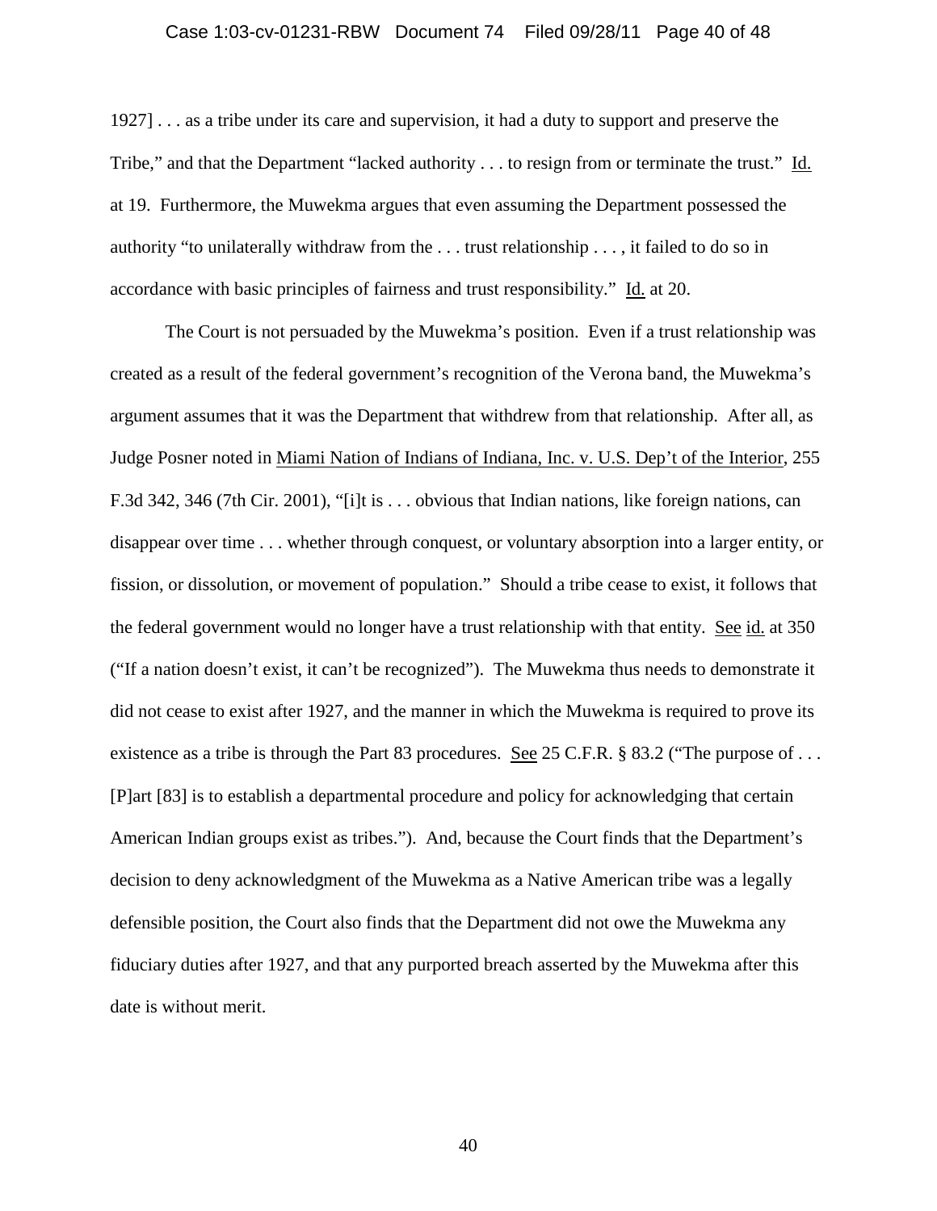1927] . . . as a tribe under its care and supervision, it had a duty to support and preserve the Tribe," and that the Department "lacked authority . . . to resign from or terminate the trust." Id. at 19. Furthermore, the Muwekma argues that even assuming the Department possessed the authority "to unilaterally withdraw from the . . . trust relationship . . . , it failed to do so in accordance with basic principles of fairness and trust responsibility." Id. at 20.

The Court is not persuaded by the Muwekma's position. Even if a trust relationship was created as a result of the federal government's recognition of the Verona band, the Muwekma's argument assumes that it was the Department that withdrew from that relationship. After all, as Judge Posner noted in Miami Nation of Indians of Indiana, Inc. v. U.S. Dep't of the Interior, 255 F.3d 342, 346 (7th Cir. 2001), "[i]t is . . . obvious that Indian nations, like foreign nations, can disappear over time . . . whether through conquest, or voluntary absorption into a larger entity, or fission, or dissolution, or movement of population." Should a tribe cease to exist, it follows that the federal government would no longer have a trust relationship with that entity. See id. at 350 ("If a nation doesn't exist, it can't be recognized"). The Muwekma thus needs to demonstrate it did not cease to exist after 1927, and the manner in which the Muwekma is required to prove its existence as a tribe is through the Part 83 procedures. See 25 C.F.R. § 83.2 ("The purpose of . . . [P]art [83] is to establish a departmental procedure and policy for acknowledging that certain American Indian groups exist as tribes."). And, because the Court finds that the Department's decision to deny acknowledgment of the Muwekma as a Native American tribe was a legally defensible position, the Court also finds that the Department did not owe the Muwekma any fiduciary duties after 1927, and that any purported breach asserted by the Muwekma after this date is without merit.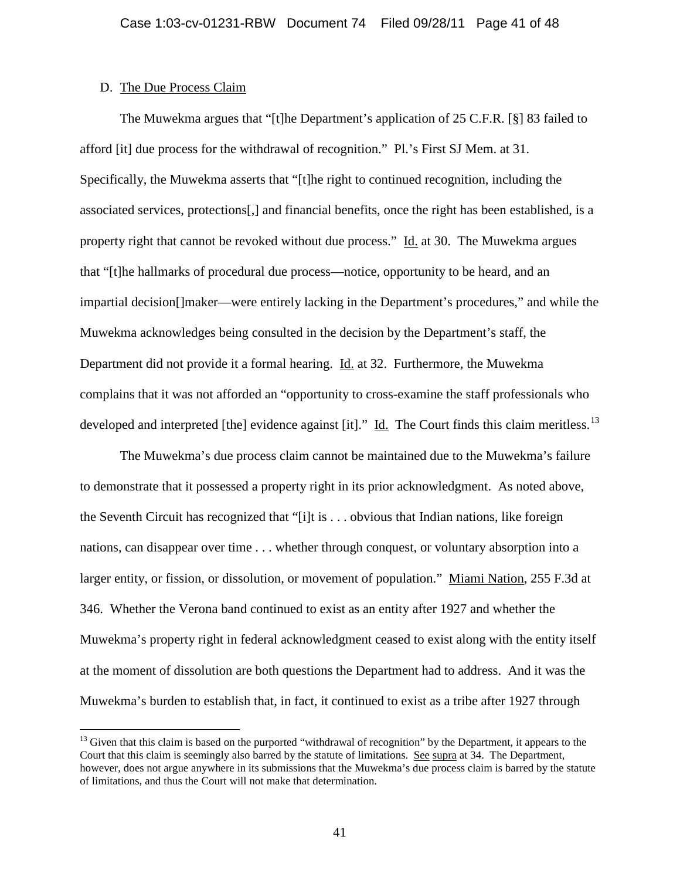### D. The Due Process Claim

The Muwekma argues that "[t]he Department's application of 25 C.F.R. [§] 83 failed to afford [it] due process for the withdrawal of recognition." Pl.'s First SJ Mem. at 31. Specifically, the Muwekma asserts that "[t]he right to continued recognition, including the associated services, protections[,] and financial benefits, once the right has been established, is a property right that cannot be revoked without due process." Id. at 30. The Muwekma argues that "[t]he hallmarks of procedural due process—notice, opportunity to be heard, and an impartial decision[]maker—were entirely lacking in the Department's procedures," and while the Muwekma acknowledges being consulted in the decision by the Department's staff, the Department did not provide it a formal hearing. Id. at 32. Furthermore, the Muwekma complains that it was not afforded an "opportunity to cross-examine the staff professionals who developed and interpreted [the] evidence against [it]." Id. The Court finds this claim meritless.[13]

The Muwekma's due process claim cannot be maintained due to the Muwekma's failure to demonstrate that it possessed a property right in its prior acknowledgment. As noted above, the Seventh Circuit has recognized that "[i]t is . . . obvious that Indian nations, like foreign nations, can disappear over time . . . whether through conquest, or voluntary absorption into a larger entity, or fission, or dissolution, or movement of population." Miami Nation, 255 F.3d at 346. Whether the Verona band continued to exist as an entity after 1927 and whether the Muwekma's property right in federal acknowledgment ceased to exist along with the entity itself at the moment of dissolution are both questions the Department had to address. And it was the Muwekma's burden to establish that, in fact, it continued to exist as a tribe after 1927 through

---

[13] Given that this claim is based on the purported "withdrawal of recognition" by the Department, it appears to the Court that this claim is seemingly also barred by the statute of limitations. See supra at 34. The Department, however, does not argue anywhere in its submissions that the Muwekma's due process claim is barred by the statute of limitations, and thus the Court will not make that determination.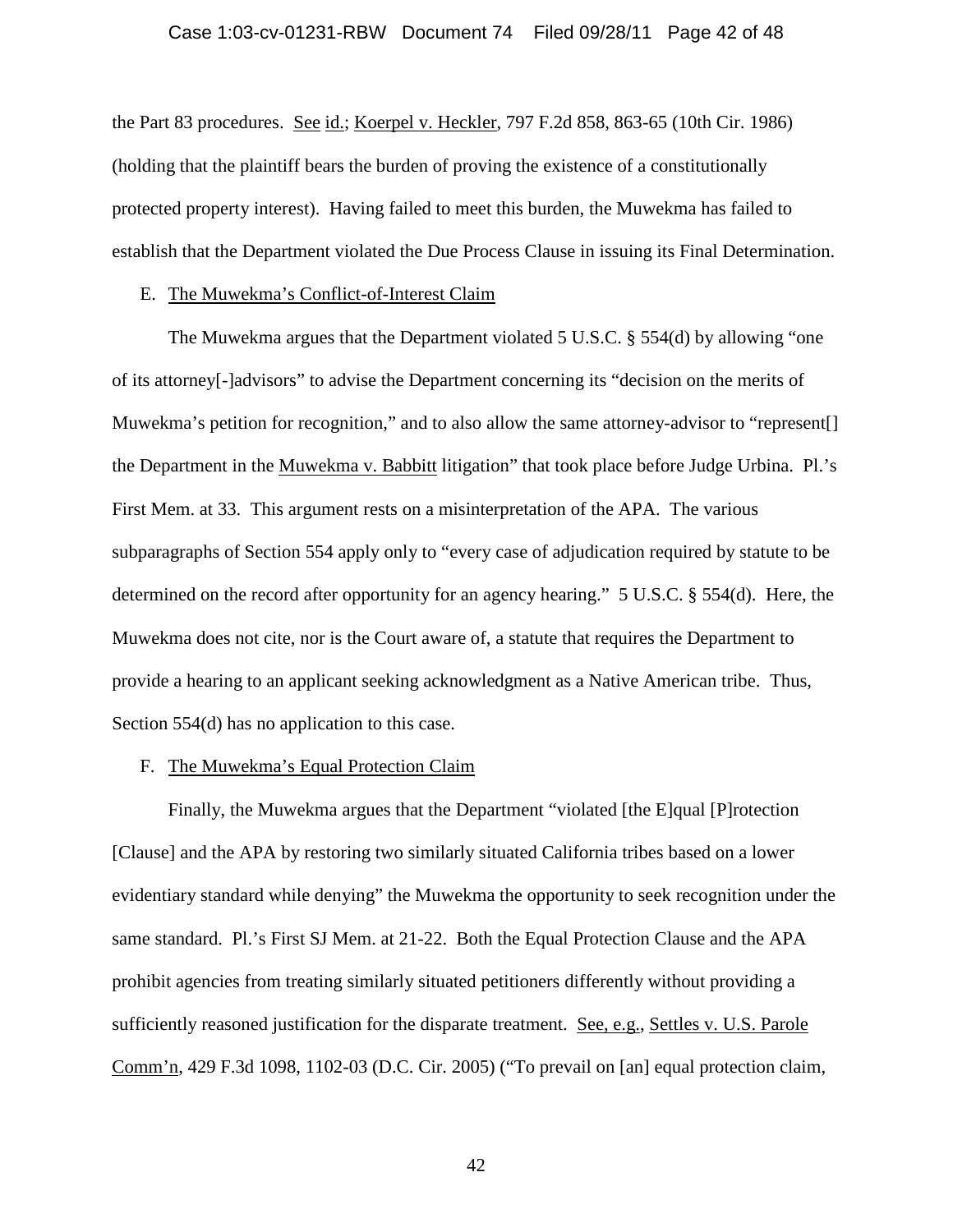the Part 83 procedures. See id.; Koerpel v. Heckler, 797 F.2d 858, 863-65 (10th Cir. 1986) (holding that the plaintiff bears the burden of proving the existence of a constitutionally protected property interest). Having failed to meet this burden, the Muwekma has failed to establish that the Department violated the Due Process Clause in issuing its Final Determination.

E. The Muwekma's Conflict-of-Interest Claim

The Muwekma argues that the Department violated 5 U.S.C. § 554(d) by allowing "one of its attorney[-]advisors" to advise the Department concerning its "decision on the merits of Muwekma's petition for recognition," and to also allow the same attorney-advisor to "represent[] the Department in the Muwekma v. Babbitt litigation" that took place before Judge Urbina. Pl.'s First Mem. at 33. This argument rests on a misinterpretation of the APA. The various subparagraphs of Section 554 apply only to "every case of adjudication required by statute to be determined on the record after opportunity for an agency hearing." 5 U.S.C. § 554(d). Here, the Muwekma does not cite, nor is the Court aware of, a statute that requires the Department to provide a hearing to an applicant seeking acknowledgment as a Native American tribe. Thus, Section 554(d) has no application to this case.

F. The Muwekma's Equal Protection Claim

Finally, the Muwekma argues that the Department "violated [the E]qual [P]rotection [Clause] and the APA by restoring two similarly situated California tribes based on a lower evidentiary standard while denying" the Muwekma the opportunity to seek recognition under the same standard. Pl.'s First SJ Mem. at 21-22. Both the Equal Protection Clause and the APA prohibit agencies from treating similarly situated petitioners differently without providing a sufficiently reasoned justification for the disparate treatment. See, e.g., Settles v. U.S. Parole Comm'n, 429 F.3d 1098, 1102-03 (D.C. Cir. 2005) ("To prevail on [an] equal protection claim,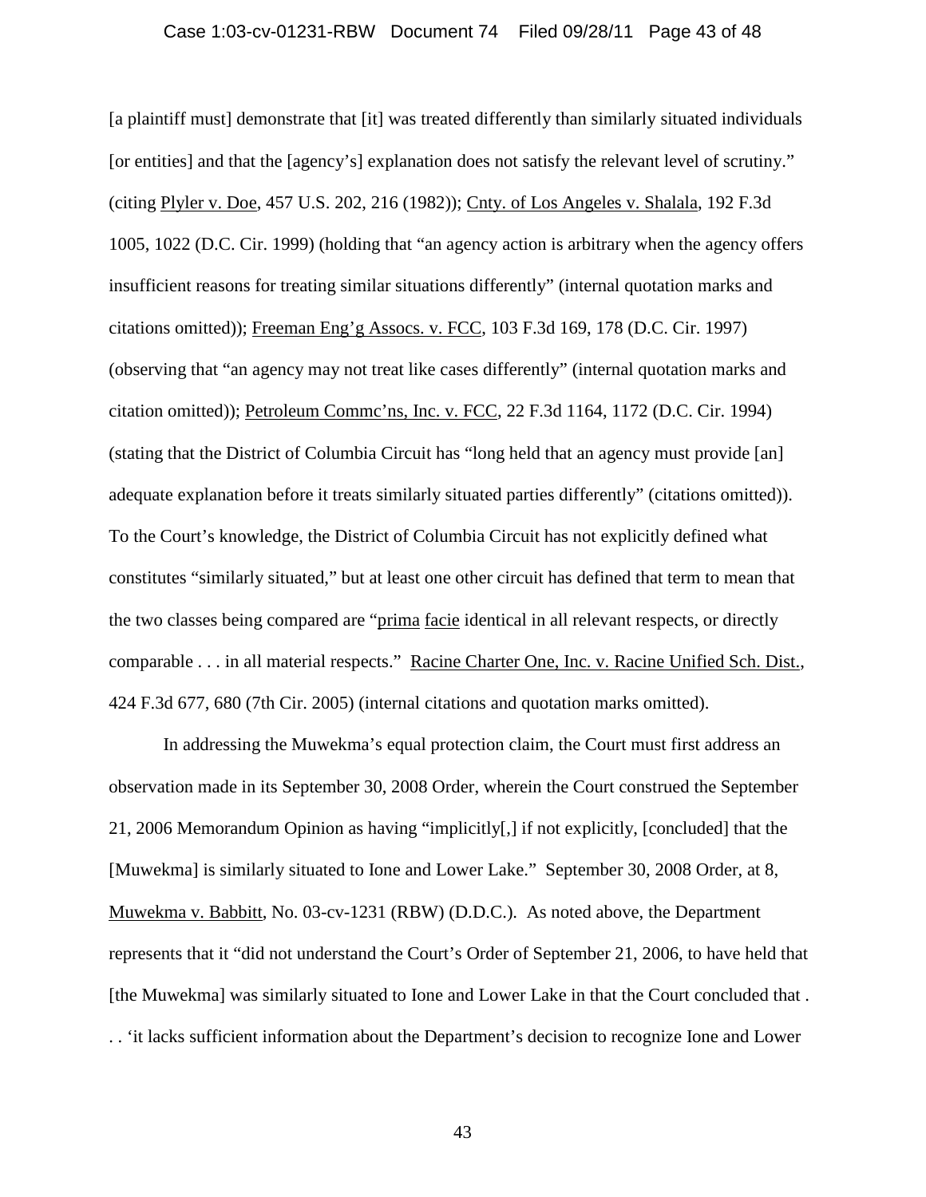[a plaintiff must] demonstrate that [it] was treated differently than similarly situated individuals [or entities] and that the [agency's] explanation does not satisfy the relevant level of scrutiny." (citing Plyler v. Doe, 457 U.S. 202, 216 (1982)); Cnty. of Los Angeles v. Shalala, 192 F.3d 1005, 1022 (D.C. Cir. 1999) (holding that "an agency action is arbitrary when the agency offers insufficient reasons for treating similar situations differently" (internal quotation marks and citations omitted)); Freeman Eng'g Assocs. v. FCC, 103 F.3d 169, 178 (D.C. Cir. 1997) (observing that "an agency may not treat like cases differently" (internal quotation marks and citation omitted)); Petroleum Commc'ns, Inc. v. FCC, 22 F.3d 1164, 1172 (D.C. Cir. 1994) (stating that the District of Columbia Circuit has "long held that an agency must provide [an] adequate explanation before it treats similarly situated parties differently" (citations omitted)). To the Court's knowledge, the District of Columbia Circuit has not explicitly defined what constitutes "similarly situated," but at least one other circuit has defined that term to mean that the two classes being compared are "prima facie identical in all relevant respects, or directly comparable . . . in all material respects." Racine Charter One, Inc. v. Racine Unified Sch. Dist., 424 F.3d 677, 680 (7th Cir. 2005) (internal citations and quotation marks omitted).

In addressing the Muwekma's equal protection claim, the Court must first address an observation made in its September 30, 2008 Order, wherein the Court construed the September 21, 2006 Memorandum Opinion as having "implicitly[,] if not explicitly, [concluded] that the [Muwekma] is similarly situated to Ione and Lower Lake." September 30, 2008 Order, at 8, Muwekma v. Babbitt, No. 03-cv-1231 (RBW) (D.D.C.). As noted above, the Department represents that it "did not understand the Court's Order of September 21, 2006, to have held that [the Muwekma] was similarly situated to Ione and Lower Lake in that the Court concluded that . . . 'it lacks sufficient information about the Department's decision to recognize Ione and Lower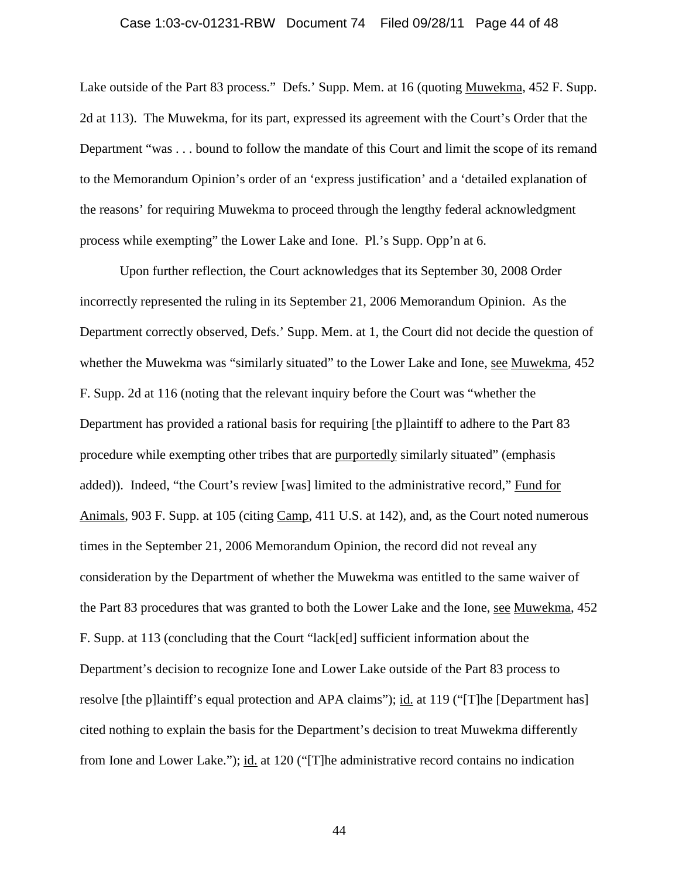Lake outside of the Part 83 process." Defs.' Supp. Mem. at 16 (quoting Muwekma, 452 F. Supp. 2d at 113). The Muwekma, for its part, expressed its agreement with the Court's Order that the Department "was . . . bound to follow the mandate of this Court and limit the scope of its remand to the Memorandum Opinion's order of an 'express justification' and a 'detailed explanation of the reasons' for requiring Muwekma to proceed through the lengthy federal acknowledgment process while exempting" the Lower Lake and Ione. Pl.'s Supp. Opp'n at 6.

Upon further reflection, the Court acknowledges that its September 30, 2008 Order incorrectly represented the ruling in its September 21, 2006 Memorandum Opinion. As the Department correctly observed, Defs.' Supp. Mem. at 1, the Court did not decide the question of whether the Muwekma was "similarly situated" to the Lower Lake and Ione, see Muwekma, 452 F. Supp. 2d at 116 (noting that the relevant inquiry before the Court was "whether the Department has provided a rational basis for requiring [the p]laintiff to adhere to the Part 83 procedure while exempting other tribes that are purportedly similarly situated" (emphasis added)). Indeed, "the Court's review [was] limited to the administrative record," Fund for Animals, 903 F. Supp. at 105 (citing Camp, 411 U.S. at 142), and, as the Court noted numerous times in the September 21, 2006 Memorandum Opinion, the record did not reveal any consideration by the Department of whether the Muwekma was entitled to the same waiver of the Part 83 procedures that was granted to both the Lower Lake and the Ione, see Muwekma, 452 F. Supp. at 113 (concluding that the Court "lack[ed] sufficient information about the Department's decision to recognize Ione and Lower Lake outside of the Part 83 process to resolve [the p]laintiff's equal protection and APA claims"); id. at 119 ("[T]he [Department has] cited nothing to explain the basis for the Department's decision to treat Muwekma differently from Ione and Lower Lake."); id. at 120 ("[T]he administrative record contains no indication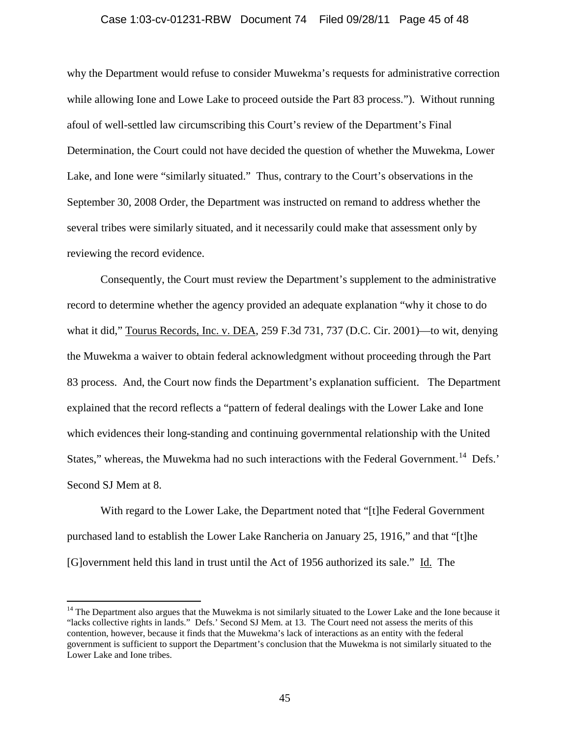why the Department would refuse to consider Muwekma's requests for administrative correction while allowing Ione and Lowe Lake to proceed outside the Part 83 process."). Without running afoul of well-settled law circumscribing this Court's review of the Department's Final Determination, the Court could not have decided the question of whether the Muwekma, Lower Lake, and Ione were "similarly situated." Thus, contrary to the Court's observations in the September 30, 2008 Order, the Department was instructed on remand to address whether the several tribes were similarly situated, and it necessarily could make that assessment only by reviewing the record evidence.

Consequently, the Court must review the Department's supplement to the administrative record to determine whether the agency provided an adequate explanation "why it chose to do what it did," Tourus Records, Inc. v. DEA, 259 F.3d 731, 737 (D.C. Cir. 2001)—to wit, denying the Muwekma a waiver to obtain federal acknowledgment without proceeding through the Part 83 process. And, the Court now finds the Department's explanation sufficient. The Department explained that the record reflects a "pattern of federal dealings with the Lower Lake and Ione which evidences their long-standing and continuing governmental relationship with the United States," whereas, the Muwekma had no such interactions with the Federal Government.[14] Defs.' Second SJ Mem at 8.

With regard to the Lower Lake, the Department noted that "[t]he Federal Government purchased land to establish the Lower Lake Rancheria on January 25, 1916," and that "[t]he [G]overnment held this land in trust until the Act of 1956 authorized its sale." Id. The

---

[14] The Department also argues that the Muwekma is not similarly situated to the Lower Lake and the Ione because it "lacks collective rights in lands." Defs.' Second SJ Mem. at 13. The Court need not assess the merits of this contention, however, because it finds that the Muwekma's lack of interactions as an entity with the federal government is sufficient to support the Department's conclusion that the Muwekma is not similarly situated to the Lower Lake and Ione tribes.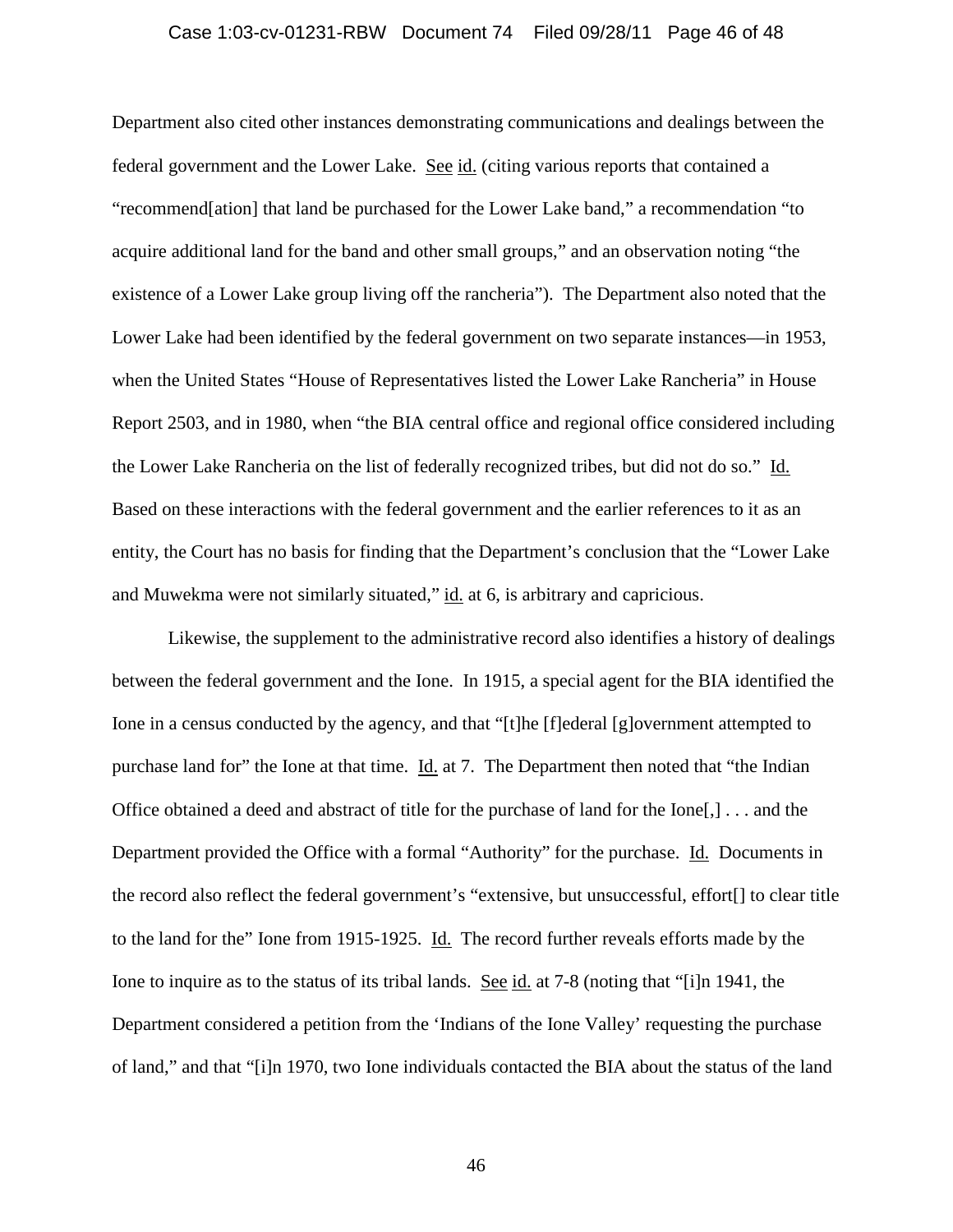Department also cited other instances demonstrating communications and dealings between the federal government and the Lower Lake. See id. (citing various reports that contained a "recommend[ation] that land be purchased for the Lower Lake band," a recommendation "to acquire additional land for the band and other small groups," and an observation noting "the existence of a Lower Lake group living off the rancheria"). The Department also noted that the Lower Lake had been identified by the federal government on two separate instances—in 1953, when the United States "House of Representatives listed the Lower Lake Rancheria" in House Report 2503, and in 1980, when "the BIA central office and regional office considered including the Lower Lake Rancheria on the list of federally recognized tribes, but did not do so." Id. Based on these interactions with the federal government and the earlier references to it as an entity, the Court has no basis for finding that the Department's conclusion that the "Lower Lake and Muwekma were not similarly situated," id. at 6, is arbitrary and capricious.

Likewise, the supplement to the administrative record also identifies a history of dealings between the federal government and the Ione. In 1915, a special agent for the BIA identified the Ione in a census conducted by the agency, and that "[t]he [f]ederal [g]overnment attempted to purchase land for" the Ione at that time. Id. at 7. The Department then noted that "the Indian Office obtained a deed and abstract of title for the purchase of land for the Ione[,] . . . and the Department provided the Office with a formal "Authority" for the purchase. Id. Documents in the record also reflect the federal government's "extensive, but unsuccessful, effort[] to clear title to the land for the" Ione from 1915-1925. Id. The record further reveals efforts made by the Ione to inquire as to the status of its tribal lands. See id. at 7-8 (noting that "[i]n 1941, the Department considered a petition from the 'Indians of the Ione Valley' requesting the purchase of land," and that "[i]n 1970, two Ione individuals contacted the BIA about the status of the land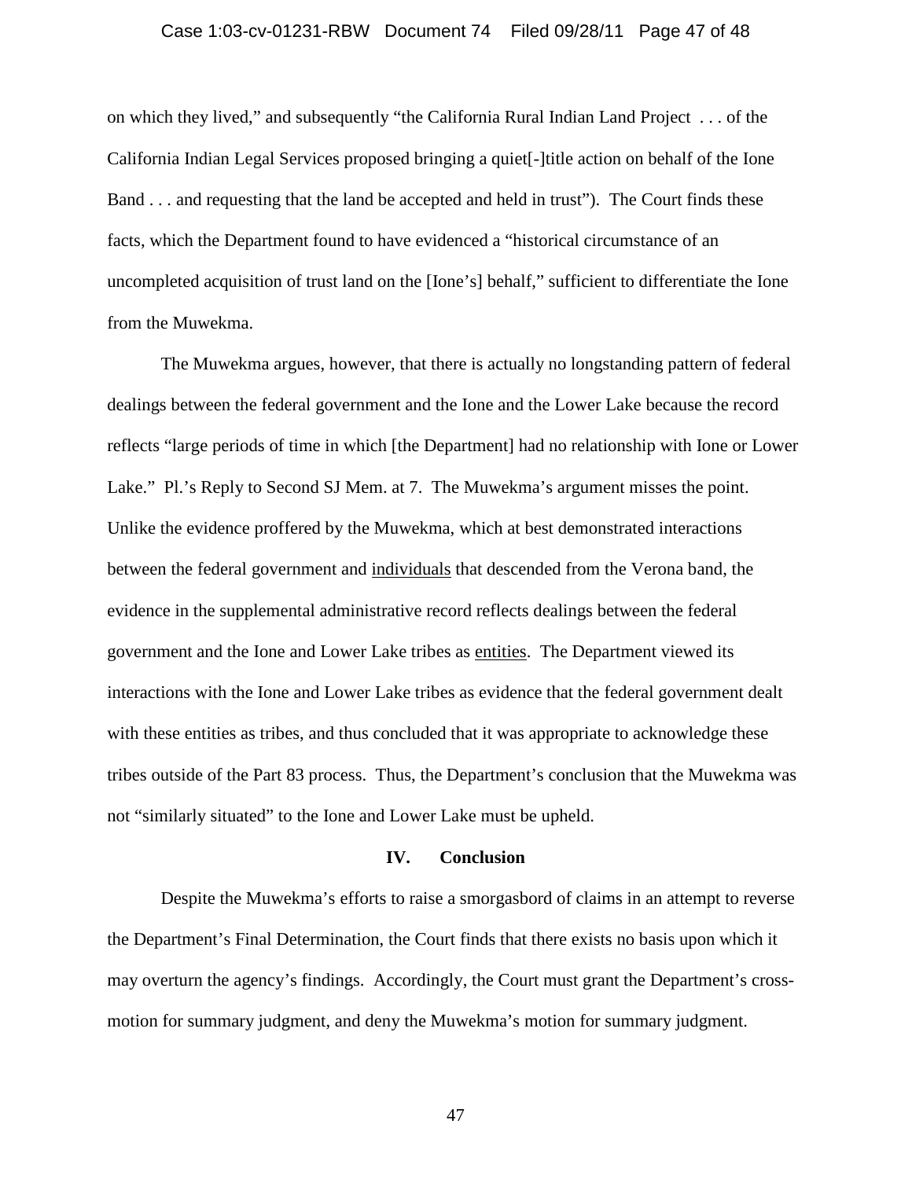on which they lived," and subsequently "the California Rural Indian Land Project . . . of the California Indian Legal Services proposed bringing a quiet[-]title action on behalf of the Ione Band . . . and requesting that the land be accepted and held in trust"). The Court finds these facts, which the Department found to have evidenced a "historical circumstance of an uncompleted acquisition of trust land on the [Ione's] behalf," sufficient to differentiate the Ione from the Muwekma.

The Muwekma argues, however, that there is actually no longstanding pattern of federal dealings between the federal government and the Ione and the Lower Lake because the record reflects "large periods of time in which [the Department] had no relationship with Ione or Lower Lake." Pl.'s Reply to Second SJ Mem. at 7. The Muwekma's argument misses the point. Unlike the evidence proffered by the Muwekma, which at best demonstrated interactions between the federal government and <u>individuals</u> that descended from the Verona band, the evidence in the supplemental administrative record reflects dealings between the federal government and the Ione and Lower Lake tribes as <u>entities</u>. The Department viewed its interactions with the Ione and Lower Lake tribes as evidence that the federal government dealt with these entities as tribes, and thus concluded that it was appropriate to acknowledge these tribes outside of the Part 83 process. Thus, the Department's conclusion that the Muwekma was not "similarly situated" to the Ione and Lower Lake must be upheld.

## IV. Conclusion

Despite the Muwekma's efforts to raise a smorgasbord of claims in an attempt to reverse the Department's Final Determination, the Court finds that there exists no basis upon which it may overturn the agency's findings. Accordingly, the Court must grant the Department's cross-motion for summary judgment, and deny the Muwekma's motion for summary judgment.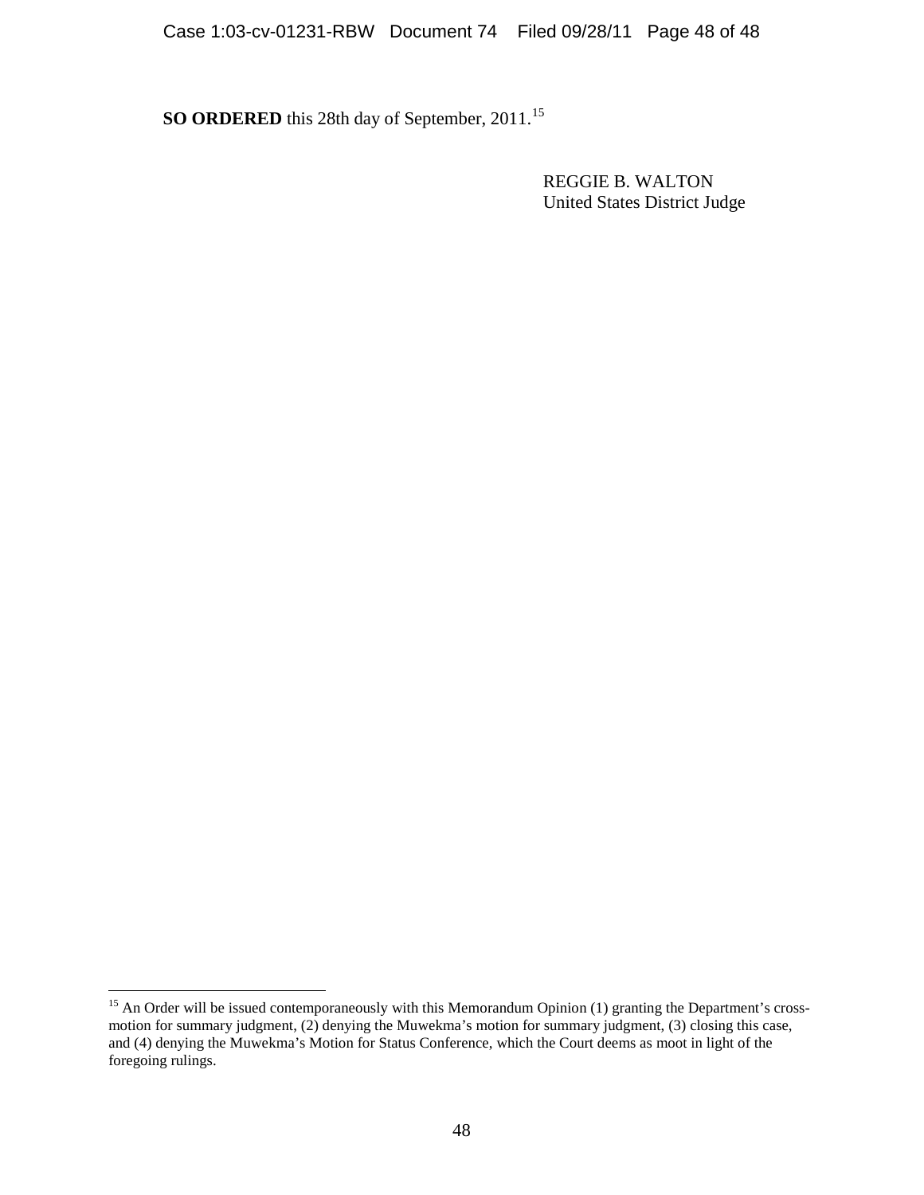**SO ORDERED** this 28th day of September, 2011.[15]

REGGIE B. WALTON
United States District Judge

[15] An Order will be issued contemporaneously with this Memorandum Opinion (1) granting the Department's cross-motion for summary judgment, (2) denying the Muwekma's motion for summary judgment, (3) closing this case, and (4) denying the Muwekma's Motion for Status Conference, which the Court deems as moot in light of the foregoing rulings.